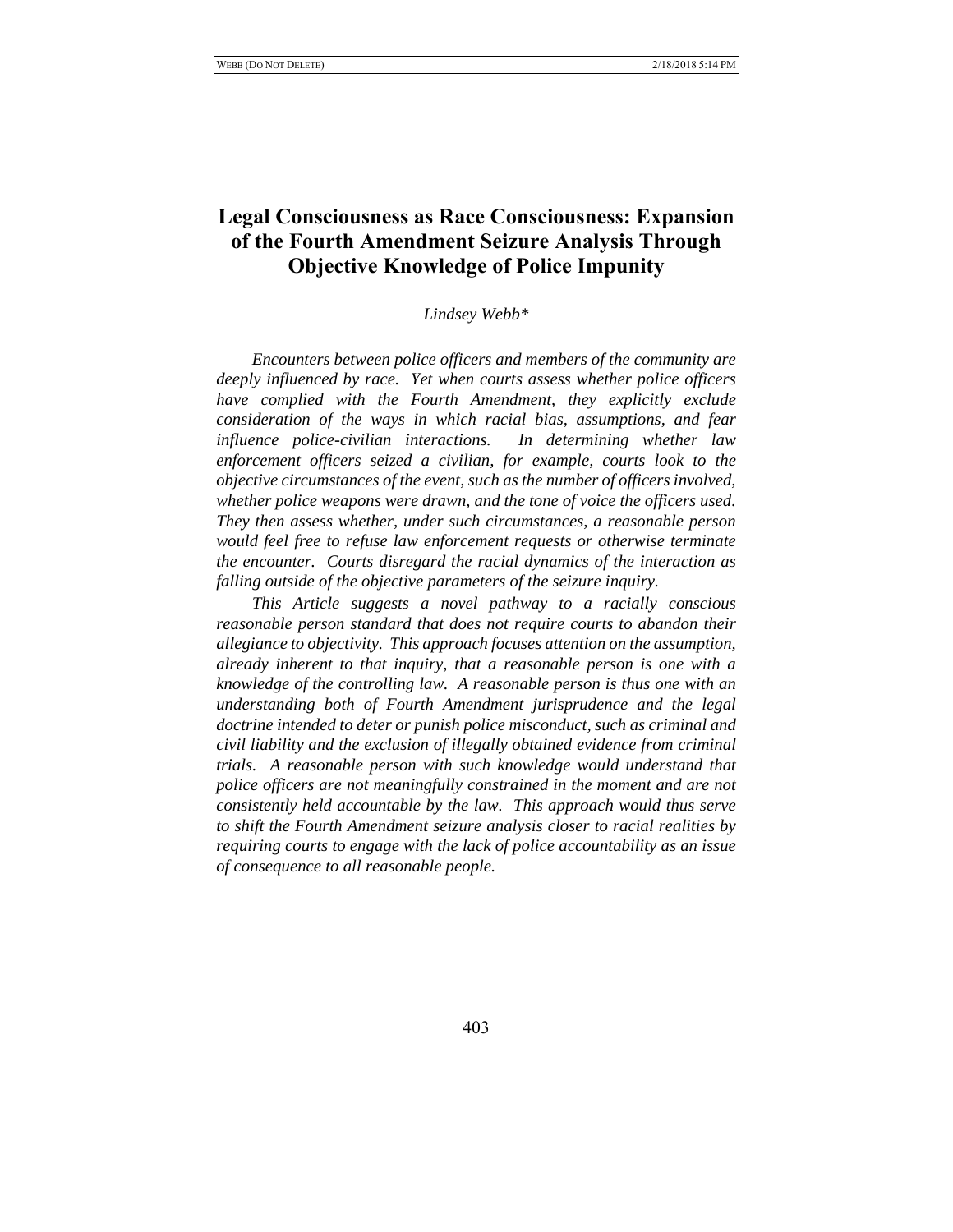# Legal Consciousness as Race Consciousness: Expansion of the Fourth Amendment Seizure Analysis Through Objective Knowledge of Police Impunity

*Lindsey Webb\**

*Encounters between police officers and members of the community are deeply influenced by race. Yet when courts assess whether police officers have complied with the Fourth Amendment, they explicitly exclude consideration of the ways in which racial bias, assumptions, and fear influence police-civilian interactions. In determining whether law enforcement officers seized a civilian, for example, courts look to the objective circumstances of the event, such as the number of officers involved, whether police weapons were drawn, and the tone of voice the officers used. They then assess whether, under such circumstances, a reasonable person would feel free to refuse law enforcement requests or otherwise terminate the encounter. Courts disregard the racial dynamics of the interaction as falling outside of the objective parameters of the seizure inquiry.*

*This Article suggests a novel pathway to a racially conscious reasonable person standard that does not require courts to abandon their allegiance to objectivity. This approach focuses attention on the assumption, already inherent to that inquiry, that a reasonable person is one with a knowledge of the controlling law. A reasonable person is thus one with an understanding both of Fourth Amendment jurisprudence and the legal doctrine intended to deter or punish police misconduct, such as criminal and civil liability and the exclusion of illegally obtained evidence from criminal trials. A reasonable person with such knowledge would understand that police officers are not meaningfully constrained in the moment and are not consistently held accountable by the law. This approach would thus serve to shift the Fourth Amendment seizure analysis closer to racial realities by requiring courts to engage with the lack of police accountability as an issue of consequence to all reasonable people.*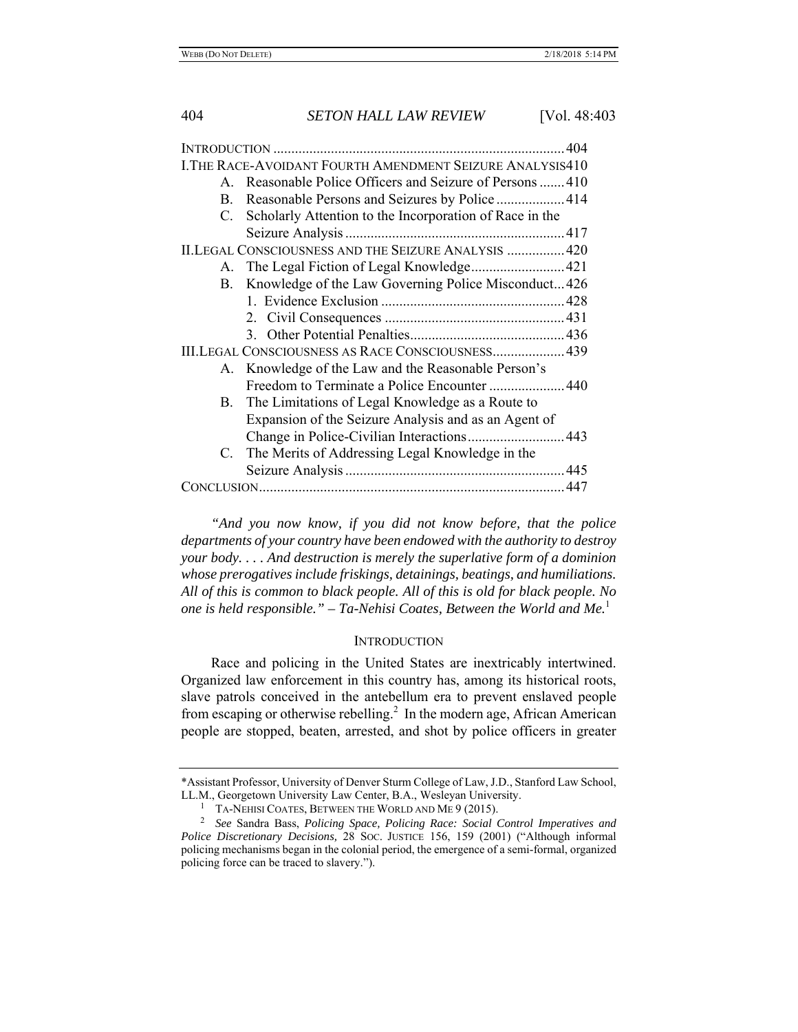| | |
|---|---|
| INTRODUCTION | 404 |
| I. THE RACE-AVOIDANT FOURTH AMENDMENT SEIZURE ANALYSIS | 410 |
| A. Reasonable Police Officers and Seizure of Persons | 410 |
| B. Reasonable Persons and Seizures by Police | 414 |
| C. Scholarly Attention to the Incorporation of Race in the Seizure Analysis | 417 |
| II. LEGAL CONSCIOUSNESS AND THE SEIZURE ANALYSIS | 420 |
| A. The Legal Fiction of Legal Knowledge | 421 |
| B. Knowledge of the Law Governing Police Misconduct | 426 |
| 1. Evidence Exclusion | 428 |
| 2. Civil Consequences | 431 |
| 3. Other Potential Penalties | 436 |
| III. LEGAL CONSCIOUSNESS AS RACE CONSCIOUSNESS | 439 |
| A. Knowledge of the Law and the Reasonable Person's Freedom to Terminate a Police Encounter | 440 |
| B. The Limitations of Legal Knowledge as a Route to Expansion of the Seizure Analysis and as an Agent of Change in Police-Civilian Interactions | 443 |
| C. The Merits of Addressing Legal Knowledge in the Seizure Analysis | 445 |
| CONCLUSION | 447 |

*"And you now know, if you did not know before, that the police departments of your country have been endowed with the authority to destroy your body. . . . And destruction is merely the superlative form of a dominion whose prerogatives include friskings, detainings, beatings, and humiliations. All of this is common to black people. All of this is old for black people. No one is held responsible." – Ta-Nehisi Coates, Between the World and Me.*[1]

## INTRODUCTION

Race and policing in the United States are inextricably intertwined. Organized law enforcement in this country has, among its historical roots, slave patrols conceived in the antebellum era to prevent enslaved people from escaping or otherwise rebelling.[2] In the modern age, African American people are stopped, beaten, arrested, and shot by police officers in greater

---

\*Assistant Professor, University of Denver Sturm College of Law, J.D., Stanford Law School, LL.M., Georgetown University Law Center, B.A., Wesleyan University.

[1] TA-NEHISI COATES, BETWEEN THE WORLD AND ME 9 (2015).

[2] *See* Sandra Bass, *Policing Space, Policing Race: Social Control Imperatives and Police Discretionary Decisions*, 28 SOC. JUSTICE 156, 159 (2001) ("Although informal policing mechanisms began in the colonial period, the emergence of a semi-formal, organized policing force can be traced to slavery.").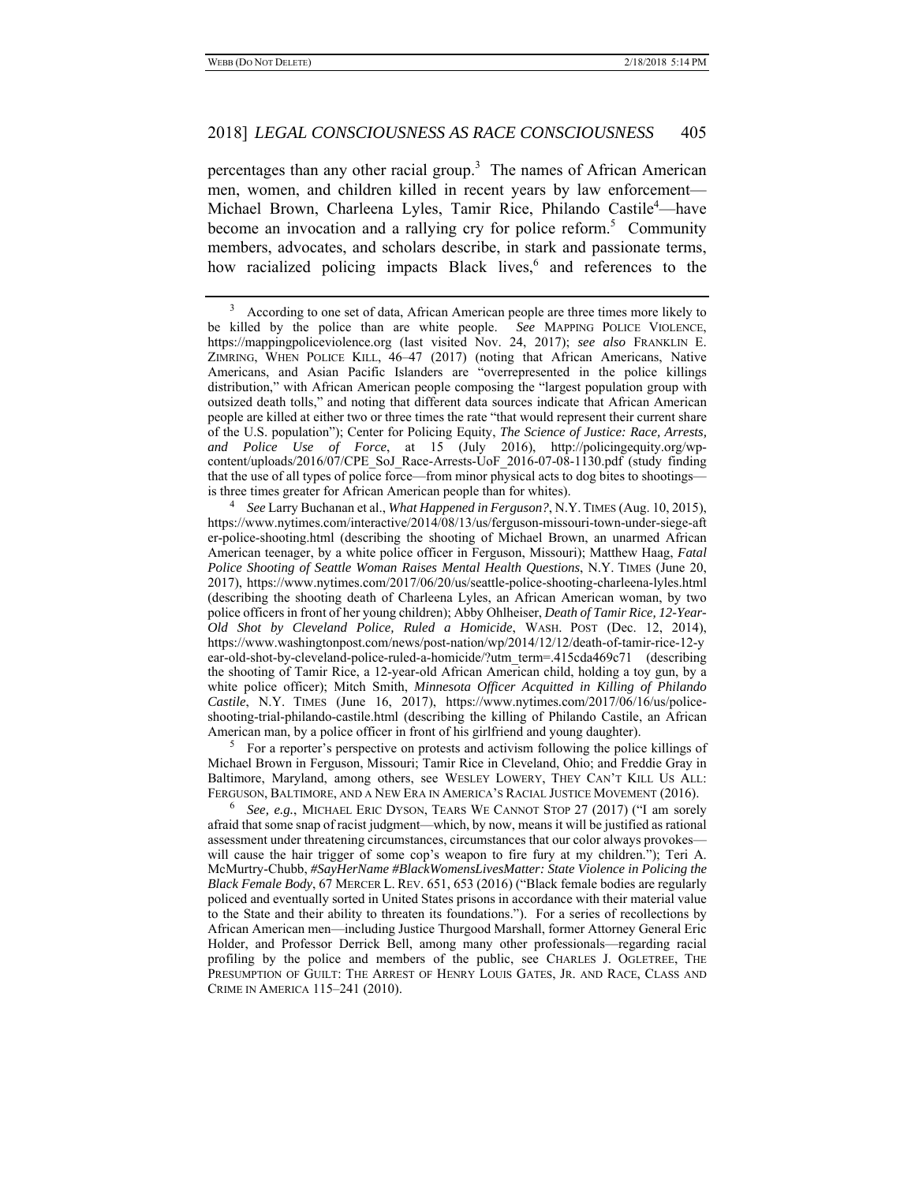percentages than any other racial group.[3] The names of African American men, women, and children killed in recent years by law enforcement—Michael Brown, Charleena Lyles, Tamir Rice, Philando Castile[4]—have become an invocation and a rallying cry for police reform.[5] Community members, advocates, and scholars describe, in stark and passionate terms, how racialized policing impacts Black lives,[6] and references to the

---

[3] According to one set of data, African American people are three times more likely to be killed by the police than are white people. *See* MAPPING POLICE VIOLENCE, https://mappingpoliceviolence.org (last visited Nov. 24, 2017); *see also* FRANKLIN E. ZIMRING, WHEN POLICE KILL, 46–47 (2017) (noting that African Americans, Native Americans, and Asian Pacific Islanders are "overrepresented in the police killings distribution," with African American people composing the "largest population group with outsized death tolls," and noting that different data sources indicate that African American people are killed at either two or three times the rate "that would represent their current share of the U.S. population"); Center for Policing Equity, *The Science of Justice: Race, Arrests, and Police Use of Force*, at 15 (July 2016), http://policingequity.org/wp-content/uploads/2016/07/CPE_SoJ_Race-Arrests-UoF_2016-07-08-1130.pdf (study finding that the use of all types of police force—from minor physical acts to dog bites to shootings—is three times greater for African American people than for whites).

[4] *See* Larry Buchanan et al., *What Happened in Ferguson?*, N.Y. TIMES (Aug. 10, 2015), https://www.nytimes.com/interactive/2014/08/13/us/ferguson-missouri-town-under-siege-after-police-shooting.html (describing the shooting of Michael Brown, an unarmed African American teenager, by a white police officer in Ferguson, Missouri); Matthew Haag, *Fatal Police Shooting of Seattle Woman Raises Mental Health Questions*, N.Y. TIMES (June 20, 2017), https://www.nytimes.com/2017/06/20/us/seattle-police-shooting-charleena-lyles.html (describing the shooting death of Charleena Lyles, an African American woman, by two police officers in front of her young children); Abby Ohlheiser, *Death of Tamir Rice, 12-Year-Old Shot by Cleveland Police, Ruled a Homicide*, WASH. POST (Dec. 12, 2014), https://www.washingtonpost.com/news/post-nation/wp/2014/12/12/death-of-tamir-rice-12-year-old-shot-by-cleveland-police-ruled-a-homicide/?utm_term=.415cda469c71 (describing the shooting of Tamir Rice, a 12-year-old African American child, holding a toy gun, by a white police officer); Mitch Smith, *Minnesota Officer Acquitted in Killing of Philando Castile*, N.Y. TIMES (June 16, 2017), https://www.nytimes.com/2017/06/16/us/police-shooting-trial-philando-castile.html (describing the killing of Philando Castile, an African American man, by a police officer in front of his girlfriend and young daughter).

[5] For a reporter's perspective on protests and activism following the police killings of Michael Brown in Ferguson, Missouri; Tamir Rice in Cleveland, Ohio; and Freddie Gray in Baltimore, Maryland, among others, see WESLEY LOWERY, THEY CAN'T KILL US ALL: FERGUSON, BALTIMORE, AND A NEW ERA IN AMERICA'S RACIAL JUSTICE MOVEMENT (2016).

[6] *See, e.g.*, MICHAEL ERIC DYSON, TEARS WE CANNOT STOP 27 (2017) ("I am sorely afraid that some snap of racist judgment—which, by now, means it will be justified as rational assessment under threatening circumstances, circumstances that our color always provokes—will cause the hair trigger of some cop's weapon to fire fury at my children."); Teri A. McMurtry-Chubb, *#SayHerName #BlackWomensLivesMatter: State Violence in Policing the Black Female Body*, 67 MERCER L. REV. 651, 653 (2016) ("Black female bodies are regularly policed and eventually sorted in United States prisons in accordance with their material value to the State and their ability to threaten its foundations."). For a series of recollections by African American men—including Justice Thurgood Marshall, former Attorney General Eric Holder, and Professor Derrick Bell, among many other professionals—regarding racial profiling by the police and members of the public, see CHARLES J. OGLETREE, THE PRESUMPTION OF GUILT: THE ARREST OF HENRY LOUIS GATES, JR. AND RACE, CLASS AND CRIME IN AMERICA 115–241 (2010).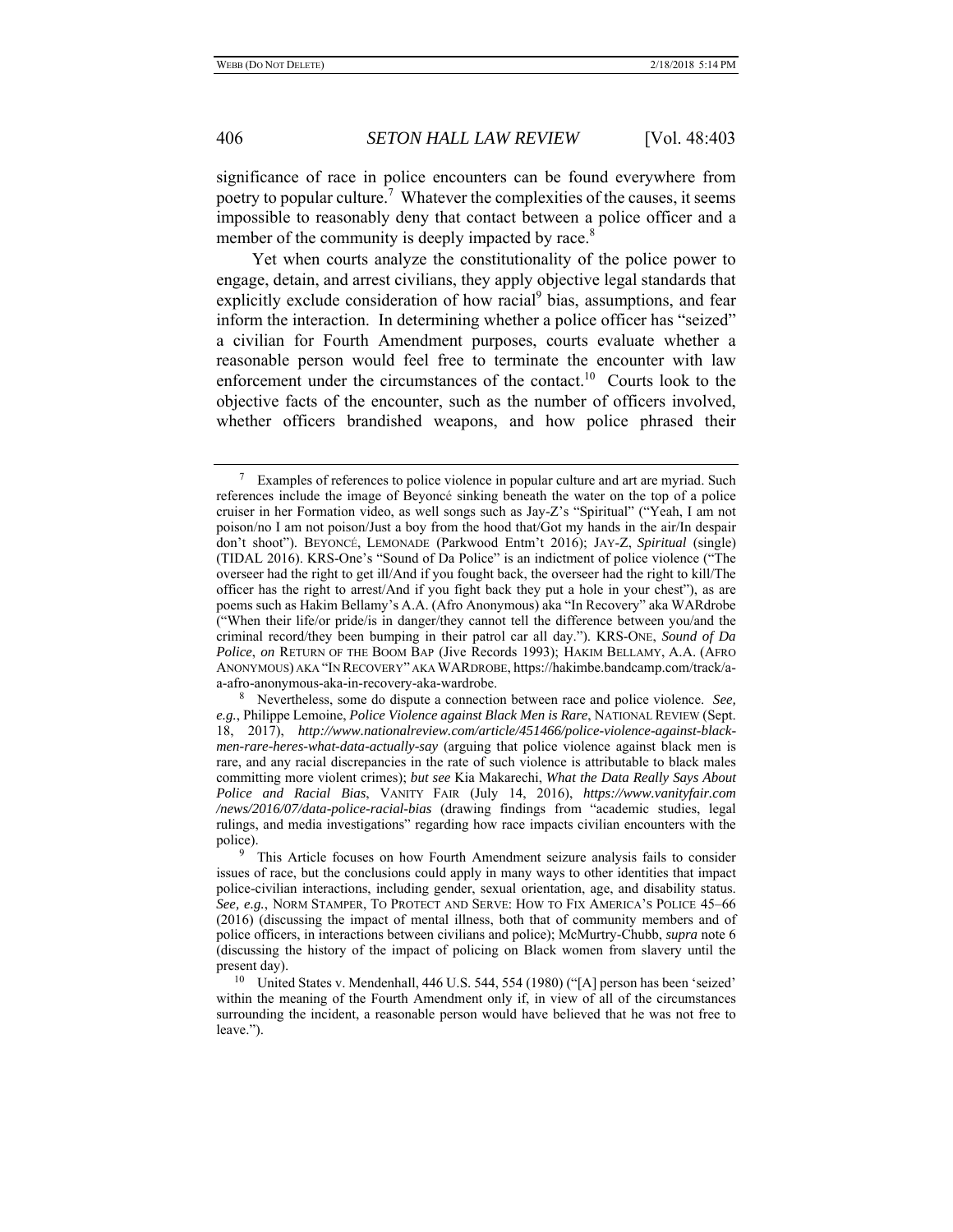significance of race in police encounters can be found everywhere from poetry to popular culture.[7] Whatever the complexities of the causes, it seems impossible to reasonably deny that contact between a police officer and a member of the community is deeply impacted by race.[8]

Yet when courts analyze the constitutionality of the police power to engage, detain, and arrest civilians, they apply objective legal standards that explicitly exclude consideration of how racial[9] bias, assumptions, and fear inform the interaction. In determining whether a police officer has "seized" a civilian for Fourth Amendment purposes, courts evaluate whether a reasonable person would feel free to terminate the encounter with law enforcement under the circumstances of the contact.[10] Courts look to the objective facts of the encounter, such as the number of officers involved, whether officers brandished weapons, and how police phrased their

---

[7] Examples of references to police violence in popular culture and art are myriad. Such references include the image of Beyoncé sinking beneath the water on the top of a police cruiser in her Formation video, as well songs such as Jay-Z's "Spiritual" ("Yeah, I am not poison/no I am not poison/Just a boy from the hood that/Got my hands in the air/In despair don't shoot"). BEYONCÉ, LEMONADE (Parkwood Entm't 2016); JAY-Z, *Spiritual* (single) (TIDAL 2016). KRS-One's "Sound of Da Police" is an indictment of police violence ("The overseer had the right to get ill/And if you fought back, the overseer had the right to kill/The officer has the right to arrest/And if you fight back they put a hole in your chest"), as are poems such as Hakim Bellamy's A.A. (Afro Anonymous) aka "In Recovery" aka WARdrobe ("When their life/or pride/is in danger/they cannot tell the difference between you/and the criminal record/they been bumping in their patrol car all day."). KRS-ONE, *Sound of Da Police*, *on* RETURN OF THE BOOM BAP (Jive Records 1993); HAKIM BELLAMY, A.A. (AFRO ANONYMOUS) AKA "IN RECOVERY" AKA WARDROBE, https://hakimbe.bandcamp.com/track/a-a-afro-anonymous-aka-in-recovery-aka-wardrobe.

[8] Nevertheless, some do dispute a connection between race and police violence. *See, e.g.*, Philippe Lemoine, *Police Violence against Black Men is Rare*, NATIONAL REVIEW (Sept. 18, 2017), *http://www.nationalreview.com/article/451466/police-violence-against-black-men-rare-heres-what-data-actually-say* (arguing that police violence against black men is rare, and any racial discrepancies in the rate of such violence is attributable to black males committing more violent crimes); *but see* Kia Makarechi, *What the Data Really Says About Police and Racial Bias*, VANITY FAIR (July 14, 2016), *https://www.vanityfair.com/news/2016/07/data-police-racial-bias* (drawing findings from "academic studies, legal rulings, and media investigations" regarding how race impacts civilian encounters with the police).

[9] This Article focuses on how Fourth Amendment seizure analysis fails to consider issues of race, but the conclusions could apply in many ways to other identities that impact police-civilian interactions, including gender, sexual orientation, age, and disability status. *See, e.g.*, NORM STAMPER, TO PROTECT AND SERVE: HOW TO FIX AMERICA'S POLICE 45–66 (2016) (discussing the impact of mental illness, both that of community members and of police officers, in interactions between civilians and police); McMurtry-Chubb, *supra* note 6 (discussing the history of the impact of policing on Black women from slavery until the present day).

[10] United States v. Mendenhall, 446 U.S. 544, 554 (1980) ("[A] person has been 'seized' within the meaning of the Fourth Amendment only if, in view of all of the circumstances surrounding the incident, a reasonable person would have believed that he was not free to leave.").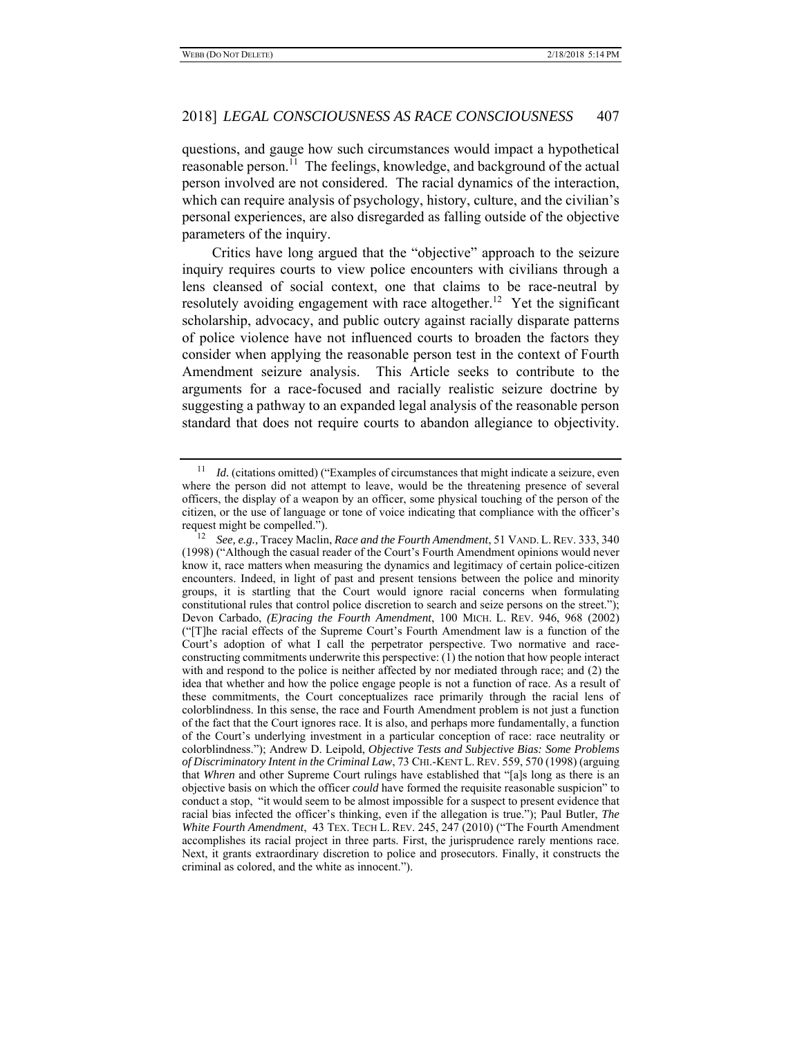questions, and gauge how such circumstances would impact a hypothetical reasonable person.[11] The feelings, knowledge, and background of the actual person involved are not considered. The racial dynamics of the interaction, which can require analysis of psychology, history, culture, and the civilian's personal experiences, are also disregarded as falling outside of the objective parameters of the inquiry.

Critics have long argued that the "objective" approach to the seizure inquiry requires courts to view police encounters with civilians through a lens cleansed of social context, one that claims to be race-neutral by resolutely avoiding engagement with race altogether.[12] Yet the significant scholarship, advocacy, and public outcry against racially disparate patterns of police violence have not influenced courts to broaden the factors they consider when applying the reasonable person test in the context of Fourth Amendment seizure analysis. This Article seeks to contribute to the arguments for a race-focused and racially realistic seizure doctrine by suggesting a pathway to an expanded legal analysis of the reasonable person standard that does not require courts to abandon allegiance to objectivity.

---

[11] *Id.* (citations omitted) ("Examples of circumstances that might indicate a seizure, even where the person did not attempt to leave, would be the threatening presence of several officers, the display of a weapon by an officer, some physical touching of the person of the citizen, or the use of language or tone of voice indicating that compliance with the officer's request might be compelled.").

[12] *See, e.g.,* Tracey Maclin, *Race and the Fourth Amendment*, 51 VAND. L. REV. 333, 340 (1998) ("Although the casual reader of the Court's Fourth Amendment opinions would never know it, race matters when measuring the dynamics and legitimacy of certain police-citizen encounters. Indeed, in light of past and present tensions between the police and minority groups, it is startling that the Court would ignore racial concerns when formulating constitutional rules that control police discretion to search and seize persons on the street."); Devon Carbado, *(E)racing the Fourth Amendment*, 100 MICH. L. REV. 946, 968 (2002) ("[T]he racial effects of the Supreme Court's Fourth Amendment law is a function of the Court's adoption of what I call the perpetrator perspective. Two normative and race-constructing commitments underwrite this perspective: (1) the notion that how people interact with and respond to the police is neither affected by nor mediated through race; and (2) the idea that whether and how the police engage people is not a function of race. As a result of these commitments, the Court conceptualizes race primarily through the racial lens of colorblindness. In this sense, the race and Fourth Amendment problem is not just a function of the fact that the Court ignores race. It is also, and perhaps more fundamentally, a function of the Court's underlying investment in a particular conception of race: race neutrality or colorblindness."); Andrew D. Leipold, *Objective Tests and Subjective Bias: Some Problems of Discriminatory Intent in the Criminal Law*, 73 CHI.-KENT L. REV. 559, 570 (1998) (arguing that *Whren* and other Supreme Court rulings have established that "[a]s long as there is an objective basis on which the officer *could* have formed the requisite reasonable suspicion" to conduct a stop, "it would seem to be almost impossible for a suspect to present evidence that racial bias infected the officer's thinking, even if the allegation is true."); Paul Butler, *The White Fourth Amendment*, 43 TEX. TECH L. REV. 245, 247 (2010) ("The Fourth Amendment accomplishes its racial project in three parts. First, the jurisprudence rarely mentions race. Next, it grants extraordinary discretion to police and prosecutors. Finally, it constructs the criminal as colored, and the white as innocent.").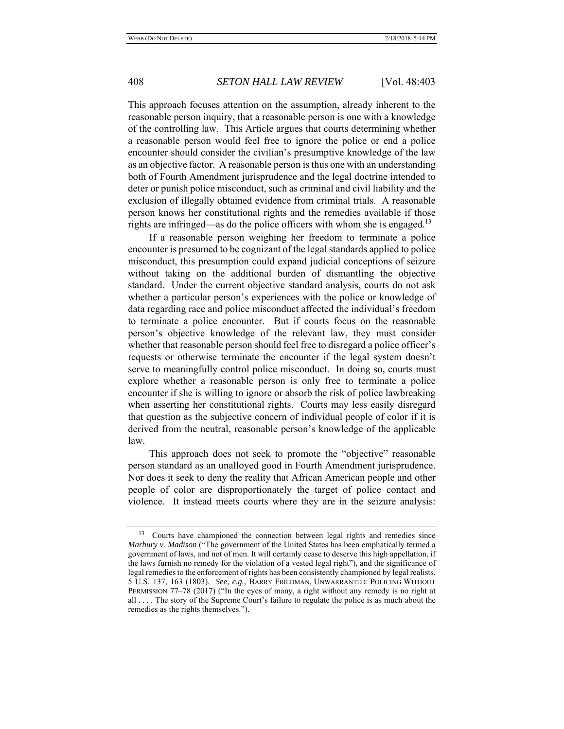This approach focuses attention on the assumption, already inherent to the reasonable person inquiry, that a reasonable person is one with a knowledge of the controlling law. This Article argues that courts determining whether a reasonable person would feel free to ignore the police or end a police encounter should consider the civilian's presumptive knowledge of the law as an objective factor. A reasonable person is thus one with an understanding both of Fourth Amendment jurisprudence and the legal doctrine intended to deter or punish police misconduct, such as criminal and civil liability and the exclusion of illegally obtained evidence from criminal trials. A reasonable person knows her constitutional rights and the remedies available if those rights are infringed—as do the police officers with whom she is engaged.[13]

If a reasonable person weighing her freedom to terminate a police encounter is presumed to be cognizant of the legal standards applied to police misconduct, this presumption could expand judicial conceptions of seizure without taking on the additional burden of dismantling the objective standard. Under the current objective standard analysis, courts do not ask whether a particular person's experiences with the police or knowledge of data regarding race and police misconduct affected the individual's freedom to terminate a police encounter. But if courts focus on the reasonable person's objective knowledge of the relevant law, they must consider whether that reasonable person should feel free to disregard a police officer's requests or otherwise terminate the encounter if the legal system doesn't serve to meaningfully control police misconduct. In doing so, courts must explore whether a reasonable person is only free to terminate a police encounter if she is willing to ignore or absorb the risk of police lawbreaking when asserting her constitutional rights. Courts may less easily disregard that question as the subjective concern of individual people of color if it is derived from the neutral, reasonable person's knowledge of the applicable law.

This approach does not seek to promote the "objective" reasonable person standard as an unalloyed good in Fourth Amendment jurisprudence. Nor does it seek to deny the reality that African American people and other people of color are disproportionately the target of police contact and violence. It instead meets courts where they are in the seizure analysis:

---

[13] Courts have championed the connection between legal rights and remedies since *Marbury v. Madison* ("The government of the United States has been emphatically termed a government of laws, and not of men. It will certainly cease to deserve this high appellation, if the laws furnish no remedy for the violation of a vested legal right"), and the significance of legal remedies to the enforcement of rights has been consistently championed by legal realists. 5 U.S. 137, 163 (1803). *See, e.g.*, BARRY FRIEDMAN, UNWARRANTED: POLICING WITHOUT PERMISSION 77–78 (2017) ("In the eyes of many, a right without any remedy is no right at all . . . . The story of the Supreme Court's failure to regulate the police is as much about the remedies as the rights themselves.").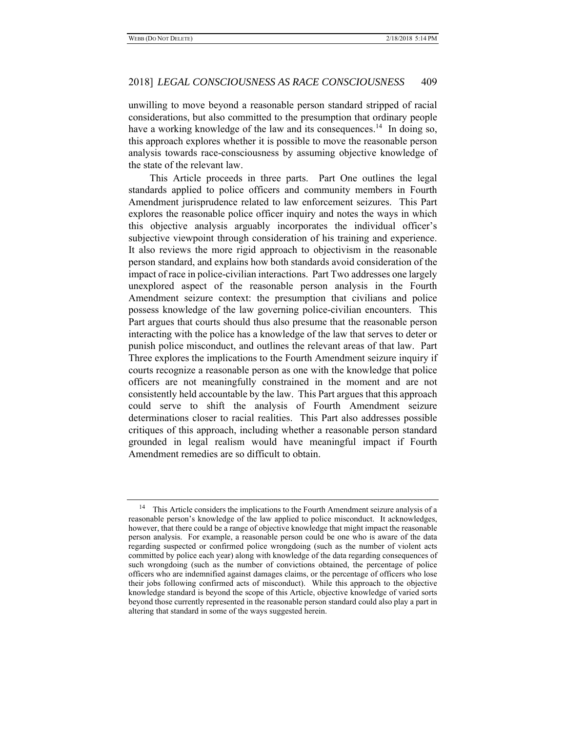unwilling to move beyond a reasonable person standard stripped of racial considerations, but also committed to the presumption that ordinary people have a working knowledge of the law and its consequences.[14] In doing so, this approach explores whether it is possible to move the reasonable person analysis towards race-consciousness by assuming objective knowledge of the state of the relevant law.

This Article proceeds in three parts. Part One outlines the legal standards applied to police officers and community members in Fourth Amendment jurisprudence related to law enforcement seizures. This Part explores the reasonable police officer inquiry and notes the ways in which this objective analysis arguably incorporates the individual officer's subjective viewpoint through consideration of his training and experience. It also reviews the more rigid approach to objectivism in the reasonable person standard, and explains how both standards avoid consideration of the impact of race in police-civilian interactions. Part Two addresses one largely unexplored aspect of the reasonable person analysis in the Fourth Amendment seizure context: the presumption that civilians and police possess knowledge of the law governing police-civilian encounters. This Part argues that courts should thus also presume that the reasonable person interacting with the police has a knowledge of the law that serves to deter or punish police misconduct, and outlines the relevant areas of that law. Part Three explores the implications to the Fourth Amendment seizure inquiry if courts recognize a reasonable person as one with the knowledge that police officers are not meaningfully constrained in the moment and are not consistently held accountable by the law. This Part argues that this approach could serve to shift the analysis of Fourth Amendment seizure determinations closer to racial realities. This Part also addresses possible critiques of this approach, including whether a reasonable person standard grounded in legal realism would have meaningful impact if Fourth Amendment remedies are so difficult to obtain.

---

[14] This Article considers the implications to the Fourth Amendment seizure analysis of a reasonable person's knowledge of the law applied to police misconduct. It acknowledges, however, that there could be a range of objective knowledge that might impact the reasonable person analysis. For example, a reasonable person could be one who is aware of the data regarding suspected or confirmed police wrongdoing (such as the number of violent acts committed by police each year) along with knowledge of the data regarding consequences of such wrongdoing (such as the number of convictions obtained, the percentage of police officers who are indemnified against damages claims, or the percentage of officers who lose their jobs following confirmed acts of misconduct). While this approach to the objective knowledge standard is beyond the scope of this Article, objective knowledge of varied sorts beyond those currently represented in the reasonable person standard could also play a part in altering that standard in some of the ways suggested herein.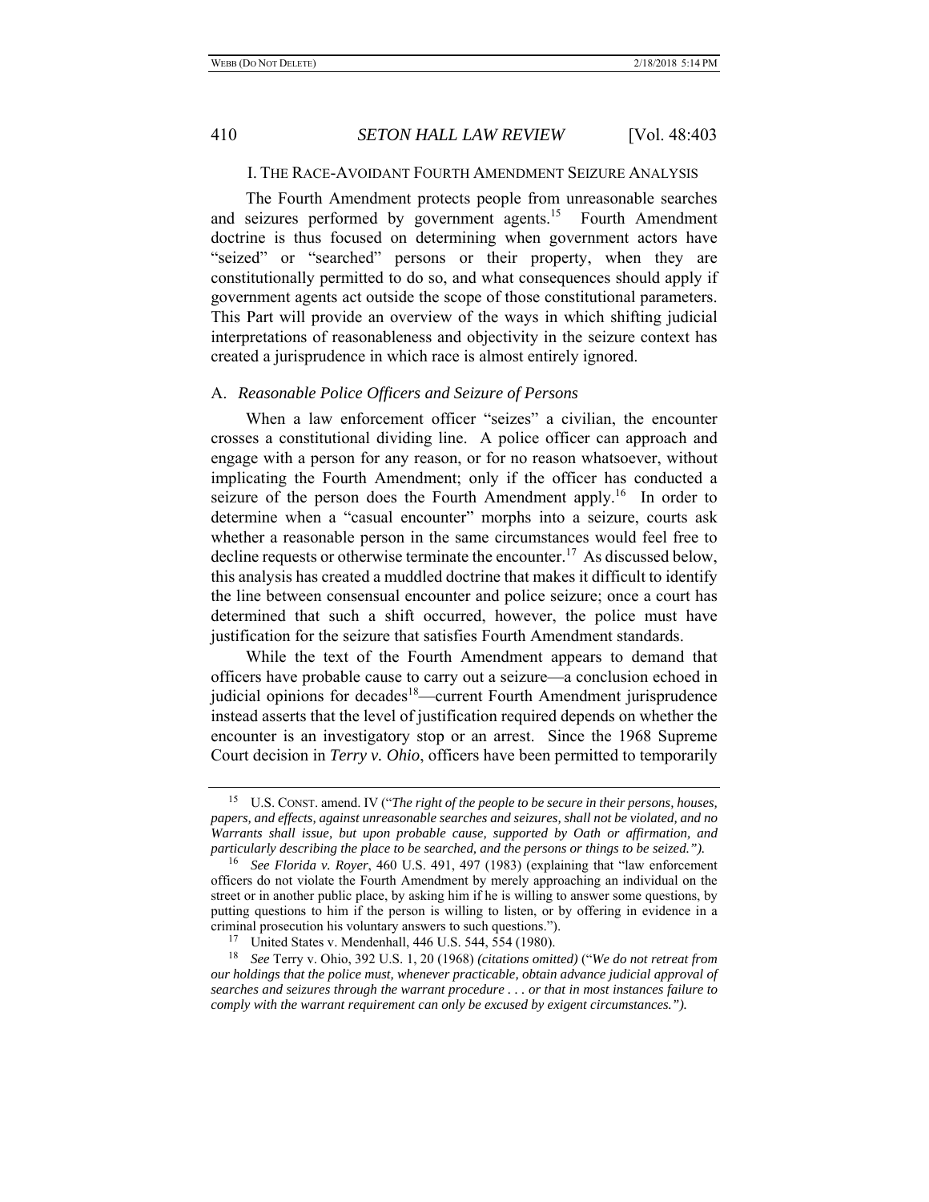## I. THE RACE-AVOIDANT FOURTH AMENDMENT SEIZURE ANALYSIS

The Fourth Amendment protects people from unreasonable searches and seizures performed by government agents.[15] Fourth Amendment doctrine is thus focused on determining when government actors have "seized" or "searched" persons or their property, when they are constitutionally permitted to do so, and what consequences should apply if government agents act outside the scope of those constitutional parameters. This Part will provide an overview of the ways in which shifting judicial interpretations of reasonableness and objectivity in the seizure context has created a jurisprudence in which race is almost entirely ignored.

### A. *Reasonable Police Officers and Seizure of Persons*

When a law enforcement officer "seizes" a civilian, the encounter crosses a constitutional dividing line. A police officer can approach and engage with a person for any reason, or for no reason whatsoever, without implicating the Fourth Amendment; only if the officer has conducted a seizure of the person does the Fourth Amendment apply.[16] In order to determine when a "casual encounter" morphs into a seizure, courts ask whether a reasonable person in the same circumstances would feel free to decline requests or otherwise terminate the encounter.[17] As discussed below, this analysis has created a muddled doctrine that makes it difficult to identify the line between consensual encounter and police seizure; once a court has determined that such a shift occurred, however, the police must have justification for the seizure that satisfies Fourth Amendment standards.

While the text of the Fourth Amendment appears to demand that officers have probable cause to carry out a seizure—a conclusion echoed in judicial opinions for decades[18]—current Fourth Amendment jurisprudence instead asserts that the level of justification required depends on whether the encounter is an investigatory stop or an arrest. Since the 1968 Supreme Court decision in *Terry v. Ohio*, officers have been permitted to temporarily

---

[15] U.S. CONST. amend. IV ("*The right of the people to be secure in their persons, houses, papers, and effects, against unreasonable searches and seizures, shall not be violated, and no Warrants shall issue, but upon probable cause, supported by Oath or affirmation, and particularly describing the place to be searched, and the persons or things to be seized.")*.

[16] *See Florida v. Royer*, 460 U.S. 491, 497 (1983) (explaining that "law enforcement officers do not violate the Fourth Amendment by merely approaching an individual on the street or in another public place, by asking him if he is willing to answer some questions, by putting questions to him if the person is willing to listen, or by offering in evidence in a criminal prosecution his voluntary answers to such questions.").

[17] United States v. Mendenhall, 446 U.S. 544, 554 (1980).

[18] *See* Terry v. Ohio, 392 U.S. 1, 20 (1968) *(citations omitted)* ("*We do not retreat from our holdings that the police must, whenever practicable, obtain advance judicial approval of searches and seizures through the warrant procedure . . . or that in most instances failure to comply with the warrant requirement can only be excused by exigent circumstances.")*.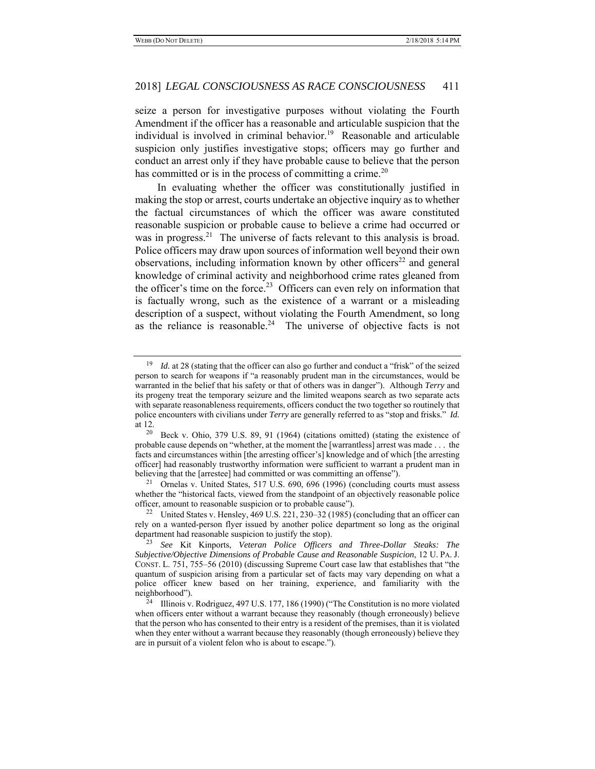seize a person for investigative purposes without violating the Fourth Amendment if the officer has a reasonable and articulable suspicion that the individual is involved in criminal behavior.[19] Reasonable and articulable suspicion only justifies investigative stops; officers may go further and conduct an arrest only if they have probable cause to believe that the person has committed or is in the process of committing a crime.[20]

In evaluating whether the officer was constitutionally justified in making the stop or arrest, courts undertake an objective inquiry as to whether the factual circumstances of which the officer was aware constituted reasonable suspicion or probable cause to believe a crime had occurred or was in progress.[21] The universe of facts relevant to this analysis is broad. Police officers may draw upon sources of information well beyond their own observations, including information known by other officers[22] and general knowledge of criminal activity and neighborhood crime rates gleaned from the officer's time on the force.[23] Officers can even rely on information that is factually wrong, such as the existence of a warrant or a misleading description of a suspect, without violating the Fourth Amendment, so long as the reliance is reasonable.[24] The universe of objective facts is not

---

[19] *Id.* at 28 (stating that the officer can also go further and conduct a "frisk" of the seized person to search for weapons if "a reasonably prudent man in the circumstances, would be warranted in the belief that his safety or that of others was in danger"). Although *Terry* and its progeny treat the temporary seizure and the limited weapons search as two separate acts with separate reasonableness requirements, officers conduct the two together so routinely that police encounters with civilians under *Terry* are generally referred to as "stop and frisks." *Id.* at 12.

[20] Beck v. Ohio, 379 U.S. 89, 91 (1964) (citations omitted) (stating the existence of probable cause depends on "whether, at the moment the [warrantless] arrest was made . . . the facts and circumstances within [the arresting officer's] knowledge and of which [the arresting officer] had reasonably trustworthy information were sufficient to warrant a prudent man in believing that the [arrestee] had committed or was committing an offense").

[21] Ornelas v. United States, 517 U.S. 690, 696 (1996) (concluding courts must assess whether the "historical facts, viewed from the standpoint of an objectively reasonable police officer, amount to reasonable suspicion or to probable cause").

[22] United States v. Hensley, 469 U.S. 221, 230–32 (1985) (concluding that an officer can rely on a wanted-person flyer issued by another police department so long as the original department had reasonable suspicion to justify the stop).

[23] *See* Kit Kinports, *Veteran Police Officers and Three-Dollar Steaks: The Subjective/Objective Dimensions of Probable Cause and Reasonable Suspicion*, 12 U. PA. J. CONST. L. 751, 755–56 (2010) (discussing Supreme Court case law that establishes that "the quantum of suspicion arising from a particular set of facts may vary depending on what a police officer knew based on her training, experience, and familiarity with the neighborhood").

[24] Illinois v. Rodriguez, 497 U.S. 177, 186 (1990) ("The Constitution is no more violated when officers enter without a warrant because they reasonably (though erroneously) believe that the person who has consented to their entry is a resident of the premises, than it is violated when they enter without a warrant because they reasonably (though erroneously) believe they are in pursuit of a violent felon who is about to escape.").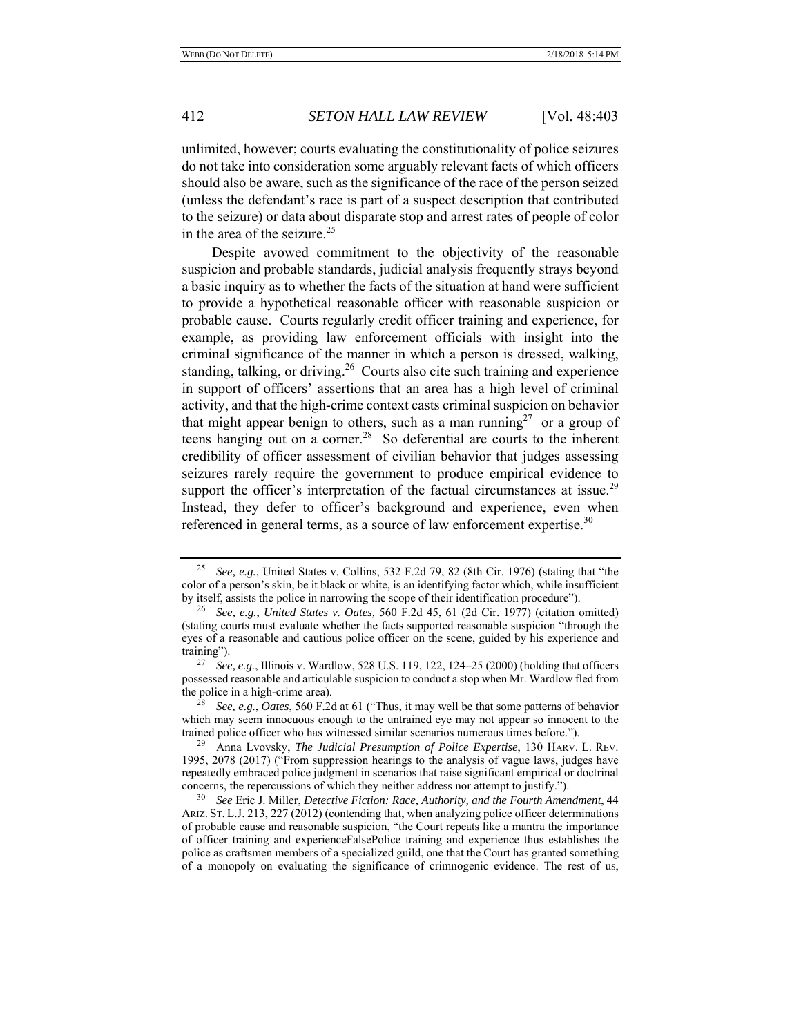unlimited, however; courts evaluating the constitutionality of police seizures do not take into consideration some arguably relevant facts of which officers should also be aware, such as the significance of the race of the person seized (unless the defendant's race is part of a suspect description that contributed to the seizure) or data about disparate stop and arrest rates of people of color in the area of the seizure.[25]

Despite avowed commitment to the objectivity of the reasonable suspicion and probable standards, judicial analysis frequently strays beyond a basic inquiry as to whether the facts of the situation at hand were sufficient to provide a hypothetical reasonable officer with reasonable suspicion or probable cause. Courts regularly credit officer training and experience, for example, as providing law enforcement officials with insight into the criminal significance of the manner in which a person is dressed, walking, standing, talking, or driving.[26] Courts also cite such training and experience in support of officers' assertions that an area has a high level of criminal activity, and that the high-crime context casts criminal suspicion on behavior that might appear benign to others, such as a man running[27] or a group of teens hanging out on a corner.[28] So deferential are courts to the inherent credibility of officer assessment of civilian behavior that judges assessing seizures rarely require the government to produce empirical evidence to support the officer's interpretation of the factual circumstances at issue.[29] Instead, they defer to officer's background and experience, even when referenced in general terms, as a source of law enforcement expertise.[30]

---

[25] *See, e.g.*, United States v. Collins, 532 F.2d 79, 82 (8th Cir. 1976) (stating that "the color of a person's skin, be it black or white, is an identifying factor which, while insufficient by itself, assists the police in narrowing the scope of their identification procedure").

[26] *See, e.g.*, *United States v. Oates,* 560 F.2d 45, 61 (2d Cir. 1977) (citation omitted) (stating courts must evaluate whether the facts supported reasonable suspicion "through the eyes of a reasonable and cautious police officer on the scene, guided by his experience and training").

[27] *See, e.g.*, Illinois v. Wardlow, 528 U.S. 119, 122, 124–25 (2000) (holding that officers possessed reasonable and articulable suspicion to conduct a stop when Mr. Wardlow fled from the police in a high-crime area).

[28] *See, e.g.*, *Oates*, 560 F.2d at 61 ("Thus, it may well be that some patterns of behavior which may seem innocuous enough to the untrained eye may not appear so innocent to the trained police officer who has witnessed similar scenarios numerous times before.").

[29] Anna Lvovsky, *The Judicial Presumption of Police Expertise*, 130 HARV. L. REV. 1995, 2078 (2017) ("From suppression hearings to the analysis of vague laws, judges have repeatedly embraced police judgment in scenarios that raise significant empirical or doctrinal concerns, the repercussions of which they neither address nor attempt to justify.").

[30] *See* Eric J. Miller, *Detective Fiction: Race, Authority, and the Fourth Amendment*, 44 ARIZ. ST. L.J. 213, 227 (2012) (contending that, when analyzing police officer determinations of probable cause and reasonable suspicion, "the Court repeats like a mantra the importance of officer training and experienceFalsePolice training and experience thus establishes the police as craftsmen members of a specialized guild, one that the Court has granted something of a monopoly on evaluating the significance of crimnogenic evidence. The rest of us,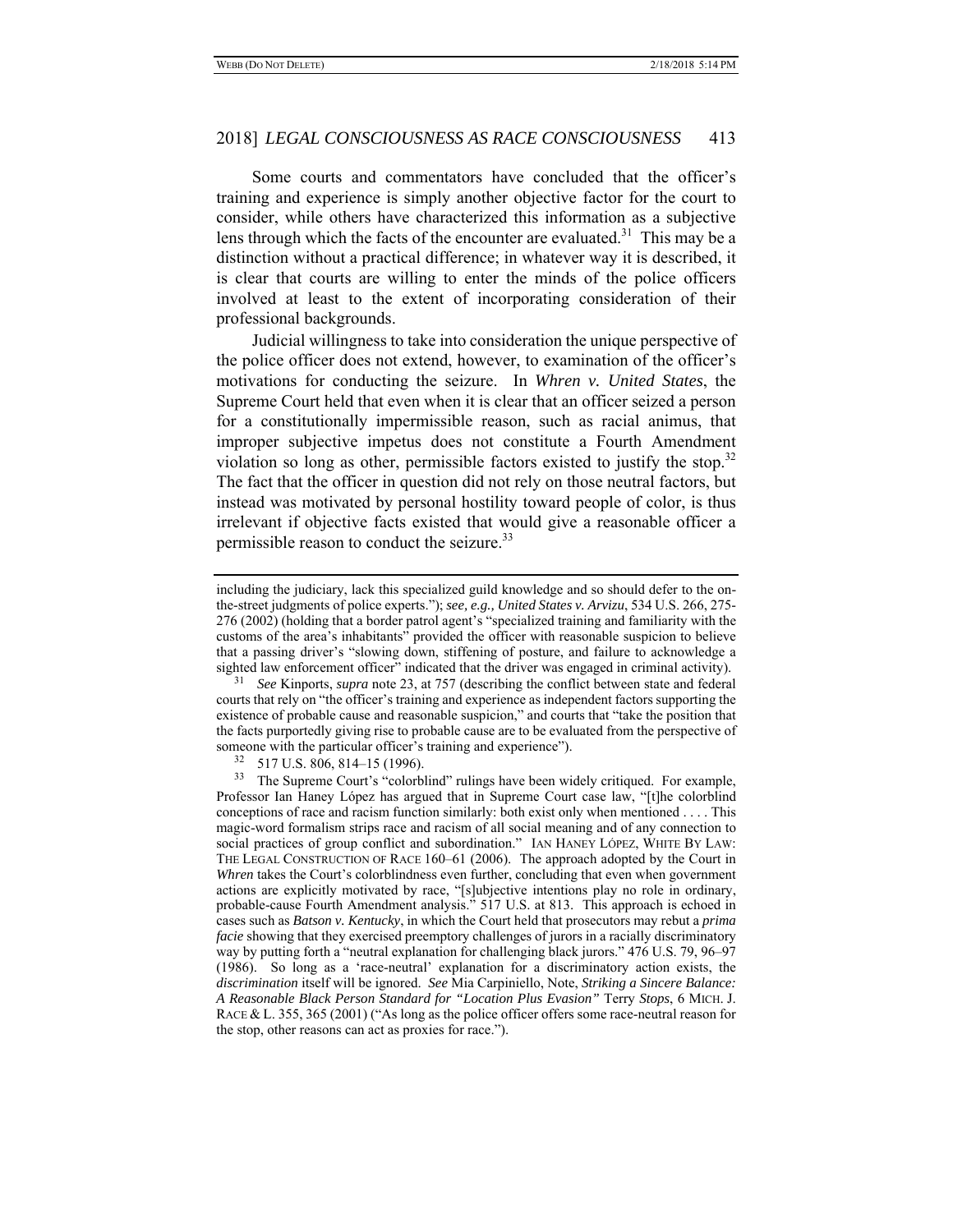Some courts and commentators have concluded that the officer's training and experience is simply another objective factor for the court to consider, while others have characterized this information as a subjective lens through which the facts of the encounter are evaluated.[31] This may be a distinction without a practical difference; in whatever way it is described, it is clear that courts are willing to enter the minds of the police officers involved at least to the extent of incorporating consideration of their professional backgrounds.

Judicial willingness to take into consideration the unique perspective of the police officer does not extend, however, to examination of the officer's motivations for conducting the seizure. In *Whren v. United States*, the Supreme Court held that even when it is clear that an officer seized a person for a constitutionally impermissible reason, such as racial animus, that improper subjective impetus does not constitute a Fourth Amendment violation so long as other, permissible factors existed to justify the stop.[32] The fact that the officer in question did not rely on those neutral factors, but instead was motivated by personal hostility toward people of color, is thus irrelevant if objective facts existed that would give a reasonable officer a permissible reason to conduct the seizure.[33]

---

including the judiciary, lack this specialized guild knowledge and so should defer to the on-the-street judgments of police experts."); *see, e.g., United States v. Arvizu*, 534 U.S. 266, 275-276 (2002) (holding that a border patrol agent's "specialized training and familiarity with the customs of the area's inhabitants" provided the officer with reasonable suspicion to believe that a passing driver's "slowing down, stiffening of posture, and failure to acknowledge a sighted law enforcement officer" indicated that the driver was engaged in criminal activity).

[31] *See* Kinports, *supra* note 23, at 757 (describing the conflict between state and federal courts that rely on "the officer's training and experience as independent factors supporting the existence of probable cause and reasonable suspicion," and courts that "take the position that the facts purportedly giving rise to probable cause are to be evaluated from the perspective of someone with the particular officer's training and experience").

[32] 517 U.S. 806, 814–15 (1996).

[33] The Supreme Court's "colorblind" rulings have been widely critiqued. For example, Professor Ian Haney López has argued that in Supreme Court case law, "[t]he colorblind conceptions of race and racism function similarly: both exist only when mentioned . . . . This magic-word formalism strips race and racism of all social meaning and of any connection to social practices of group conflict and subordination." IAN HANEY LÓPEZ, WHITE BY LAW: THE LEGAL CONSTRUCTION OF RACE 160–61 (2006). The approach adopted by the Court in *Whren* takes the Court's colorblindness even further, concluding that even when government actions are explicitly motivated by race, "[s]ubjective intentions play no role in ordinary, probable-cause Fourth Amendment analysis." 517 U.S. at 813. This approach is echoed in cases such as *Batson v. Kentucky*, in which the Court held that prosecutors may rebut a *prima facie* showing that they exercised preemptory challenges of jurors in a racially discriminatory way by putting forth a "neutral explanation for challenging black jurors." 476 U.S. 79, 96–97 (1986). So long as a 'race-neutral' explanation for a discriminatory action exists, the *discrimination* itself will be ignored. *See* Mia Carpiniello, Note, *Striking a Sincere Balance: A Reasonable Black Person Standard for "Location Plus Evasion"* Terry *Stops*, 6 MICH. J. RACE & L. 355, 365 (2001) ("As long as the police officer offers some race-neutral reason for the stop, other reasons can act as proxies for race.").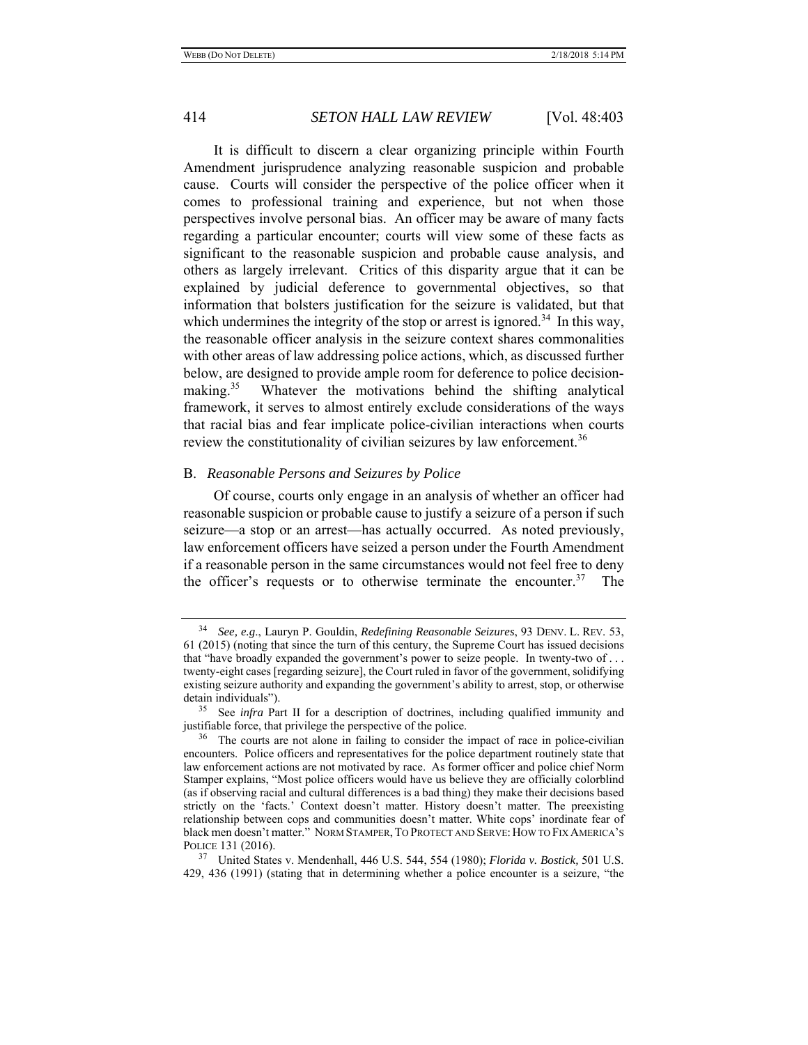It is difficult to discern a clear organizing principle within Fourth Amendment jurisprudence analyzing reasonable suspicion and probable cause. Courts will consider the perspective of the police officer when it comes to professional training and experience, but not when those perspectives involve personal bias. An officer may be aware of many facts regarding a particular encounter; courts will view some of these facts as significant to the reasonable suspicion and probable cause analysis, and others as largely irrelevant. Critics of this disparity argue that it can be explained by judicial deference to governmental objectives, so that information that bolsters justification for the seizure is validated, but that which undermines the integrity of the stop or arrest is ignored.[34] In this way, the reasonable officer analysis in the seizure context shares commonalities with other areas of law addressing police actions, which, as discussed further below, are designed to provide ample room for deference to police decision-making.[35] Whatever the motivations behind the shifting analytical framework, it serves to almost entirely exclude considerations of the ways that racial bias and fear implicate police-civilian interactions when courts review the constitutionality of civilian seizures by law enforcement.[36]

### B. *Reasonable Persons and Seizures by Police*

Of course, courts only engage in an analysis of whether an officer had reasonable suspicion or probable cause to justify a seizure of a person if such seizure—a stop or an arrest—has actually occurred. As noted previously, law enforcement officers have seized a person under the Fourth Amendment if a reasonable person in the same circumstances would not feel free to deny the officer's requests or to otherwise terminate the encounter.[37] The

---

[34] *See, e.g.*, Lauryn P. Gouldin, *Redefining Reasonable Seizures*, 93 DENV. L. REV. 53, 61 (2015) (noting that since the turn of this century, the Supreme Court has issued decisions that "have broadly expanded the government's power to seize people. In twenty-two of . . . twenty-eight cases [regarding seizure], the Court ruled in favor of the government, solidifying existing seizure authority and expanding the government's ability to arrest, stop, or otherwise detain individuals").

[35] See *infra* Part II for a description of doctrines, including qualified immunity and justifiable force, that privilege the perspective of the police.

[36] The courts are not alone in failing to consider the impact of race in police-civilian encounters. Police officers and representatives for the police department routinely state that law enforcement actions are not motivated by race. As former officer and police chief Norm Stamper explains, "Most police officers would have us believe they are officially colorblind (as if observing racial and cultural differences is a bad thing) they make their decisions based strictly on the 'facts.' Context doesn't matter. History doesn't matter. The preexisting relationship between cops and communities doesn't matter. White cops' inordinate fear of black men doesn't matter." NORM STAMPER, TO PROTECT AND SERVE: HOW TO FIX AMERICA'S POLICE 131 (2016).

[37] United States v. Mendenhall, 446 U.S. 544, 554 (1980); *Florida v. Bostick,* 501 U.S. 429, 436 (1991) (stating that in determining whether a police encounter is a seizure, "the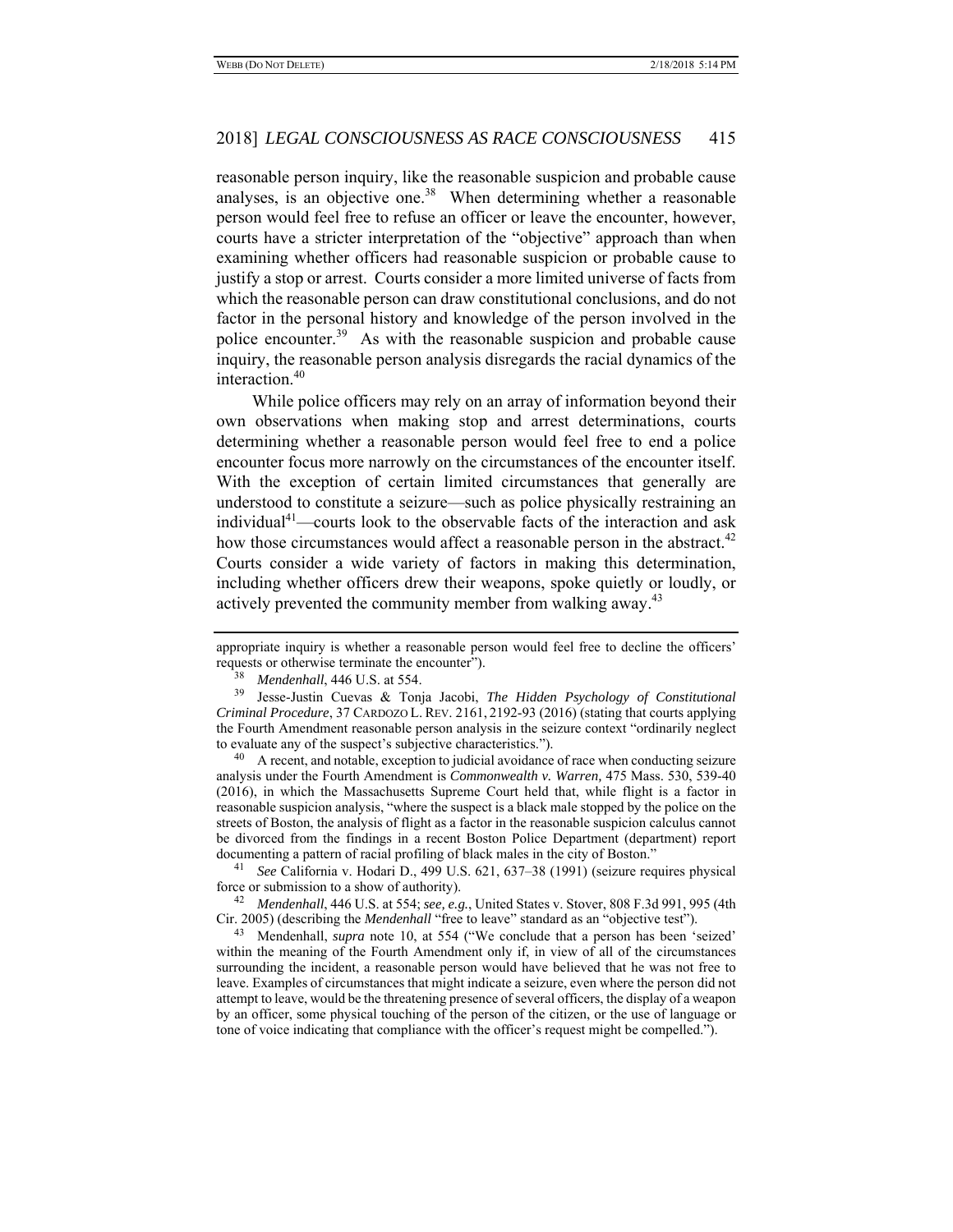reasonable person inquiry, like the reasonable suspicion and probable cause analyses, is an objective one.[38] When determining whether a reasonable person would feel free to refuse an officer or leave the encounter, however, courts have a stricter interpretation of the "objective" approach than when examining whether officers had reasonable suspicion or probable cause to justify a stop or arrest. Courts consider a more limited universe of facts from which the reasonable person can draw constitutional conclusions, and do not factor in the personal history and knowledge of the person involved in the police encounter.[39] As with the reasonable suspicion and probable cause inquiry, the reasonable person analysis disregards the racial dynamics of the interaction.[40]

While police officers may rely on an array of information beyond their own observations when making stop and arrest determinations, courts determining whether a reasonable person would feel free to end a police encounter focus more narrowly on the circumstances of the encounter itself. With the exception of certain limited circumstances that generally are understood to constitute a seizure—such as police physically restraining an individual[41]—courts look to the observable facts of the interaction and ask how those circumstances would affect a reasonable person in the abstract.[42] Courts consider a wide variety of factors in making this determination, including whether officers drew their weapons, spoke quietly or loudly, or actively prevented the community member from walking away.[43]

---

appropriate inquiry is whether a reasonable person would feel free to decline the officers' requests or otherwise terminate the encounter").

[38] *Mendenhall*, 446 U.S. at 554.

[39] Jesse-Justin Cuevas & Tonja Jacobi, *The Hidden Psychology of Constitutional Criminal Procedure*, 37 CARDOZO L. REV. 2161, 2192-93 (2016) (stating that courts applying the Fourth Amendment reasonable person analysis in the seizure context "ordinarily neglect to evaluate any of the suspect's subjective characteristics.").

[40] A recent, and notable, exception to judicial avoidance of race when conducting seizure analysis under the Fourth Amendment is *Commonwealth v. Warren,* 475 Mass. 530, 539-40 (2016), in which the Massachusetts Supreme Court held that, while flight is a factor in reasonable suspicion analysis, "where the suspect is a black male stopped by the police on the streets of Boston, the analysis of flight as a factor in the reasonable suspicion calculus cannot be divorced from the findings in a recent Boston Police Department (department) report documenting a pattern of racial profiling of black males in the city of Boston."

[41] *See* California v. Hodari D., 499 U.S. 621, 637–38 (1991) (seizure requires physical force or submission to a show of authority).

[42] *Mendenhall*, 446 U.S. at 554; *see, e.g.*, United States v. Stover, 808 F.3d 991, 995 (4th Cir. 2005) (describing the *Mendenhall* "free to leave" standard as an "objective test").

[43] Mendenhall, *supra* note 10, at 554 ("We conclude that a person has been 'seized' within the meaning of the Fourth Amendment only if, in view of all of the circumstances surrounding the incident, a reasonable person would have believed that he was not free to leave. Examples of circumstances that might indicate a seizure, even where the person did not attempt to leave, would be the threatening presence of several officers, the display of a weapon by an officer, some physical touching of the person of the citizen, or the use of language or tone of voice indicating that compliance with the officer's request might be compelled.").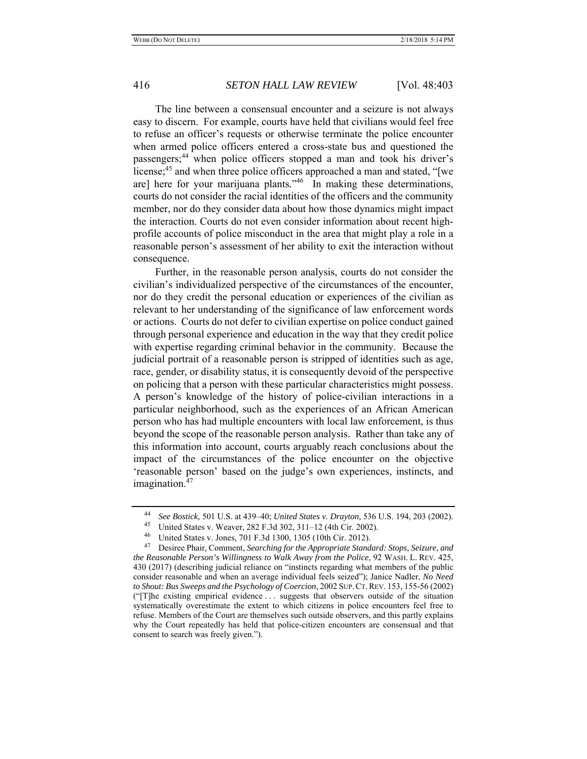The line between a consensual encounter and a seizure is not always easy to discern. For example, courts have held that civilians would feel free to refuse an officer's requests or otherwise terminate the police encounter when armed police officers entered a cross-state bus and questioned the passengers;[44] when police officers stopped a man and took his driver's license;[45] and when three police officers approached a man and stated, "[we are] here for your marijuana plants."[46] In making these determinations, courts do not consider the racial identities of the officers and the community member, nor do they consider data about how those dynamics might impact the interaction. Courts do not even consider information about recent high-profile accounts of police misconduct in the area that might play a role in a reasonable person's assessment of her ability to exit the interaction without consequence.

Further, in the reasonable person analysis, courts do not consider the civilian's individualized perspective of the circumstances of the encounter, nor do they credit the personal education or experiences of the civilian as relevant to her understanding of the significance of law enforcement words or actions. Courts do not defer to civilian expertise on police conduct gained through personal experience and education in the way that they credit police with expertise regarding criminal behavior in the community. Because the judicial portrait of a reasonable person is stripped of identities such as age, race, gender, or disability status, it is consequently devoid of the perspective on policing that a person with these particular characteristics might possess. A person's knowledge of the history of police-civilian interactions in a particular neighborhood, such as the experiences of an African American person who has had multiple encounters with local law enforcement, is thus beyond the scope of the reasonable person analysis. Rather than take any of this information into account, courts arguably reach conclusions about the impact of the circumstances of the police encounter on the objective 'reasonable person' based on the judge's own experiences, instincts, and imagination.[47]

---

[44] *See Bostick*, 501 U.S. at 439–40; *United States v. Drayton,* 536 U.S. 194, 203 (2002).

[45] United States v. Weaver, 282 F.3d 302, 311–12 (4th Cir. 2002).

[46] United States v. Jones, 701 F.3d 1300, 1305 (10th Cir. 2012).

[47] Desiree Phair, Comment, *Searching for the Appropriate Standard: Stops, Seizure, and the Reasonable Person's Willingness to Walk Away from the Police*, 92 WASH. L. REV. 425, 430 (2017) (describing judicial reliance on "instincts regarding what members of the public consider reasonable and when an average individual feels seized"); Janice Nadler, *No Need to Shout: Bus Sweeps and the Psychology of Coercion*, 2002 SUP. CT. REV. 153, 155-56 (2002) ("[T]he existing empirical evidence . . . suggests that observers outside of the situation systematically overestimate the extent to which citizens in police encounters feel free to refuse. Members of the Court are themselves such outside observers, and this partly explains why the Court repeatedly has held that police-citizen encounters are consensual and that consent to search was freely given.").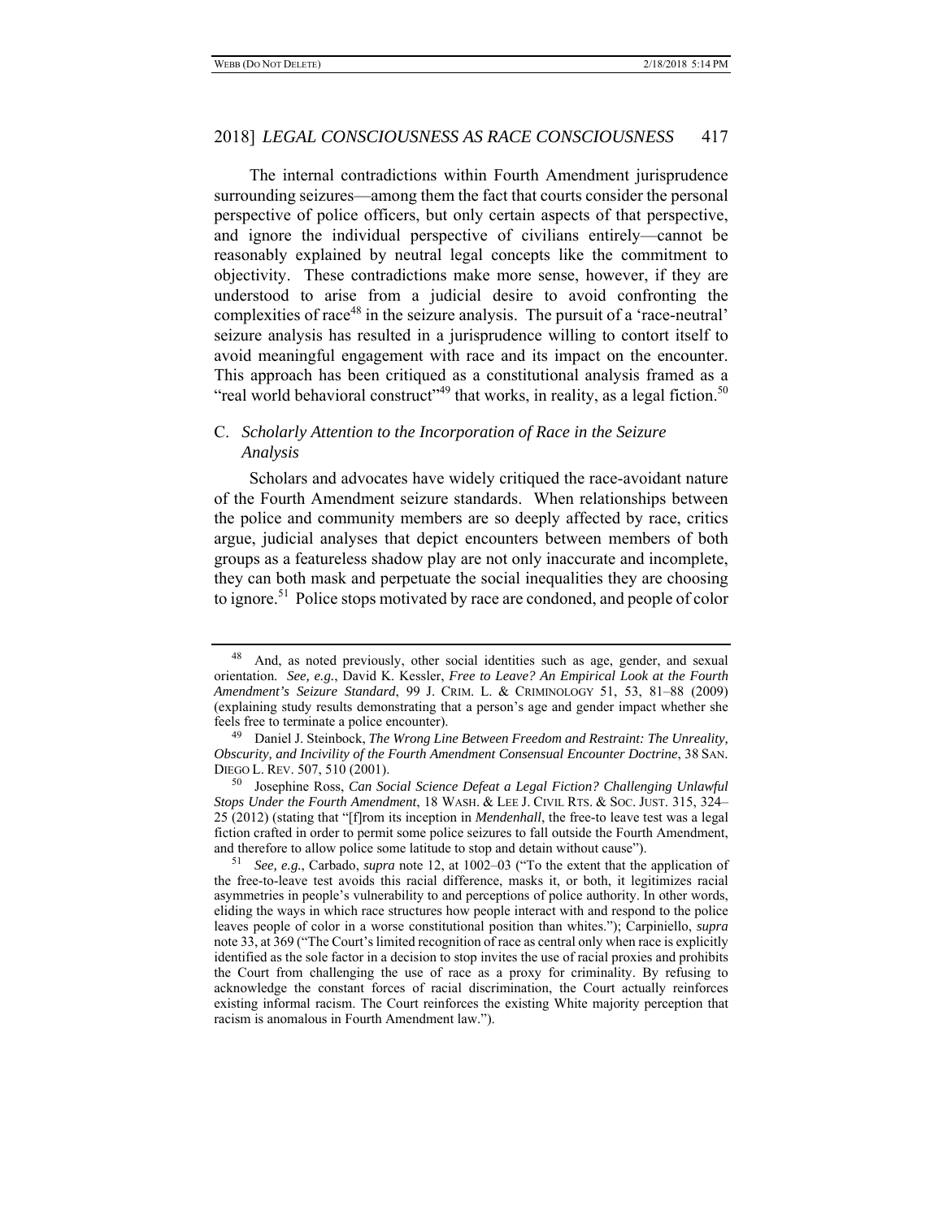The internal contradictions within Fourth Amendment jurisprudence surrounding seizures—among them the fact that courts consider the personal perspective of police officers, but only certain aspects of that perspective, and ignore the individual perspective of civilians entirely—cannot be reasonably explained by neutral legal concepts like the commitment to objectivity. These contradictions make more sense, however, if they are understood to arise from a judicial desire to avoid confronting the complexities of race[48] in the seizure analysis. The pursuit of a 'race-neutral' seizure analysis has resulted in a jurisprudence willing to contort itself to avoid meaningful engagement with race and its impact on the encounter. This approach has been critiqued as a constitutional analysis framed as a "real world behavioral construct"[49] that works, in reality, as a legal fiction.[50]

### C. *Scholarly Attention to the Incorporation of Race in the Seizure Analysis*

Scholars and advocates have widely critiqued the race-avoidant nature of the Fourth Amendment seizure standards. When relationships between the police and community members are so deeply affected by race, critics argue, judicial analyses that depict encounters between members of both groups as a featureless shadow play are not only inaccurate and incomplete, they can both mask and perpetuate the social inequalities they are choosing to ignore.[51] Police stops motivated by race are condoned, and people of color

---

[48] And, as noted previously, other social identities such as age, gender, and sexual orientation. *See, e.g.*, David K. Kessler, *Free to Leave? An Empirical Look at the Fourth Amendment's Seizure Standard*, 99 J. CRIM. L. & CRIMINOLOGY 51, 53, 81–88 (2009) (explaining study results demonstrating that a person's age and gender impact whether she feels free to terminate a police encounter).

[49] Daniel J. Steinbock, *The Wrong Line Between Freedom and Restraint: The Unreality, Obscurity, and Incivility of the Fourth Amendment Consensual Encounter Doctrine*, 38 SAN. DIEGO L. REV. 507, 510 (2001).

[50] Josephine Ross, *Can Social Science Defeat a Legal Fiction? Challenging Unlawful Stops Under the Fourth Amendment*, 18 WASH. & LEE J. CIVIL RTS. & SOC. JUST. 315, 324–25 (2012) (stating that "[f]rom its inception in *Mendenhall*, the free-to leave test was a legal fiction crafted in order to permit some police seizures to fall outside the Fourth Amendment, and therefore to allow police some latitude to stop and detain without cause").

[51] *See, e.g.*, Carbado, *supra* note 12, at 1002–03 ("To the extent that the application of the free-to-leave test avoids this racial difference, masks it, or both, it legitimizes racial asymmetries in people's vulnerability to and perceptions of police authority. In other words, eliding the ways in which race structures how people interact with and respond to the police leaves people of color in a worse constitutional position than whites."); Carpiniello, *supra* note 33, at 369 ("The Court's limited recognition of race as central only when race is explicitly identified as the sole factor in a decision to stop invites the use of racial proxies and prohibits the Court from challenging the use of race as a proxy for criminality. By refusing to acknowledge the constant forces of racial discrimination, the Court actually reinforces existing informal racism. The Court reinforces the existing White majority perception that racism is anomalous in Fourth Amendment law.").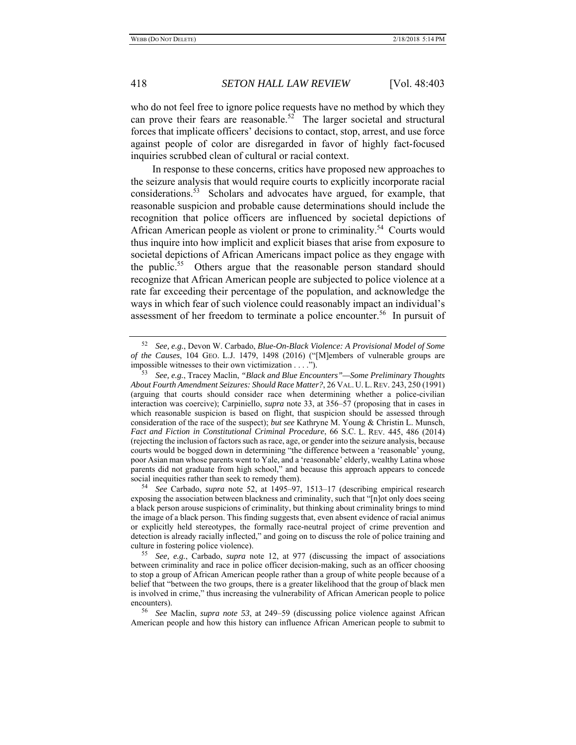who do not feel free to ignore police requests have no method by which they can prove their fears are reasonable.[52] The larger societal and structural forces that implicate officers' decisions to contact, stop, arrest, and use force against people of color are disregarded in favor of highly fact-focused inquiries scrubbed clean of cultural or racial context.

In response to these concerns, critics have proposed new approaches to the seizure analysis that would require courts to explicitly incorporate racial considerations.[53] Scholars and advocates have argued, for example, that reasonable suspicion and probable cause determinations should include the recognition that police officers are influenced by societal depictions of African American people as violent or prone to criminality.[54] Courts would thus inquire into how implicit and explicit biases that arise from exposure to societal depictions of African Americans impact police as they engage with the public.[55] Others argue that the reasonable person standard should recognize that African American people are subjected to police violence at a rate far exceeding their percentage of the population, and acknowledge the ways in which fear of such violence could reasonably impact an individual's assessment of her freedom to terminate a police encounter.[56] In pursuit of

---

[52] *See, e.g.*, Devon W. Carbado, *Blue-On-Black Violence: A Provisional Model of Some of the Causes*, 104 GEO. L.J. 1479, 1498 (2016) ("[M]embers of vulnerable groups are impossible witnesses to their own victimization . . . .").

[53] *See, e.g.*, Tracey Maclin, *"Black and Blue Encounters"—Some Preliminary Thoughts About Fourth Amendment Seizures: Should Race Matter?*, 26 VAL. U. L. REV. 243, 250 (1991) (arguing that courts should consider race when determining whether a police-civilian interaction was coercive); Carpiniello, *supra* note 33, at 356–57 (proposing that in cases in which reasonable suspicion is based on flight, that suspicion should be assessed through consideration of the race of the suspect); *but see* Kathryne M. Young & Christin L. Munsch, *Fact and Fiction in Constitutional Criminal Procedure*, 66 S.C. L. REV. 445, 486 (2014) (rejecting the inclusion of factors such as race, age, or gender into the seizure analysis, because courts would be bogged down in determining "the difference between a 'reasonable' young, poor Asian man whose parents went to Yale, and a 'reasonable' elderly, wealthy Latina whose parents did not graduate from high school," and because this approach appears to concede social inequities rather than seek to remedy them).

[54] *See* Carbado, *supra* note 52, at 1495–97, 1513–17 (describing empirical research exposing the association between blackness and criminality, such that "[n]ot only does seeing a black person arouse suspicions of criminality, but thinking about criminality brings to mind the image of a black person. This finding suggests that, even absent evidence of racial animus or explicitly held stereotypes, the formally race-neutral project of crime prevention and detection is already racially inflected," and going on to discuss the role of police training and culture in fostering police violence).

[55] *See, e.g.*, Carbado, *supra* note 12, at 977 (discussing the impact of associations between criminality and race in police officer decision-making, such as an officer choosing to stop a group of African American people rather than a group of white people because of a belief that "between the two groups, there is a greater likelihood that the group of black men is involved in crime," thus increasing the vulnerability of African American people to police encounters).

[56] *See* Maclin, *supra note 53*, at 249–59 (discussing police violence against African American people and how this history can influence African American people to submit to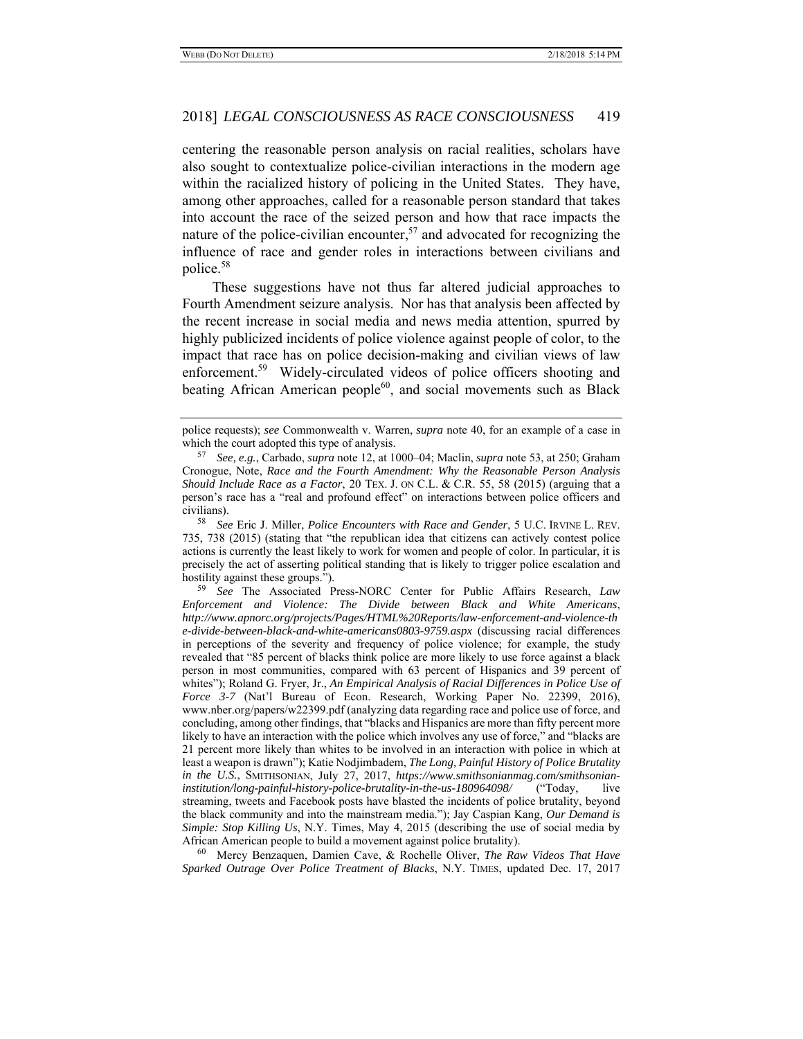centering the reasonable person analysis on racial realities, scholars have also sought to contextualize police-civilian interactions in the modern age within the racialized history of policing in the United States. They have, among other approaches, called for a reasonable person standard that takes into account the race of the seized person and how that race impacts the nature of the police-civilian encounter,[57] and advocated for recognizing the influence of race and gender roles in interactions between civilians and police.[58]

These suggestions have not thus far altered judicial approaches to Fourth Amendment seizure analysis. Nor has that analysis been affected by the recent increase in social media and news media attention, spurred by highly publicized incidents of police violence against people of color, to the impact that race has on police decision-making and civilian views of law enforcement.[59] Widely-circulated videos of police officers shooting and beating African American people[60], and social movements such as Black

---

police requests); *see* Commonwealth v. Warren, *supra* note 40, for an example of a case in which the court adopted this type of analysis.

[57] *See, e.g.*, Carbado, *supra* note 12, at 1000–04; Maclin, *supra* note 53, at 250; Graham Cronogue, Note, *Race and the Fourth Amendment: Why the Reasonable Person Analysis Should Include Race as a Factor*, 20 TEX. J. ON C.L. & C.R. 55, 58 (2015) (arguing that a person's race has a "real and profound effect" on interactions between police officers and civilians).

[58] *See* Eric J. Miller, *Police Encounters with Race and Gender*, 5 U.C. IRVINE L. REV. 735, 738 (2015) (stating that "the republican idea that citizens can actively contest police actions is currently the least likely to work for women and people of color. In particular, it is precisely the act of asserting political standing that is likely to trigger police escalation and hostility against these groups.").

[59] *See* The Associated Press-NORC Center for Public Affairs Research, *Law Enforcement and Violence: The Divide between Black and White Americans*, *http://www.apnorc.org/projects/Pages/HTML%20Reports/law-enforcement-and-violence-the-divide-between-black-and-white-americans0803-9759.aspx* (discussing racial differences in perceptions of the severity and frequency of police violence; for example, the study revealed that "85 percent of blacks think police are more likely to use force against a black person in most communities, compared with 63 percent of Hispanics and 39 percent of whites"); Roland G. Fryer, Jr., *An Empirical Analysis of Racial Differences in Police Use of Force 3-7* (Nat'l Bureau of Econ. Research, Working Paper No. 22399, 2016), www.nber.org/papers/w22399.pdf (analyzing data regarding race and police use of force, and concluding, among other findings, that "blacks and Hispanics are more than fifty percent more likely to have an interaction with the police which involves any use of force," and "blacks are 21 percent more likely than whites to be involved in an interaction with police in which at least a weapon is drawn"); Katie Nodjimbadem, *The Long, Painful History of Police Brutality in the U.S.*, SMITHSONIAN, July 27, 2017, *https://www.smithsonianmag.com/smithsonian-institution/long-painful-history-police-brutality-in-the-us-180964098/* ("Today, live streaming, tweets and Facebook posts have blasted the incidents of police brutality, beyond the black community and into the mainstream media."); Jay Caspian Kang, *Our Demand is Simple: Stop Killing Us*, N.Y. Times, May 4, 2015 (describing the use of social media by African American people to build a movement against police brutality).

[60] Mercy Benzaquen, Damien Cave, & Rochelle Oliver, *The Raw Videos That Have Sparked Outrage Over Police Treatment of Blacks*, N.Y. TIMES, updated Dec. 17, 2017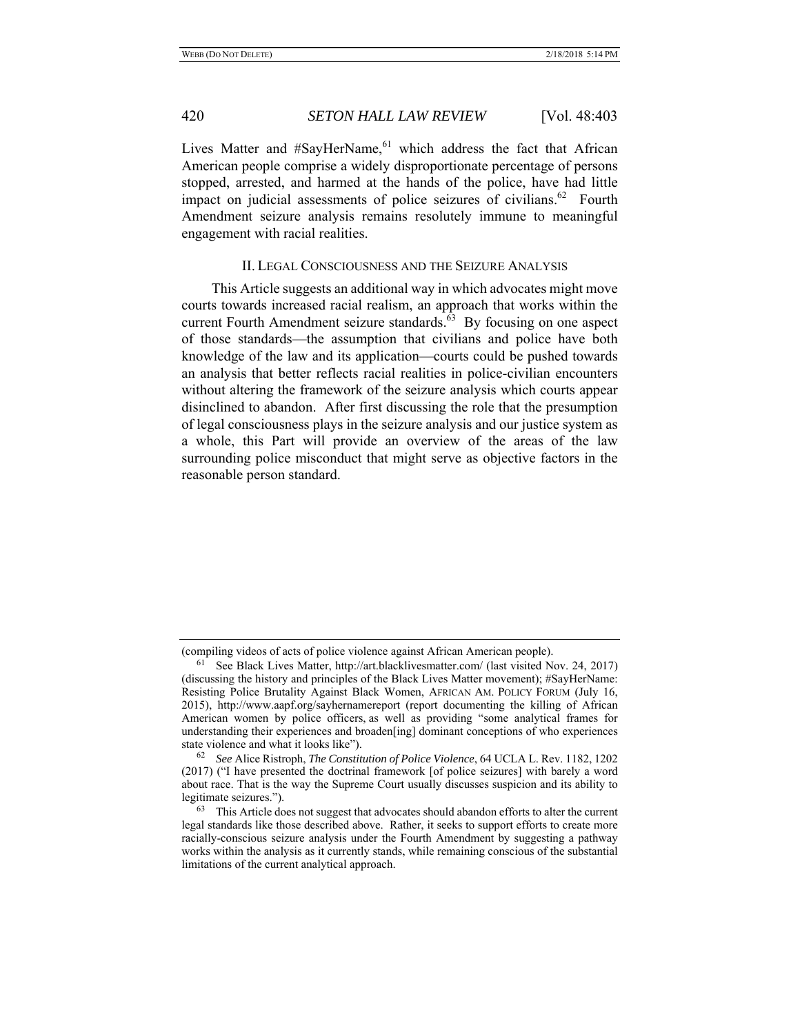Lives Matter and #SayHerName,[61] which address the fact that African American people comprise a widely disproportionate percentage of persons stopped, arrested, and harmed at the hands of the police, have had little impact on judicial assessments of police seizures of civilians.[62] Fourth Amendment seizure analysis remains resolutely immune to meaningful engagement with racial realities.

## II. LEGAL CONSCIOUSNESS AND THE SEIZURE ANALYSIS

This Article suggests an additional way in which advocates might move courts towards increased racial realism, an approach that works within the current Fourth Amendment seizure standards.[63] By focusing on one aspect of those standards—the assumption that civilians and police have both knowledge of the law and its application—courts could be pushed towards an analysis that better reflects racial realities in police-civilian encounters without altering the framework of the seizure analysis which courts appear disinclined to abandon. After first discussing the role that the presumption of legal consciousness plays in the seizure analysis and our justice system as a whole, this Part will provide an overview of the areas of the law surrounding police misconduct that might serve as objective factors in the reasonable person standard.

---

(compiling videos of acts of police violence against African American people).

[61] See Black Lives Matter, http://art.blacklivesmatter.com/ (last visited Nov. 24, 2017) (discussing the history and principles of the Black Lives Matter movement); #SayHerName: Resisting Police Brutality Against Black Women, AFRICAN AM. POLICY FORUM (July 16, 2015), http://www.aapf.org/sayhernamereport (report documenting the killing of African American women by police officers, as well as providing "some analytical frames for understanding their experiences and broaden[ing] dominant conceptions of who experiences state violence and what it looks like").

[62] *See* Alice Ristroph, *The Constitution of Police Violence*, 64 UCLA L. Rev. 1182, 1202 (2017) ("I have presented the doctrinal framework [of police seizures] with barely a word about race. That is the way the Supreme Court usually discusses suspicion and its ability to legitimate seizures.").

[63] This Article does not suggest that advocates should abandon efforts to alter the current legal standards like those described above. Rather, it seeks to support efforts to create more racially-conscious seizure analysis under the Fourth Amendment by suggesting a pathway works within the analysis as it currently stands, while remaining conscious of the substantial limitations of the current analytical approach.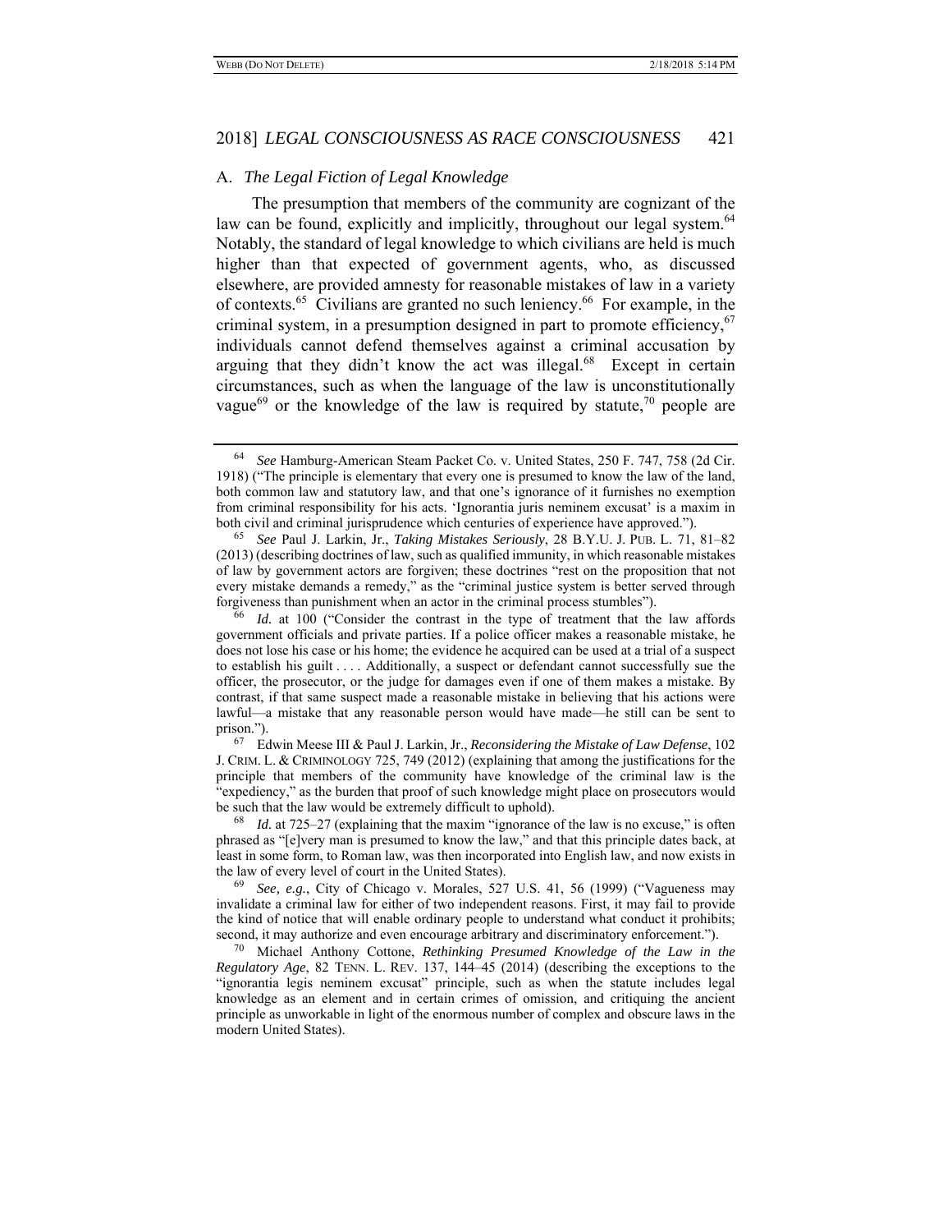### A. *The Legal Fiction of Legal Knowledge*

The presumption that members of the community are cognizant of the law can be found, explicitly and implicitly, throughout our legal system.[64] Notably, the standard of legal knowledge to which civilians are held is much higher than that expected of government agents, who, as discussed elsewhere, are provided amnesty for reasonable mistakes of law in a variety of contexts.[65] Civilians are granted no such leniency.[66] For example, in the criminal system, in a presumption designed in part to promote efficiency,[67] individuals cannot defend themselves against a criminal accusation by arguing that they didn't know the act was illegal.[68] Except in certain circumstances, such as when the language of the law is unconstitutionally vague[69] or the knowledge of the law is required by statute,[70] people are

---

[64] *See* Hamburg-American Steam Packet Co. v. United States, 250 F. 747, 758 (2d Cir. 1918) ("The principle is elementary that every one is presumed to know the law of the land, both common law and statutory law, and that one's ignorance of it furnishes no exemption from criminal responsibility for his acts. 'Ignorantia juris neminem excusat' is a maxim in both civil and criminal jurisprudence which centuries of experience have approved.").

[65] *See* Paul J. Larkin, Jr., *Taking Mistakes Seriously*, 28 B.Y.U. J. PUB. L. 71, 81–82 (2013) (describing doctrines of law, such as qualified immunity, in which reasonable mistakes of law by government actors are forgiven; these doctrines "rest on the proposition that not every mistake demands a remedy," as the "criminal justice system is better served through forgiveness than punishment when an actor in the criminal process stumbles").

[66] *Id.* at 100 ("Consider the contrast in the type of treatment that the law affords government officials and private parties. If a police officer makes a reasonable mistake, he does not lose his case or his home; the evidence he acquired can be used at a trial of a suspect to establish his guilt . . . . Additionally, a suspect or defendant cannot successfully sue the officer, the prosecutor, or the judge for damages even if one of them makes a mistake. By contrast, if that same suspect made a reasonable mistake in believing that his actions were lawful—a mistake that any reasonable person would have made—he still can be sent to prison.").

[67] Edwin Meese III & Paul J. Larkin, Jr., *Reconsidering the Mistake of Law Defense*, 102 J. CRIM. L. & CRIMINOLOGY 725, 749 (2012) (explaining that among the justifications for the principle that members of the community have knowledge of the criminal law is the "expediency," as the burden that proof of such knowledge might place on prosecutors would be such that the law would be extremely difficult to uphold).

[68] *Id.* at 725–27 (explaining that the maxim "ignorance of the law is no excuse," is often phrased as "[e]very man is presumed to know the law," and that this principle dates back, at least in some form, to Roman law, was then incorporated into English law, and now exists in the law of every level of court in the United States).

[69] *See, e.g.*, City of Chicago v. Morales, 527 U.S. 41, 56 (1999) ("Vagueness may invalidate a criminal law for either of two independent reasons. First, it may fail to provide the kind of notice that will enable ordinary people to understand what conduct it prohibits; second, it may authorize and even encourage arbitrary and discriminatory enforcement.").

[70] Michael Anthony Cottone, *Rethinking Presumed Knowledge of the Law in the Regulatory Age*, 82 TENN. L. REV. 137, 144–45 (2014) (describing the exceptions to the "ignorantia legis neminem excusat" principle, such as when the statute includes legal knowledge as an element and in certain crimes of omission, and critiquing the ancient principle as unworkable in light of the enormous number of complex and obscure laws in the modern United States).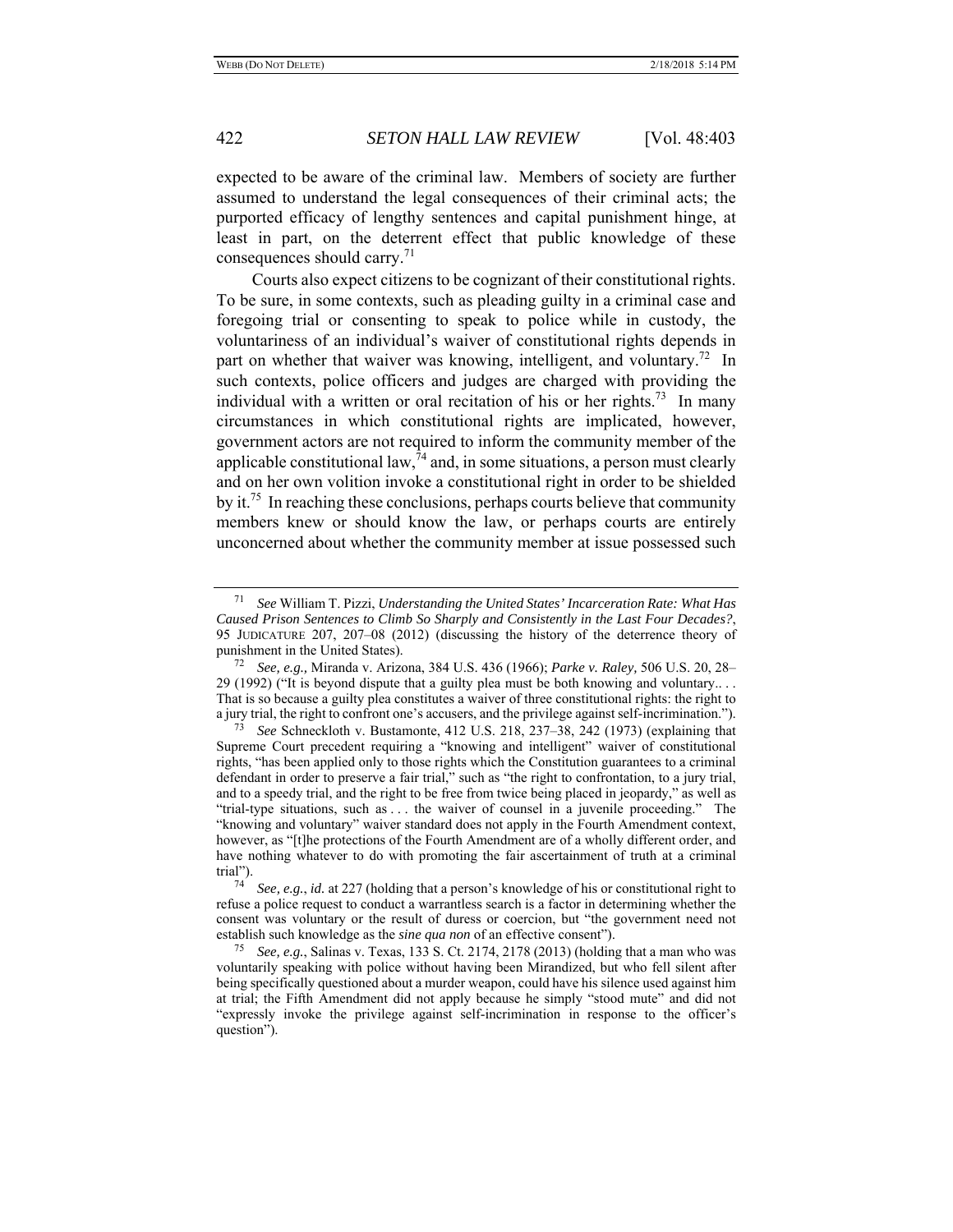expected to be aware of the criminal law. Members of society are further assumed to understand the legal consequences of their criminal acts; the purported efficacy of lengthy sentences and capital punishment hinge, at least in part, on the deterrent effect that public knowledge of these consequences should carry.[71]

Courts also expect citizens to be cognizant of their constitutional rights. To be sure, in some contexts, such as pleading guilty in a criminal case and foregoing trial or consenting to speak to police while in custody, the voluntariness of an individual's waiver of constitutional rights depends in part on whether that waiver was knowing, intelligent, and voluntary.[72] In such contexts, police officers and judges are charged with providing the individual with a written or oral recitation of his or her rights.[73] In many circumstances in which constitutional rights are implicated, however, government actors are not required to inform the community member of the applicable constitutional law,[74] and, in some situations, a person must clearly and on her own volition invoke a constitutional right in order to be shielded by it.[75] In reaching these conclusions, perhaps courts believe that community members knew or should know the law, or perhaps courts are entirely unconcerned about whether the community member at issue possessed such

---

[71] *See* William T. Pizzi, *Understanding the United States' Incarceration Rate: What Has Caused Prison Sentences to Climb So Sharply and Consistently in the Last Four Decades?*, 95 JUDICATURE 207, 207–08 (2012) (discussing the history of the deterrence theory of punishment in the United States).

[72] *See, e.g.,* Miranda v. Arizona, 384 U.S. 436 (1966); *Parke v. Raley,* 506 U.S. 20, 28–29 (1992) ("It is beyond dispute that a guilty plea must be both knowing and voluntary.. . . That is so because a guilty plea constitutes a waiver of three constitutional rights: the right to a jury trial, the right to confront one's accusers, and the privilege against self-incrimination.").

[73] *See* Schneckloth v. Bustamonte, 412 U.S. 218, 237–38, 242 (1973) (explaining that Supreme Court precedent requiring a "knowing and intelligent" waiver of constitutional rights, "has been applied only to those rights which the Constitution guarantees to a criminal defendant in order to preserve a fair trial," such as "the right to confrontation, to a jury trial, and to a speedy trial, and the right to be free from twice being placed in jeopardy," as well as "trial-type situations, such as . . . the waiver of counsel in a juvenile proceeding." The "knowing and voluntary" waiver standard does not apply in the Fourth Amendment context, however, as "[t]he protections of the Fourth Amendment are of a wholly different order, and have nothing whatever to do with promoting the fair ascertainment of truth at a criminal trial").

[74] *See, e.g.*, *id.* at 227 (holding that a person's knowledge of his or constitutional right to refuse a police request to conduct a warrantless search is a factor in determining whether the consent was voluntary or the result of duress or coercion, but "the government need not establish such knowledge as the *sine qua non* of an effective consent").

[75] *See, e.g.*, Salinas v. Texas, 133 S. Ct. 2174, 2178 (2013) (holding that a man who was voluntarily speaking with police without having been Mirandized, but who fell silent after being specifically questioned about a murder weapon, could have his silence used against him at trial; the Fifth Amendment did not apply because he simply "stood mute" and did not "expressly invoke the privilege against self-incrimination in response to the officer's question").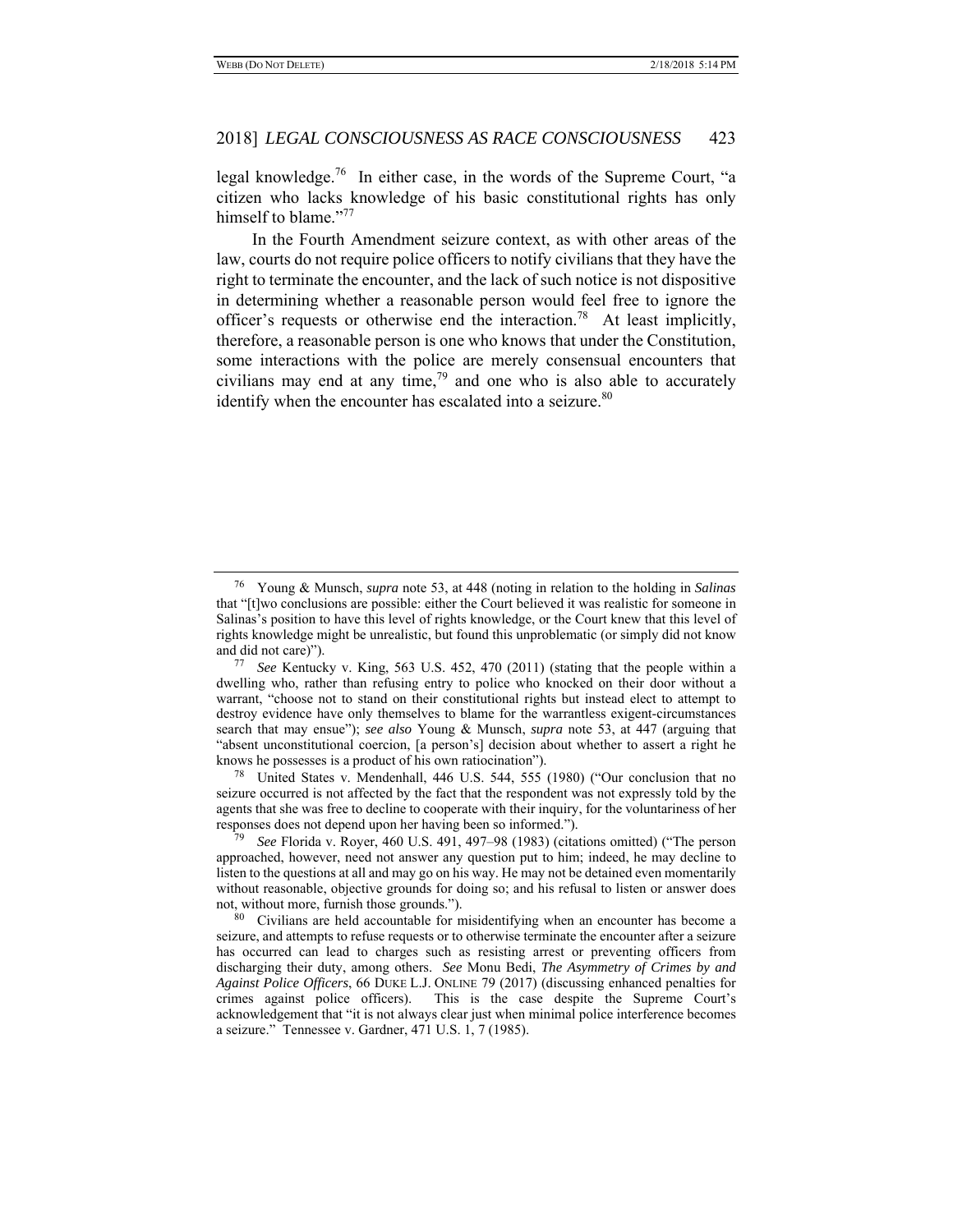legal knowledge.[76] In either case, in the words of the Supreme Court, "a citizen who lacks knowledge of his basic constitutional rights has only himself to blame."[77]

In the Fourth Amendment seizure context, as with other areas of the law, courts do not require police officers to notify civilians that they have the right to terminate the encounter, and the lack of such notice is not dispositive in determining whether a reasonable person would feel free to ignore the officer's requests or otherwise end the interaction.[78] At least implicitly, therefore, a reasonable person is one who knows that under the Constitution, some interactions with the police are merely consensual encounters that civilians may end at any time,[79] and one who is also able to accurately identify when the encounter has escalated into a seizure.[80]

---

[76] Young & Munsch, *supra* note 53, at 448 (noting in relation to the holding in *Salinas* that "[t]wo conclusions are possible: either the Court believed it was realistic for someone in Salinas's position to have this level of rights knowledge, or the Court knew that this level of rights knowledge might be unrealistic, but found this unproblematic (or simply did not know and did not care)").

[77] *See* Kentucky v. King, 563 U.S. 452, 470 (2011) (stating that the people within a dwelling who, rather than refusing entry to police who knocked on their door without a warrant, "choose not to stand on their constitutional rights but instead elect to attempt to destroy evidence have only themselves to blame for the warrantless exigent-circumstances search that may ensue"); *see also* Young & Munsch, *supra* note 53, at 447 (arguing that "absent unconstitutional coercion, [a person's] decision about whether to assert a right he knows he possesses is a product of his own ratiocination").

[78] United States v. Mendenhall, 446 U.S. 544, 555 (1980) ("Our conclusion that no seizure occurred is not affected by the fact that the respondent was not expressly told by the agents that she was free to decline to cooperate with their inquiry, for the voluntariness of her responses does not depend upon her having been so informed.").

[79] *See* Florida v. Royer, 460 U.S. 491, 497–98 (1983) (citations omitted) ("The person approached, however, need not answer any question put to him; indeed, he may decline to listen to the questions at all and may go on his way. He may not be detained even momentarily without reasonable, objective grounds for doing so; and his refusal to listen or answer does not, without more, furnish those grounds.").

[80] Civilians are held accountable for misidentifying when an encounter has become a seizure, and attempts to refuse requests or to otherwise terminate the encounter after a seizure has occurred can lead to charges such as resisting arrest or preventing officers from discharging their duty, among others. *See* Monu Bedi, *The Asymmetry of Crimes by and Against Police Officers*, 66 DUKE L.J. ONLINE 79 (2017) (discussing enhanced penalties for crimes against police officers). This is the case despite the Supreme Court's acknowledgement that "it is not always clear just when minimal police interference becomes a seizure." Tennessee v. Gardner, 471 U.S. 1, 7 (1985).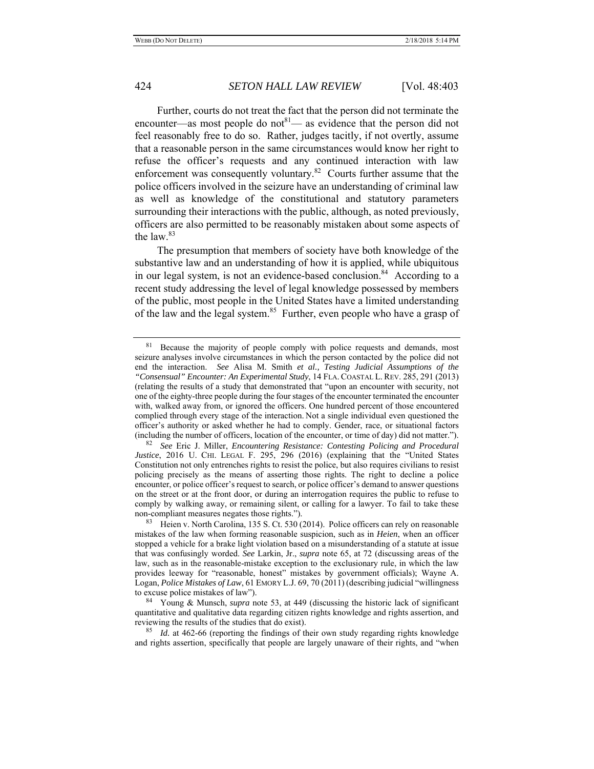Further, courts do not treat the fact that the person did not terminate the encounter—as most people do not[81]— as evidence that the person did not feel reasonably free to do so. Rather, judges tacitly, if not overtly, assume that a reasonable person in the same circumstances would know her right to refuse the officer's requests and any continued interaction with law enforcement was consequently voluntary.[82] Courts further assume that the police officers involved in the seizure have an understanding of criminal law as well as knowledge of the constitutional and statutory parameters surrounding their interactions with the public, although, as noted previously, officers are also permitted to be reasonably mistaken about some aspects of the law.[83]

The presumption that members of society have both knowledge of the substantive law and an understanding of how it is applied, while ubiquitous in our legal system, is not an evidence-based conclusion.[84] According to a recent study addressing the level of legal knowledge possessed by members of the public, most people in the United States have a limited understanding of the law and the legal system.[85] Further, even people who have a grasp of

---

[81] Because the majority of people comply with police requests and demands, most seizure analyses involve circumstances in which the person contacted by the police did not end the interaction. *See* Alisa M. Smith *et al., Testing Judicial Assumptions of the "Consensual" Encounter: An Experimental Study*, 14 FLA. COASTAL L. REV. 285, 291 (2013) (relating the results of a study that demonstrated that "upon an encounter with security, not one of the eighty-three people during the four stages of the encounter terminated the encounter with, walked away from, or ignored the officers. One hundred percent of those encountered complied through every stage of the interaction. Not a single individual even questioned the officer's authority or asked whether he had to comply. Gender, race, or situational factors (including the number of officers, location of the encounter, or time of day) did not matter.").

[82] *See* Eric J. Miller, *Encountering Resistance: Contesting Policing and Procedural Justice*, 2016 U. CHI. LEGAL F. 295, 296 (2016) (explaining that the "United States Constitution not only entrenches rights to resist the police, but also requires civilians to resist policing precisely as the means of asserting those rights. The right to decline a police encounter, or police officer's request to search, or police officer's demand to answer questions on the street or at the front door, or during an interrogation requires the public to refuse to comply by walking away, or remaining silent, or calling for a lawyer. To fail to take these non-compliant measures negates those rights.").

[83] Heien v. North Carolina, 135 S. Ct. 530 (2014). Police officers can rely on reasonable mistakes of the law when forming reasonable suspicion, such as in *Heien*, when an officer stopped a vehicle for a brake light violation based on a misunderstanding of a statute at issue that was confusingly worded. *See* Larkin, Jr., *supra* note 65, at 72 (discussing areas of the law, such as in the reasonable-mistake exception to the exclusionary rule, in which the law provides leeway for "reasonable, honest" mistakes by government officials); Wayne A. Logan, *Police Mistakes of Law*, 61 EMORY L.J. 69, 70 (2011) (describing judicial "willingness to excuse police mistakes of law").

[84] Young & Munsch, *supra* note 53, at 449 (discussing the historic lack of significant quantitative and qualitative data regarding citizen rights knowledge and rights assertion, and reviewing the results of the studies that do exist).

[85] *Id.* at 462-66 (reporting the findings of their own study regarding rights knowledge and rights assertion, specifically that people are largely unaware of their rights, and "when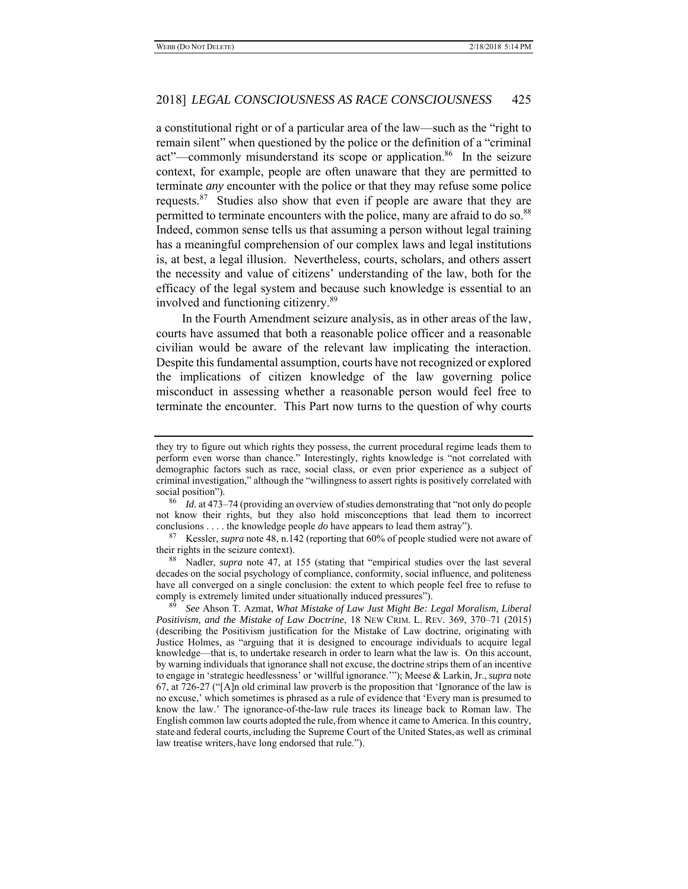a constitutional right or of a particular area of the law—such as the "right to remain silent" when questioned by the police or the definition of a "criminal act"—commonly misunderstand its scope or application.[86] In the seizure context, for example, people are often unaware that they are permitted to terminate *any* encounter with the police or that they may refuse some police requests.[87] Studies also show that even if people are aware that they are permitted to terminate encounters with the police, many are afraid to do so.[88] Indeed, common sense tells us that assuming a person without legal training has a meaningful comprehension of our complex laws and legal institutions is, at best, a legal illusion. Nevertheless, courts, scholars, and others assert the necessity and value of citizens' understanding of the law, both for the efficacy of the legal system and because such knowledge is essential to an involved and functioning citizenry.[89]

In the Fourth Amendment seizure analysis, as in other areas of the law, courts have assumed that both a reasonable police officer and a reasonable civilian would be aware of the relevant law implicating the interaction. Despite this fundamental assumption, courts have not recognized or explored the implications of citizen knowledge of the law governing police misconduct in assessing whether a reasonable person would feel free to terminate the encounter. This Part now turns to the question of why courts

---

they try to figure out which rights they possess, the current procedural regime leads them to perform even worse than chance." Interestingly, rights knowledge is "not correlated with demographic factors such as race, social class, or even prior experience as a subject of criminal investigation," although the "willingness to assert rights is positively correlated with social position").

[86] *Id.* at 473–74 (providing an overview of studies demonstrating that "not only do people not know their rights, but they also hold misconceptions that lead them to incorrect conclusions . . . . the knowledge people *do* have appears to lead them astray").

[87] Kessler, *supra* note 48, n.142 (reporting that 60% of people studied were not aware of their rights in the seizure context).

[88] Nadler, *supra* note 47, at 155 (stating that "empirical studies over the last several decades on the social psychology of compliance, conformity, social influence, and politeness have all converged on a single conclusion: the extent to which people feel free to refuse to comply is extremely limited under situationally induced pressures").

[89] *See* Ahson T. Azmat, *What Mistake of Law Just Might Be: Legal Moralism, Liberal Positivism, and the Mistake of Law Doctrine*, 18 NEW CRIM. L. REV. 369, 370–71 (2015) (describing the Positivism justification for the Mistake of Law doctrine, originating with Justice Holmes, as "arguing that it is designed to encourage individuals to acquire legal knowledge—that is, to undertake research in order to learn what the law is. On this account, by warning individuals that ignorance shall not excuse, the doctrine strips them of an incentive to engage in 'strategic heedlessness' or 'willful ignorance.'"); Meese & Larkin, Jr., *supra* note 67, at 726-27 ("[A]n old criminal law proverb is the proposition that 'Ignorance of the law is no excuse,' which sometimes is phrased as a rule of evidence that 'Every man is presumed to know the law.' The ignorance-of-the-law rule traces its lineage back to Roman law. The English common law courts adopted the rule, from whence it came to America. In this country, state and federal courts, including the Supreme Court of the United States, as well as criminal law treatise writers, have long endorsed that rule.").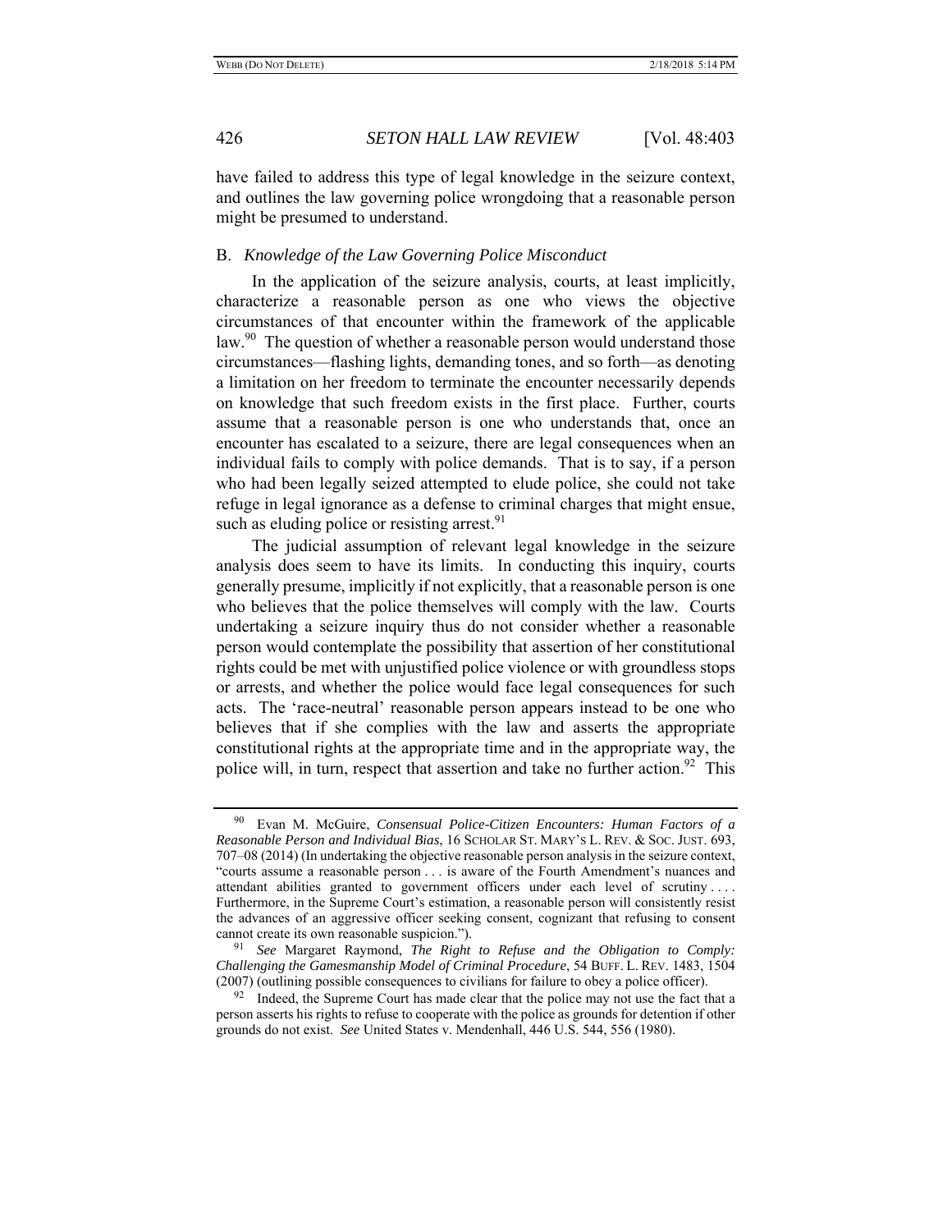have failed to address this type of legal knowledge in the seizure context, and outlines the law governing police wrongdoing that a reasonable person might be presumed to understand.

### B. *Knowledge of the Law Governing Police Misconduct*

In the application of the seizure analysis, courts, at least implicitly, characterize a reasonable person as one who views the objective circumstances of that encounter within the framework of the applicable law.[90] The question of whether a reasonable person would understand those circumstances—flashing lights, demanding tones, and so forth—as denoting a limitation on her freedom to terminate the encounter necessarily depends on knowledge that such freedom exists in the first place. Further, courts assume that a reasonable person is one who understands that, once an encounter has escalated to a seizure, there are legal consequences when an individual fails to comply with police demands. That is to say, if a person who had been legally seized attempted to elude police, she could not take refuge in legal ignorance as a defense to criminal charges that might ensue, such as eluding police or resisting arrest.[91]

The judicial assumption of relevant legal knowledge in the seizure analysis does seem to have its limits. In conducting this inquiry, courts generally presume, implicitly if not explicitly, that a reasonable person is one who believes that the police themselves will comply with the law. Courts undertaking a seizure inquiry thus do not consider whether a reasonable person would contemplate the possibility that assertion of her constitutional rights could be met with unjustified police violence or with groundless stops or arrests, and whether the police would face legal consequences for such acts. The 'race-neutral' reasonable person appears instead to be one who believes that if she complies with the law and asserts the appropriate constitutional rights at the appropriate time and in the appropriate way, the police will, in turn, respect that assertion and take no further action.[92] This

---

[90] Evan M. McGuire, *Consensual Police-Citizen Encounters: Human Factors of a Reasonable Person and Individual Bias*, 16 SCHOLAR ST. MARY'S L. REV. & SOC. JUST. 693, 707–08 (2014) (In undertaking the objective reasonable person analysis in the seizure context, "courts assume a reasonable person . . . is aware of the Fourth Amendment's nuances and attendant abilities granted to government officers under each level of scrutiny . . . . Furthermore, in the Supreme Court's estimation, a reasonable person will consistently resist the advances of an aggressive officer seeking consent, cognizant that refusing to consent cannot create its own reasonable suspicion.").

[91] *See* Margaret Raymond, *The Right to Refuse and the Obligation to Comply: Challenging the Gamesmanship Model of Criminal Procedure*, 54 BUFF. L. REV. 1483, 1504 (2007) (outlining possible consequences to civilians for failure to obey a police officer).

[92] Indeed, the Supreme Court has made clear that the police may not use the fact that a person asserts his rights to refuse to cooperate with the police as grounds for detention if other grounds do not exist. *See* United States v. Mendenhall, 446 U.S. 544, 556 (1980).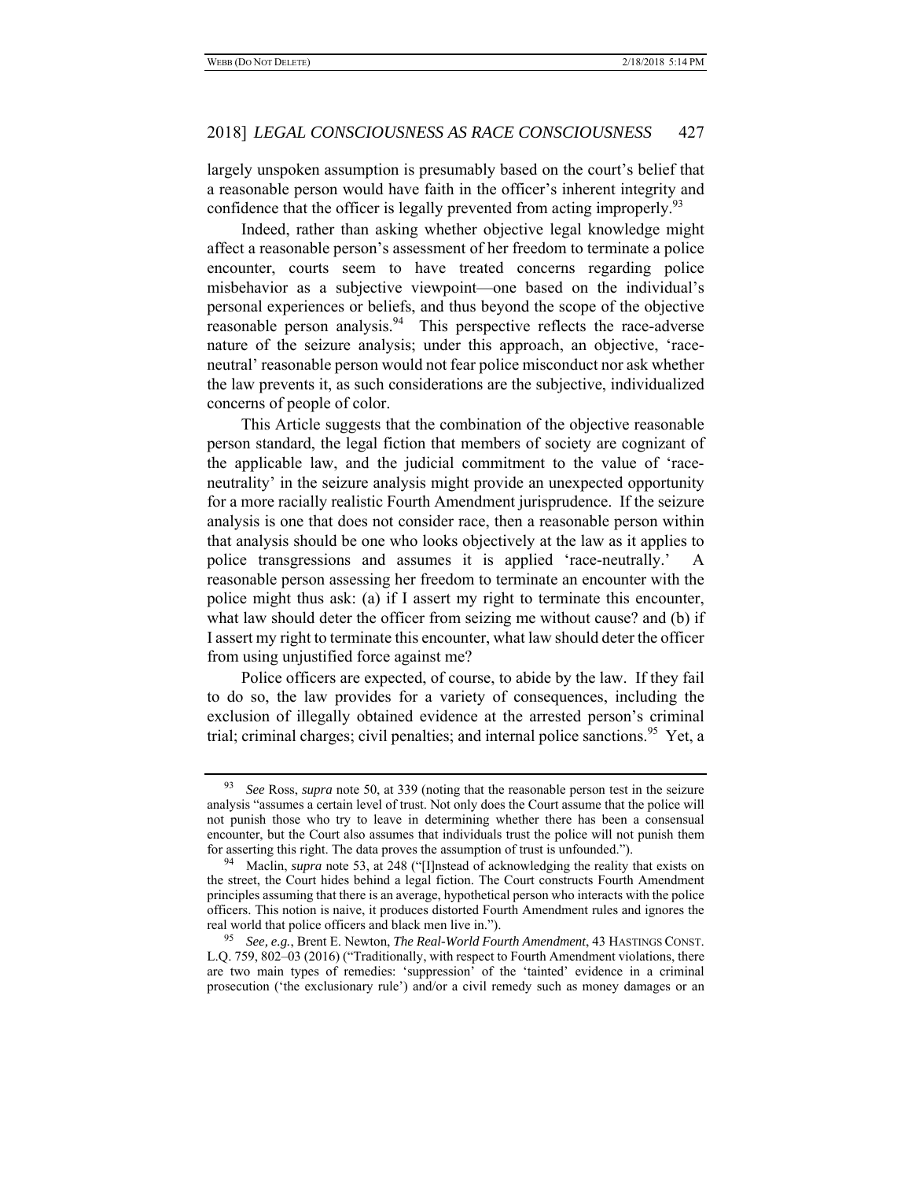largely unspoken assumption is presumably based on the court's belief that a reasonable person would have faith in the officer's inherent integrity and confidence that the officer is legally prevented from acting improperly.[93]

Indeed, rather than asking whether objective legal knowledge might affect a reasonable person's assessment of her freedom to terminate a police encounter, courts seem to have treated concerns regarding police misbehavior as a subjective viewpoint—one based on the individual's personal experiences or beliefs, and thus beyond the scope of the objective reasonable person analysis.[94] This perspective reflects the race-adverse nature of the seizure analysis; under this approach, an objective, 'race-neutral' reasonable person would not fear police misconduct nor ask whether the law prevents it, as such considerations are the subjective, individualized concerns of people of color.

This Article suggests that the combination of the objective reasonable person standard, the legal fiction that members of society are cognizant of the applicable law, and the judicial commitment to the value of 'race-neutrality' in the seizure analysis might provide an unexpected opportunity for a more racially realistic Fourth Amendment jurisprudence. If the seizure analysis is one that does not consider race, then a reasonable person within that analysis should be one who looks objectively at the law as it applies to police transgressions and assumes it is applied 'race-neutrally.' A reasonable person assessing her freedom to terminate an encounter with the police might thus ask: (a) if I assert my right to terminate this encounter, what law should deter the officer from seizing me without cause? and (b) if I assert my right to terminate this encounter, what law should deter the officer from using unjustified force against me?

Police officers are expected, of course, to abide by the law. If they fail to do so, the law provides for a variety of consequences, including the exclusion of illegally obtained evidence at the arrested person's criminal trial; criminal charges; civil penalties; and internal police sanctions.[95] Yet, a

---

[93] *See* Ross, *supra* note 50, at 339 (noting that the reasonable person test in the seizure analysis "assumes a certain level of trust. Not only does the Court assume that the police will not punish those who try to leave in determining whether there has been a consensual encounter, but the Court also assumes that individuals trust the police will not punish them for asserting this right. The data proves the assumption of trust is unfounded.").

[94] Maclin, *supra* note 53, at 248 ("[I]nstead of acknowledging the reality that exists on the street, the Court hides behind a legal fiction. The Court constructs Fourth Amendment principles assuming that there is an average, hypothetical person who interacts with the police officers. This notion is naive, it produces distorted Fourth Amendment rules and ignores the real world that police officers and black men live in.").

[95] *See, e.g.*, Brent E. Newton, *The Real-World Fourth Amendment*, 43 HASTINGS CONST. L.Q. 759, 802–03 (2016) ("Traditionally, with respect to Fourth Amendment violations, there are two main types of remedies: 'suppression' of the 'tainted' evidence in a criminal prosecution ('the exclusionary rule') and/or a civil remedy such as money damages or an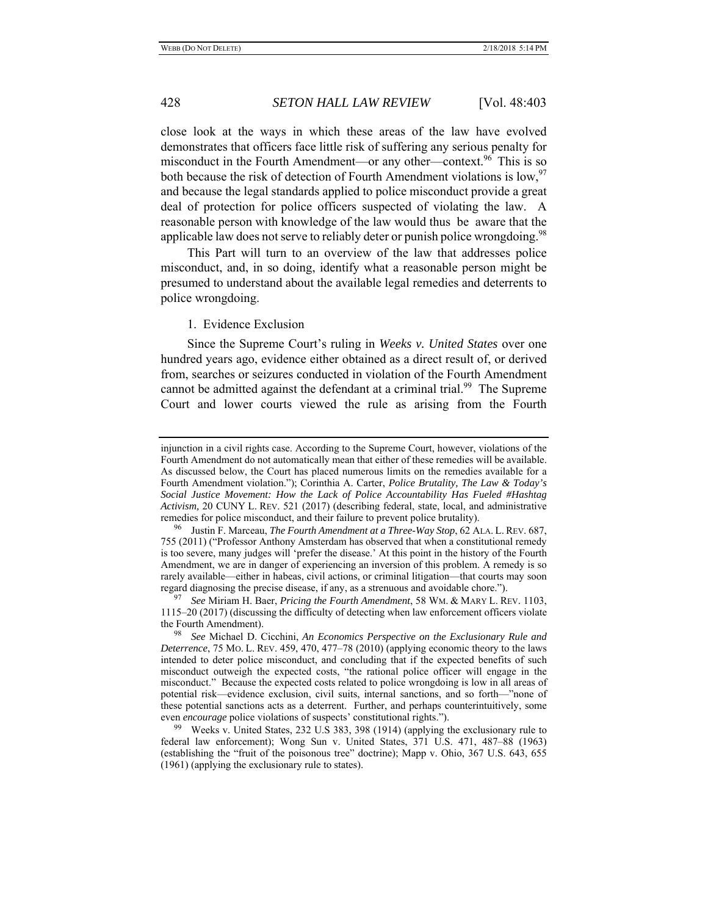close look at the ways in which these areas of the law have evolved demonstrates that officers face little risk of suffering any serious penalty for misconduct in the Fourth Amendment—or any other—context.[96] This is so both because the risk of detection of Fourth Amendment violations is low,[97] and because the legal standards applied to police misconduct provide a great deal of protection for police officers suspected of violating the law. A reasonable person with knowledge of the law would thus be aware that the applicable law does not serve to reliably deter or punish police wrongdoing.[98]

This Part will turn to an overview of the law that addresses police misconduct, and, in so doing, identify what a reasonable person might be presumed to understand about the available legal remedies and deterrents to police wrongdoing.

1. Evidence Exclusion

Since the Supreme Court's ruling in *Weeks v. United States* over one hundred years ago, evidence either obtained as a direct result of, or derived from, searches or seizures conducted in violation of the Fourth Amendment cannot be admitted against the defendant at a criminal trial.[99] The Supreme Court and lower courts viewed the rule as arising from the Fourth

---

injunction in a civil rights case. According to the Supreme Court, however, violations of the Fourth Amendment do not automatically mean that either of these remedies will be available. As discussed below, the Court has placed numerous limits on the remedies available for a Fourth Amendment violation."); Corinthia A. Carter, *Police Brutality, The Law & Today's Social Justice Movement: How the Lack of Police Accountability Has Fueled #Hashtag Activism,* 20 CUNY L. REV. 521 (2017) (describing federal, state, local, and administrative remedies for police misconduct, and their failure to prevent police brutality).

[96] Justin F. Marceau, *The Fourth Amendment at a Three-Way Stop*, 62 ALA. L. REV. 687, 755 (2011) ("Professor Anthony Amsterdam has observed that when a constitutional remedy is too severe, many judges will 'prefer the disease.' At this point in the history of the Fourth Amendment, we are in danger of experiencing an inversion of this problem. A remedy is so rarely available—either in habeas, civil actions, or criminal litigation—that courts may soon regard diagnosing the precise disease, if any, as a strenuous and avoidable chore.").

[97] *See* Miriam H. Baer, *Pricing the Fourth Amendment*, 58 WM. & MARY L. REV. 1103, 1115–20 (2017) (discussing the difficulty of detecting when law enforcement officers violate the Fourth Amendment).

[98] *See* Michael D. Cicchini, *An Economics Perspective on the Exclusionary Rule and Deterrence*, 75 MO. L. REV. 459, 470, 477–78 (2010) (applying economic theory to the laws intended to deter police misconduct, and concluding that if the expected benefits of such misconduct outweigh the expected costs, "the rational police officer will engage in the misconduct." Because the expected costs related to police wrongdoing is low in all areas of potential risk—evidence exclusion, civil suits, internal sanctions, and so forth—"none of these potential sanctions acts as a deterrent. Further, and perhaps counterintuitively, some even *encourage* police violations of suspects' constitutional rights.").

[99] Weeks v. United States, 232 U.S 383, 398 (1914) (applying the exclusionary rule to federal law enforcement); Wong Sun v. United States, 371 U.S. 471, 487–88 (1963) (establishing the "fruit of the poisonous tree" doctrine); Mapp v. Ohio, 367 U.S. 643, 655 (1961) (applying the exclusionary rule to states).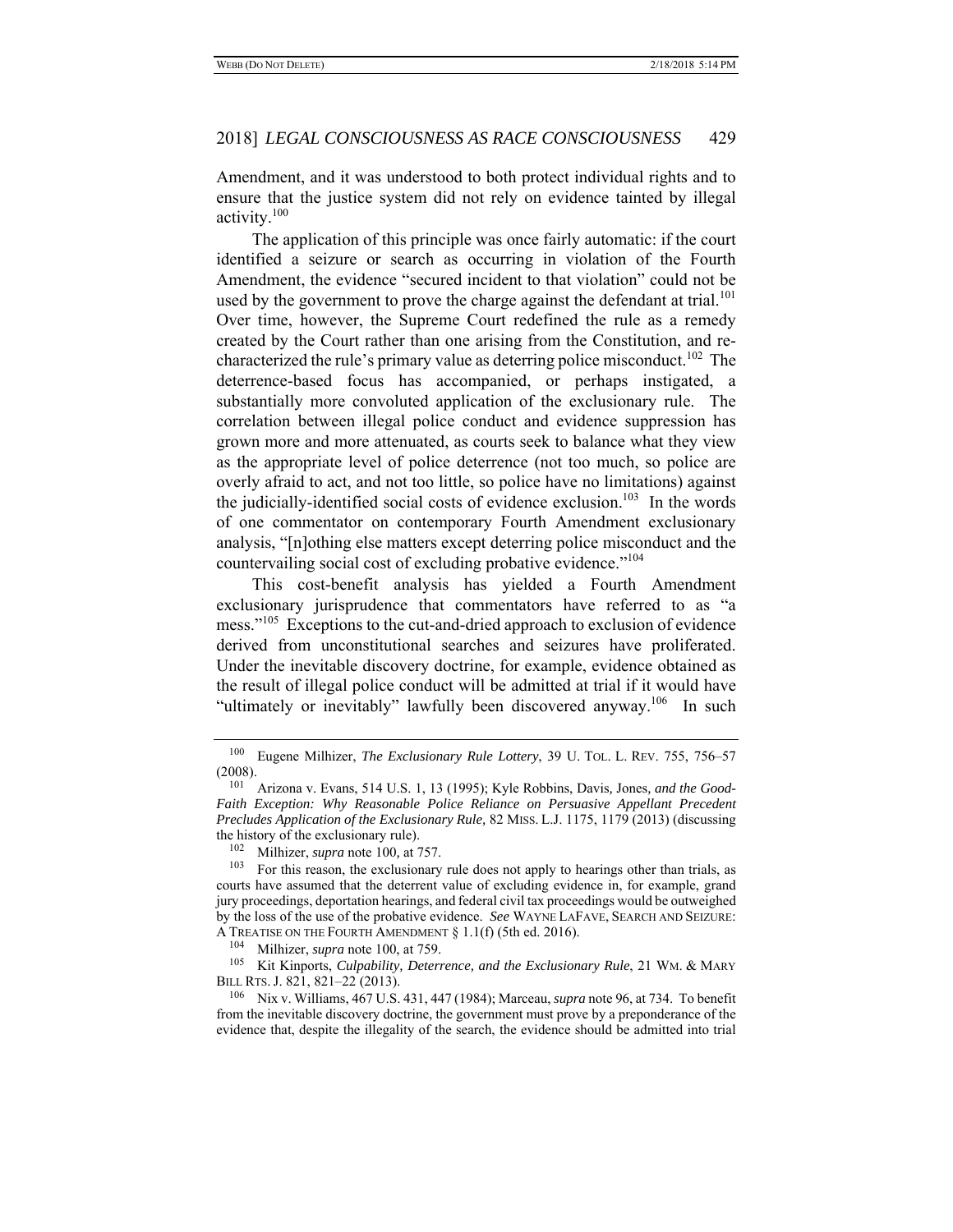Amendment, and it was understood to both protect individual rights and to ensure that the justice system did not rely on evidence tainted by illegal activity.[100]

The application of this principle was once fairly automatic: if the court identified a seizure or search as occurring in violation of the Fourth Amendment, the evidence "secured incident to that violation" could not be used by the government to prove the charge against the defendant at trial.[101] Over time, however, the Supreme Court redefined the rule as a remedy created by the Court rather than one arising from the Constitution, and re-characterized the rule's primary value as deterring police misconduct.[102] The deterrence-based focus has accompanied, or perhaps instigated, a substantially more convoluted application of the exclusionary rule. The correlation between illegal police conduct and evidence suppression has grown more and more attenuated, as courts seek to balance what they view as the appropriate level of police deterrence (not too much, so police are overly afraid to act, and not too little, so police have no limitations) against the judicially-identified social costs of evidence exclusion.[103] In the words of one commentator on contemporary Fourth Amendment exclusionary analysis, "[n]othing else matters except deterring police misconduct and the countervailing social cost of excluding probative evidence."[104]

This cost-benefit analysis has yielded a Fourth Amendment exclusionary jurisprudence that commentators have referred to as "a mess."[105] Exceptions to the cut-and-dried approach to exclusion of evidence derived from unconstitutional searches and seizures have proliferated. Under the inevitable discovery doctrine, for example, evidence obtained as the result of illegal police conduct will be admitted at trial if it would have "ultimately or inevitably" lawfully been discovered anyway.[106] In such

---

[100] Eugene Milhizer, *The Exclusionary Rule Lottery*, 39 U. TOL. L. REV. 755, 756–57 (2008).

[101] Arizona v. Evans, 514 U.S. 1, 13 (1995); Kyle Robbins, Davis*,* Jones*, and the Good-Faith Exception: Why Reasonable Police Reliance on Persuasive Appellant Precedent Precludes Application of the Exclusionary Rule*, 82 MISS. L.J. 1175, 1179 (2013) (discussing the history of the exclusionary rule).

[102] Milhizer, *supra* note 100, at 757.

[103] For this reason, the exclusionary rule does not apply to hearings other than trials, as courts have assumed that the deterrent value of excluding evidence in, for example, grand jury proceedings, deportation hearings, and federal civil tax proceedings would be outweighed by the loss of the use of the probative evidence. *See* WAYNE LAFAVE, SEARCH AND SEIZURE: A TREATISE ON THE FOURTH AMENDMENT § 1.1(f) (5th ed. 2016).

[104] Milhizer, *supra* note 100, at 759.

[105] Kit Kinports, *Culpability, Deterrence, and the Exclusionary Rule*, 21 WM. & MARY BILL RTS. J. 821, 821–22 (2013).

[106] Nix v. Williams, 467 U.S. 431, 447 (1984); Marceau, *supra* note 96, at 734. To benefit from the inevitable discovery doctrine, the government must prove by a preponderance of the evidence that, despite the illegality of the search, the evidence should be admitted into trial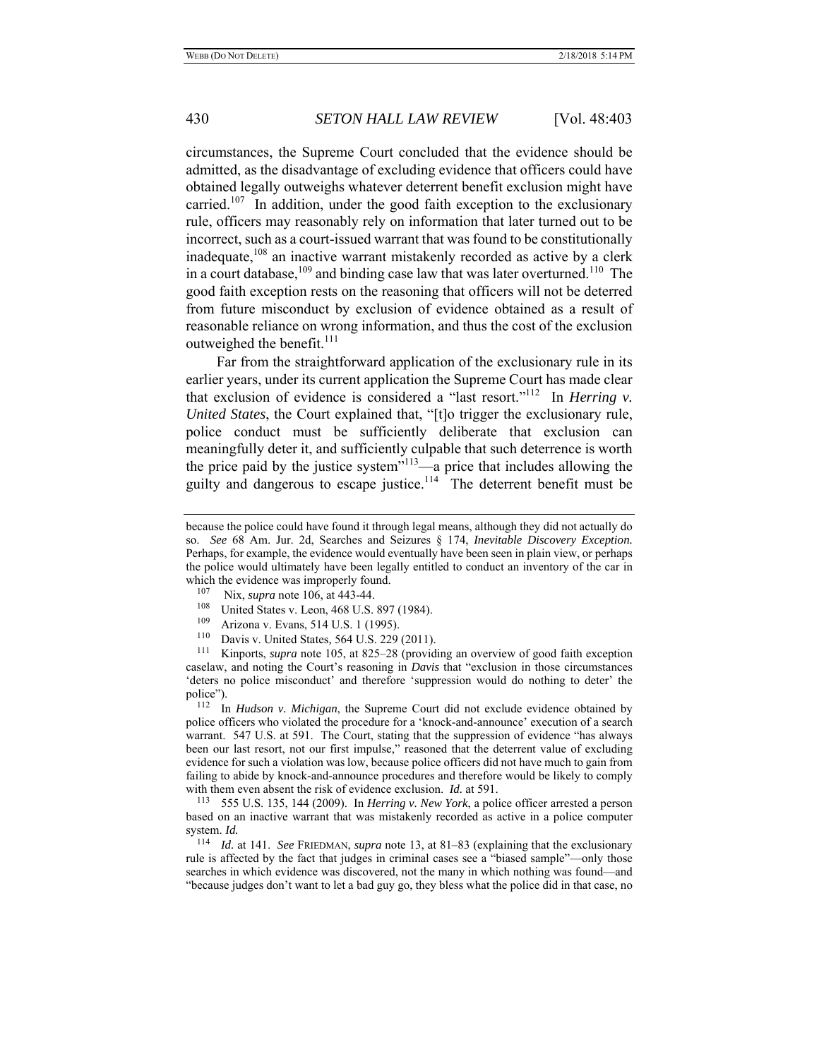circumstances, the Supreme Court concluded that the evidence should be admitted, as the disadvantage of excluding evidence that officers could have obtained legally outweighs whatever deterrent benefit exclusion might have carried.[107] In addition, under the good faith exception to the exclusionary rule, officers may reasonably rely on information that later turned out to be incorrect, such as a court-issued warrant that was found to be constitutionally inadequate,[108] an inactive warrant mistakenly recorded as active by a clerk in a court database,[109] and binding case law that was later overturned.[110] The good faith exception rests on the reasoning that officers will not be deterred from future misconduct by exclusion of evidence obtained as a result of reasonable reliance on wrong information, and thus the cost of the exclusion outweighed the benefit.[111]

Far from the straightforward application of the exclusionary rule in its earlier years, under its current application the Supreme Court has made clear that exclusion of evidence is considered a "last resort."[112] In *Herring v. United States*, the Court explained that, "[t]o trigger the exclusionary rule, police conduct must be sufficiently deliberate that exclusion can meaningfully deter it, and sufficiently culpable that such deterrence is worth the price paid by the justice system"[113]—a price that includes allowing the guilty and dangerous to escape justice.[114] The deterrent benefit must be

---

because the police could have found it through legal means, although they did not actually do so. *See* 68 Am. Jur. 2d, Searches and Seizures § 174, *Inevitable Discovery Exception*. Perhaps, for example, the evidence would eventually have been seen in plain view, or perhaps the police would ultimately have been legally entitled to conduct an inventory of the car in which the evidence was improperly found.

[107] Nix, *supra* note 106, at 443-44.

[108] United States v. Leon, 468 U.S. 897 (1984).

[109] Arizona v. Evans, 514 U.S. 1 (1995).

[110] Davis v. United States, 564 U.S. 229 (2011).

[111] Kinports, *supra* note 105, at 825–28 (providing an overview of good faith exception caselaw, and noting the Court's reasoning in *Davis* that "exclusion in those circumstances 'deters no police misconduct' and therefore 'suppression would do nothing to deter' the police").

[112] In *Hudson v. Michigan*, the Supreme Court did not exclude evidence obtained by police officers who violated the procedure for a 'knock-and-announce' execution of a search warrant. 547 U.S. at 591. The Court, stating that the suppression of evidence "has always been our last resort, not our first impulse," reasoned that the deterrent value of excluding evidence for such a violation was low, because police officers did not have much to gain from failing to abide by knock-and-announce procedures and therefore would be likely to comply with them even absent the risk of evidence exclusion. *Id.* at 591.

[113] 555 U.S. 135, 144 (2009). In *Herring v. New York*, a police officer arrested a person based on an inactive warrant that was mistakenly recorded as active in a police computer system. *Id.*

[114] *Id.* at 141. *See* FRIEDMAN, *supra* note 13, at 81–83 (explaining that the exclusionary rule is affected by the fact that judges in criminal cases see a "biased sample"—only those searches in which evidence was discovered, not the many in which nothing was found—and "because judges don't want to let a bad guy go, they bless what the police did in that case, no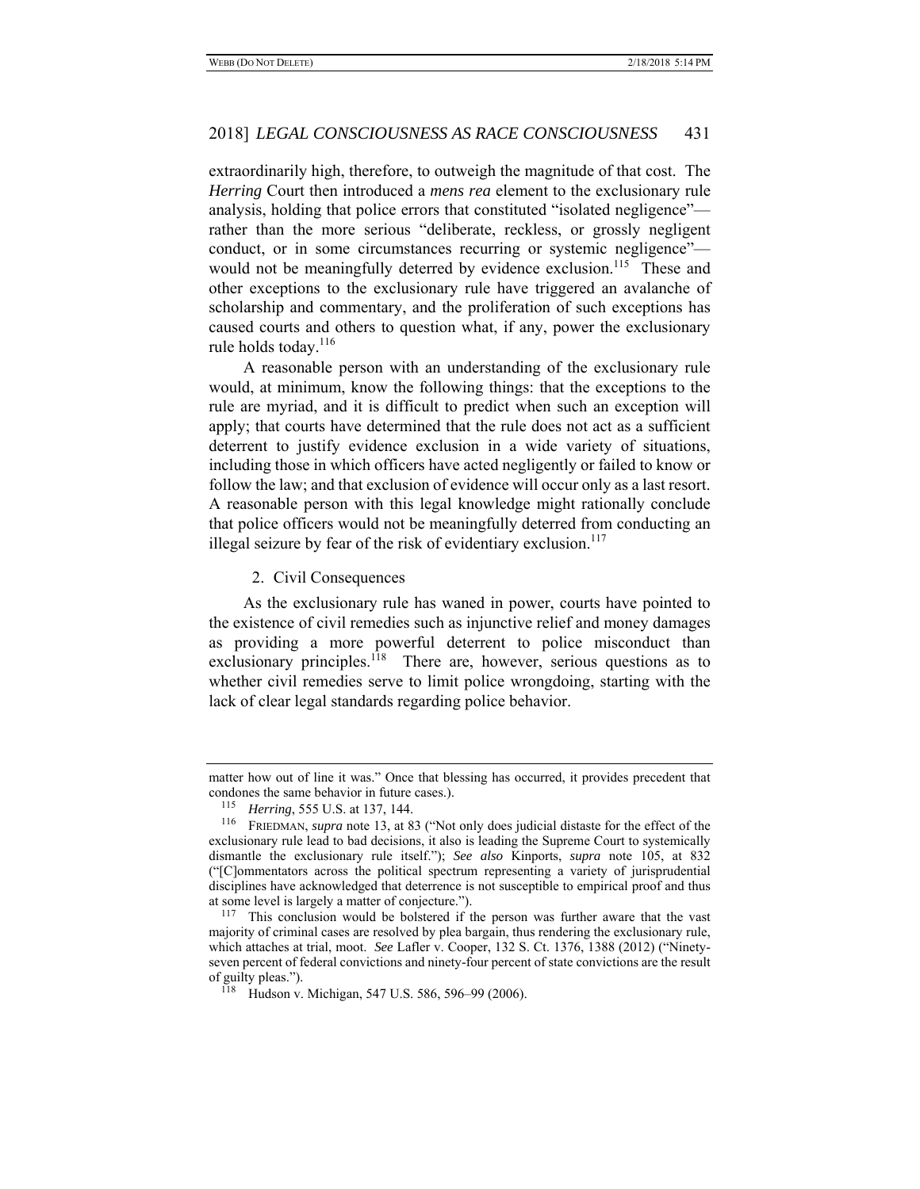extraordinarily high, therefore, to outweigh the magnitude of that cost. The *Herring* Court then introduced a *mens rea* element to the exclusionary rule analysis, holding that police errors that constituted "isolated negligence"—rather than the more serious "deliberate, reckless, or grossly negligent conduct, or in some circumstances recurring or systemic negligence"—would not be meaningfully deterred by evidence exclusion.[115] These and other exceptions to the exclusionary rule have triggered an avalanche of scholarship and commentary, and the proliferation of such exceptions has caused courts and others to question what, if any, power the exclusionary rule holds today.[116]

A reasonable person with an understanding of the exclusionary rule would, at minimum, know the following things: that the exceptions to the rule are myriad, and it is difficult to predict when such an exception will apply; that courts have determined that the rule does not act as a sufficient deterrent to justify evidence exclusion in a wide variety of situations, including those in which officers have acted negligently or failed to know or follow the law; and that exclusion of evidence will occur only as a last resort. A reasonable person with this legal knowledge might rationally conclude that police officers would not be meaningfully deterred from conducting an illegal seizure by fear of the risk of evidentiary exclusion.[117]

2. Civil Consequences

As the exclusionary rule has waned in power, courts have pointed to the existence of civil remedies such as injunctive relief and money damages as providing a more powerful deterrent to police misconduct than exclusionary principles.[118] There are, however, serious questions as to whether civil remedies serve to limit police wrongdoing, starting with the lack of clear legal standards regarding police behavior.

---

matter how out of line it was." Once that blessing has occurred, it provides precedent that condones the same behavior in future cases.).

[115] *Herring*, 555 U.S. at 137, 144.

[116] FRIEDMAN, *supra* note 13, at 83 ("Not only does judicial distaste for the effect of the exclusionary rule lead to bad decisions, it also is leading the Supreme Court to systemically dismantle the exclusionary rule itself."); *See also* Kinports, *supra* note 105, at 832 ("[C]ommentators across the political spectrum representing a variety of jurisprudential disciplines have acknowledged that deterrence is not susceptible to empirical proof and thus at some level is largely a matter of conjecture.").

[117] This conclusion would be bolstered if the person was further aware that the vast majority of criminal cases are resolved by plea bargain, thus rendering the exclusionary rule, which attaches at trial, moot. *See* Lafler v. Cooper, 132 S. Ct. 1376, 1388 (2012) ("Ninety-seven percent of federal convictions and ninety-four percent of state convictions are the result of guilty pleas.").

[118] Hudson v. Michigan, 547 U.S. 586, 596–99 (2006).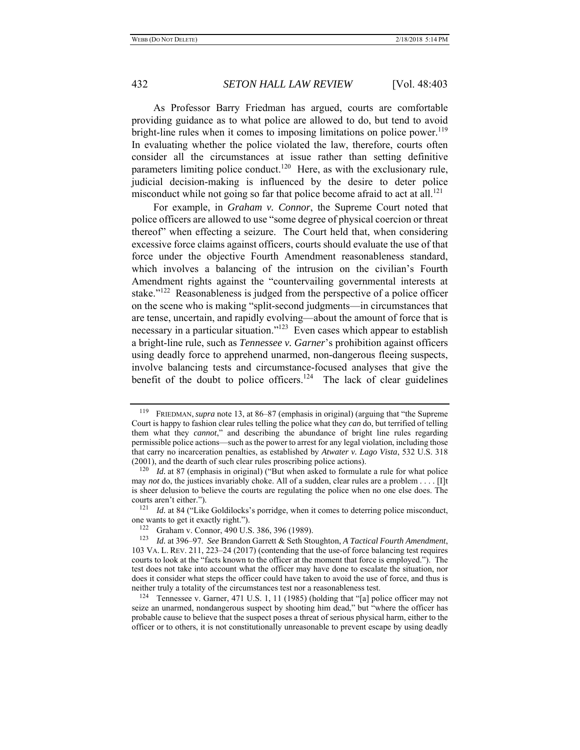As Professor Barry Friedman has argued, courts are comfortable providing guidance as to what police are allowed to do, but tend to avoid bright-line rules when it comes to imposing limitations on police power.[119] In evaluating whether the police violated the law, therefore, courts often consider all the circumstances at issue rather than setting definitive parameters limiting police conduct.[120] Here, as with the exclusionary rule, judicial decision-making is influenced by the desire to deter police misconduct while not going so far that police become afraid to act at all.[121]

For example, in *Graham v. Connor*, the Supreme Court noted that police officers are allowed to use "some degree of physical coercion or threat thereof" when effecting a seizure. The Court held that, when considering excessive force claims against officers, courts should evaluate the use of that force under the objective Fourth Amendment reasonableness standard, which involves a balancing of the intrusion on the civilian's Fourth Amendment rights against the "countervailing governmental interests at stake."[122] Reasonableness is judged from the perspective of a police officer on the scene who is making "split-second judgments—in circumstances that are tense, uncertain, and rapidly evolving—about the amount of force that is necessary in a particular situation."[123] Even cases which appear to establish a bright-line rule, such as *Tennessee v. Garner*'s prohibition against officers using deadly force to apprehend unarmed, non-dangerous fleeing suspects, involve balancing tests and circumstance-focused analyses that give the benefit of the doubt to police officers.[124] The lack of clear guidelines

---

[119] FRIEDMAN, *supra* note 13, at 86–87 (emphasis in original) (arguing that "the Supreme Court is happy to fashion clear rules telling the police what they *can* do, but terrified of telling them what they *cannot*," and describing the abundance of bright line rules regarding permissible police actions—such as the power to arrest for any legal violation, including those that carry no incarceration penalties, as established by *Atwater v. Lago Vista*, 532 U.S. 318 (2001), and the dearth of such clear rules proscribing police actions).

[120] *Id.* at 87 (emphasis in original) ("But when asked to formulate a rule for what police may *not* do, the justices invariably choke. All of a sudden, clear rules are a problem . . . . [I]t is sheer delusion to believe the courts are regulating the police when no one else does. The courts aren't either.").

[121] *Id.* at 84 ("Like Goldilocks's porridge, when it comes to deterring police misconduct, one wants to get it exactly right.").

[122] Graham v. Connor, 490 U.S. 386, 396 (1989).

[123] *Id.* at 396–97. *See* Brandon Garrett & Seth Stoughton, *A Tactical Fourth Amendment*, 103 VA. L. REV. 211, 223–24 (2017) (contending that the use-of force balancing test requires courts to look at the "facts known to the officer at the moment that force is employed."). The test does not take into account what the officer may have done to escalate the situation, nor does it consider what steps the officer could have taken to avoid the use of force, and thus is neither truly a totality of the circumstances test nor a reasonableness test.

[124] Tennessee v. Garner, 471 U.S. 1, 11 (1985) (holding that "[a] police officer may not seize an unarmed, nondangerous suspect by shooting him dead," but "where the officer has probable cause to believe that the suspect poses a threat of serious physical harm, either to the officer or to others, it is not constitutionally unreasonable to prevent escape by using deadly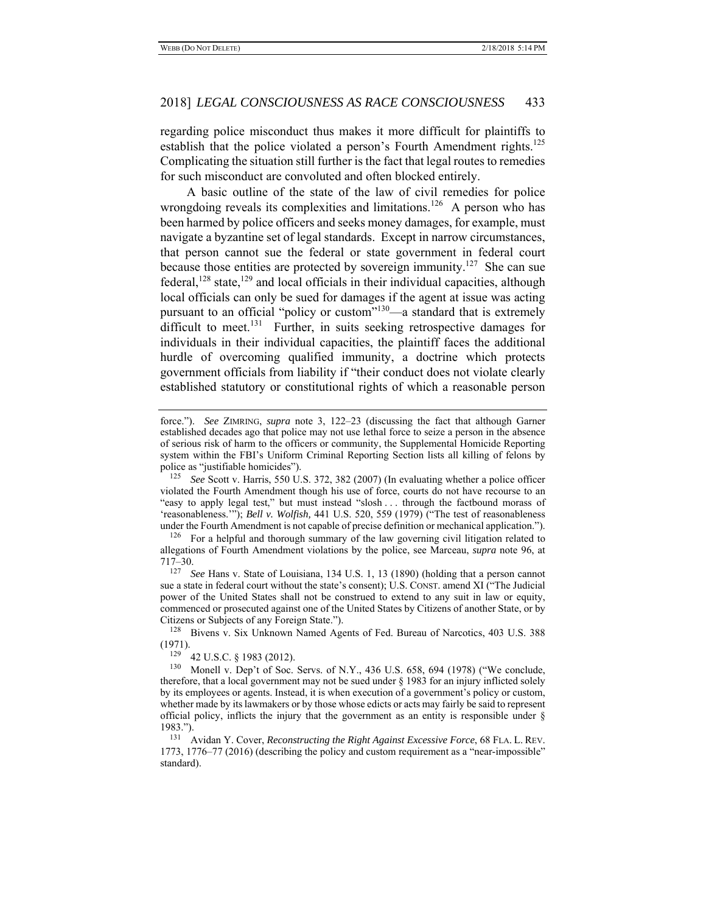regarding police misconduct thus makes it more difficult for plaintiffs to establish that the police violated a person's Fourth Amendment rights.[125] Complicating the situation still further is the fact that legal routes to remedies for such misconduct are convoluted and often blocked entirely.

A basic outline of the state of the law of civil remedies for police wrongdoing reveals its complexities and limitations.[126] A person who has been harmed by police officers and seeks money damages, for example, must navigate a byzantine set of legal standards. Except in narrow circumstances, that person cannot sue the federal or state government in federal court because those entities are protected by sovereign immunity.[127] She can sue federal,[128] state,[129] and local officials in their individual capacities, although local officials can only be sued for damages if the agent at issue was acting pursuant to an official "policy or custom"[130]—a standard that is extremely difficult to meet.[131] Further, in suits seeking retrospective damages for individuals in their individual capacities, the plaintiff faces the additional hurdle of overcoming qualified immunity, a doctrine which protects government officials from liability if "their conduct does not violate clearly established statutory or constitutional rights of which a reasonable person

---

force."). *See* ZIMRING, *supra* note 3, 122–23 (discussing the fact that although Garner established decades ago that police may not use lethal force to seize a person in the absence of serious risk of harm to the officers or community, the Supplemental Homicide Reporting system within the FBI's Uniform Criminal Reporting Section lists all killing of felons by police as "justifiable homicides").

[125] *See* Scott v. Harris, 550 U.S. 372, 382 (2007) (In evaluating whether a police officer violated the Fourth Amendment though his use of force, courts do not have recourse to an "easy to apply legal test," but must instead "slosh . . . through the factbound morass of 'reasonableness.'"); *Bell v. Wolfish,* 441 U.S. 520, 559 (1979) ("The test of reasonableness under the Fourth Amendment is not capable of precise definition or mechanical application.").

[126] For a helpful and thorough summary of the law governing civil litigation related to allegations of Fourth Amendment violations by the police, see Marceau, *supra* note 96, at 717–30.

[127] *See* Hans v. State of Louisiana, 134 U.S. 1, 13 (1890) (holding that a person cannot sue a state in federal court without the state's consent); U.S. CONST. amend XI ("The Judicial power of the United States shall not be construed to extend to any suit in law or equity, commenced or prosecuted against one of the United States by Citizens of another State, or by Citizens or Subjects of any Foreign State.").

[128] Bivens v. Six Unknown Named Agents of Fed. Bureau of Narcotics, 403 U.S. 388 (1971).

[129] 42 U.S.C. § 1983 (2012).

[130] Monell v. Dep't of Soc. Servs. of N.Y., 436 U.S. 658, 694 (1978) ("We conclude, therefore, that a local government may not be sued under § 1983 for an injury inflicted solely by its employees or agents. Instead, it is when execution of a government's policy or custom, whether made by its lawmakers or by those whose edicts or acts may fairly be said to represent official policy, inflicts the injury that the government as an entity is responsible under § 1983.").

[131] Avidan Y. Cover, *Reconstructing the Right Against Excessive Force*, 68 FLA. L. REV. 1773, 1776–77 (2016) (describing the policy and custom requirement as a "near-impossible" standard).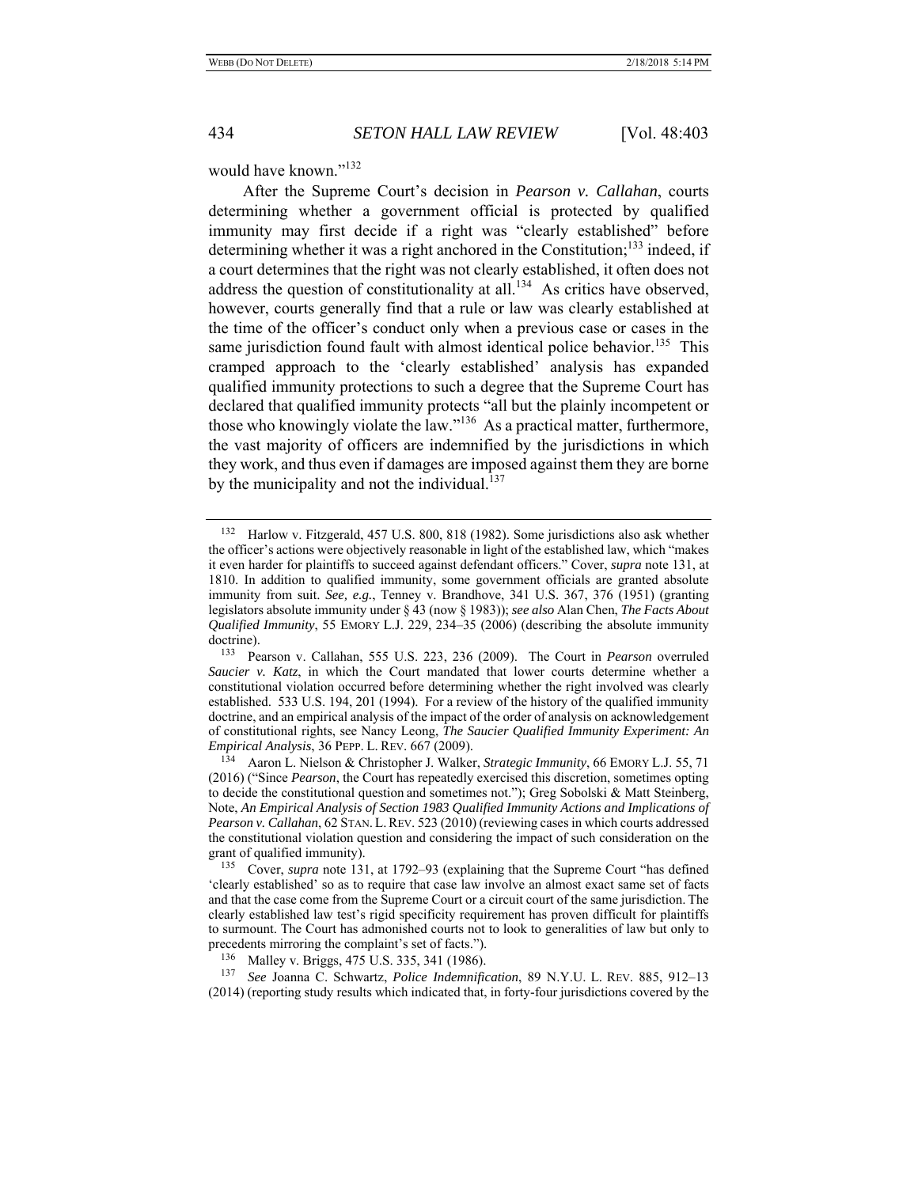would have known."[132]

After the Supreme Court's decision in *Pearson v. Callahan*, courts determining whether a government official is protected by qualified immunity may first decide if a right was "clearly established" before determining whether it was a right anchored in the Constitution;[133] indeed, if a court determines that the right was not clearly established, it often does not address the question of constitutionality at all.[134] As critics have observed, however, courts generally find that a rule or law was clearly established at the time of the officer's conduct only when a previous case or cases in the same jurisdiction found fault with almost identical police behavior.[135] This cramped approach to the 'clearly established' analysis has expanded qualified immunity protections to such a degree that the Supreme Court has declared that qualified immunity protects "all but the plainly incompetent or those who knowingly violate the law."[136] As a practical matter, furthermore, the vast majority of officers are indemnified by the jurisdictions in which they work, and thus even if damages are imposed against them they are borne by the municipality and not the individual.[137]

---

[132] Harlow v. Fitzgerald, 457 U.S. 800, 818 (1982). Some jurisdictions also ask whether the officer's actions were objectively reasonable in light of the established law, which "makes it even harder for plaintiffs to succeed against defendant officers." Cover, *supra* note 131, at 1810. In addition to qualified immunity, some government officials are granted absolute immunity from suit. *See, e.g.*, Tenney v. Brandhove, 341 U.S. 367, 376 (1951) (granting legislators absolute immunity under § 43 (now § 1983)); *see also* Alan Chen, *The Facts About Qualified Immunity*, 55 EMORY L.J. 229, 234–35 (2006) (describing the absolute immunity doctrine).

[133] Pearson v. Callahan, 555 U.S. 223, 236 (2009). The Court in *Pearson* overruled *Saucier v. Katz*, in which the Court mandated that lower courts determine whether a constitutional violation occurred before determining whether the right involved was clearly established. 533 U.S. 194, 201 (1994). For a review of the history of the qualified immunity doctrine, and an empirical analysis of the impact of the order of analysis on acknowledgement of constitutional rights, see Nancy Leong, *The Saucier Qualified Immunity Experiment: An Empirical Analysis*, 36 PEPP. L. REV. 667 (2009).

[134] Aaron L. Nielson & Christopher J. Walker, *Strategic Immunity*, 66 EMORY L.J. 55, 71 (2016) ("Since *Pearson*, the Court has repeatedly exercised this discretion, sometimes opting to decide the constitutional question and sometimes not."); Greg Sobolski & Matt Steinberg, Note, *An Empirical Analysis of Section 1983 Qualified Immunity Actions and Implications of Pearson v. Callahan*, 62 STAN. L. REV. 523 (2010) (reviewing cases in which courts addressed the constitutional violation question and considering the impact of such consideration on the grant of qualified immunity).

[135] Cover, *supra* note 131, at 1792–93 (explaining that the Supreme Court "has defined 'clearly established' so as to require that case law involve an almost exact same set of facts and that the case come from the Supreme Court or a circuit court of the same jurisdiction. The clearly established law test's rigid specificity requirement has proven difficult for plaintiffs to surmount. The Court has admonished courts not to look to generalities of law but only to precedents mirroring the complaint's set of facts.").

[136] Malley v. Briggs, 475 U.S. 335, 341 (1986).

[137] *See* Joanna C. Schwartz, *Police Indemnification*, 89 N.Y.U. L. REV. 885, 912–13 (2014) (reporting study results which indicated that, in forty-four jurisdictions covered by the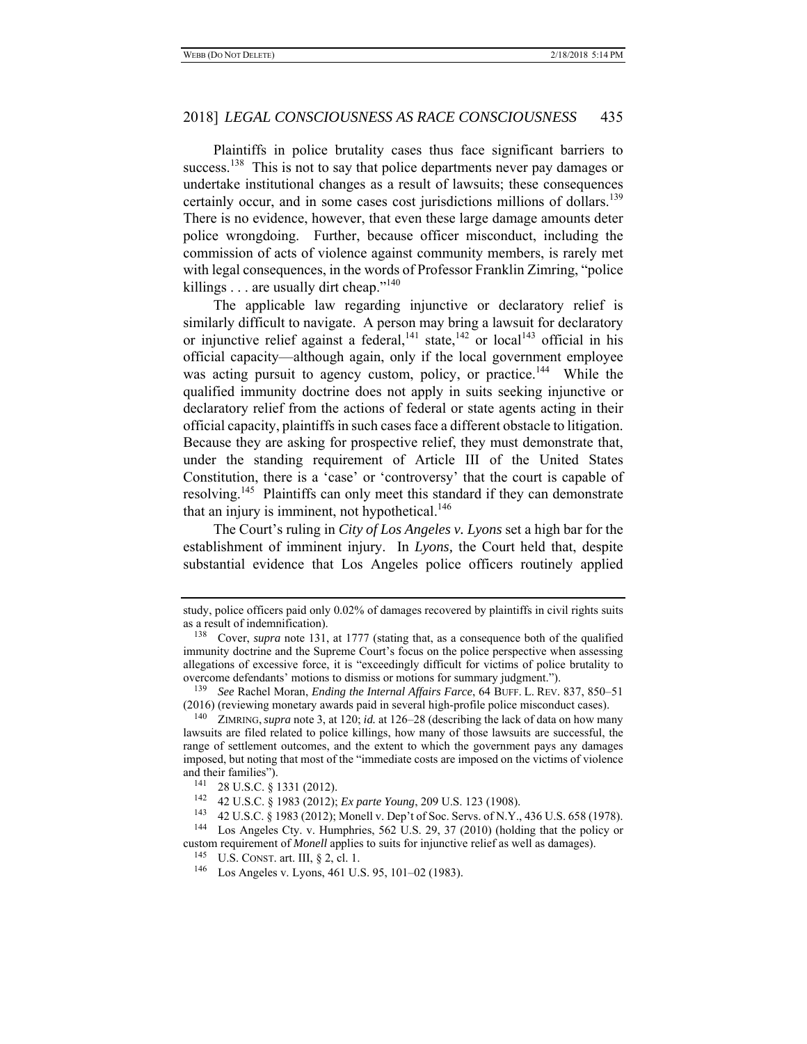Plaintiffs in police brutality cases thus face significant barriers to success.[138] This is not to say that police departments never pay damages or undertake institutional changes as a result of lawsuits; these consequences certainly occur, and in some cases cost jurisdictions millions of dollars.[139] There is no evidence, however, that even these large damage amounts deter police wrongdoing. Further, because officer misconduct, including the commission of acts of violence against community members, is rarely met with legal consequences, in the words of Professor Franklin Zimring, "police killings . . . are usually dirt cheap."[140]

The applicable law regarding injunctive or declaratory relief is similarly difficult to navigate. A person may bring a lawsuit for declaratory or injunctive relief against a federal,[141] state,[142] or local[143] official in his official capacity—although again, only if the local government employee was acting pursuant to agency custom, policy, or practice.[144] While the qualified immunity doctrine does not apply in suits seeking injunctive or declaratory relief from the actions of federal or state agents acting in their official capacity, plaintiffs in such cases face a different obstacle to litigation. Because they are asking for prospective relief, they must demonstrate that, under the standing requirement of Article III of the United States Constitution, there is a 'case' or 'controversy' that the court is capable of resolving.[145] Plaintiffs can only meet this standard if they can demonstrate that an injury is imminent, not hypothetical.[146]

The Court's ruling in *City of Los Angeles v. Lyons* set a high bar for the establishment of imminent injury. In *Lyons,* the Court held that, despite substantial evidence that Los Angeles police officers routinely applied

---

study, police officers paid only 0.02% of damages recovered by plaintiffs in civil rights suits as a result of indemnification).

[138] Cover, *supra* note 131, at 1777 (stating that, as a consequence both of the qualified immunity doctrine and the Supreme Court's focus on the police perspective when assessing allegations of excessive force, it is "exceedingly difficult for victims of police brutality to overcome defendants' motions to dismiss or motions for summary judgment.").

[139] *See* Rachel Moran, *Ending the Internal Affairs Farce*, 64 BUFF. L. REV. 837, 850–51 (2016) (reviewing monetary awards paid in several high-profile police misconduct cases).

[140] ZIMRING, *supra* note 3, at 120; *id.* at 126–28 (describing the lack of data on how many lawsuits are filed related to police killings, how many of those lawsuits are successful, the range of settlement outcomes, and the extent to which the government pays any damages imposed, but noting that most of the "immediate costs are imposed on the victims of violence and their families").

[141] 28 U.S.C. § 1331 (2012).

[142] 42 U.S.C. § 1983 (2012); *Ex parte Young*, 209 U.S. 123 (1908).

[143] 42 U.S.C. § 1983 (2012); Monell v. Dep't of Soc. Servs. of N.Y., 436 U.S. 658 (1978).

[144] Los Angeles Cty. v. Humphries, 562 U.S. 29, 37 (2010) (holding that the policy or custom requirement of *Monell* applies to suits for injunctive relief as well as damages).

[145] U.S. CONST. art. III, § 2, cl. 1.

[146] Los Angeles v. Lyons, 461 U.S. 95, 101–02 (1983).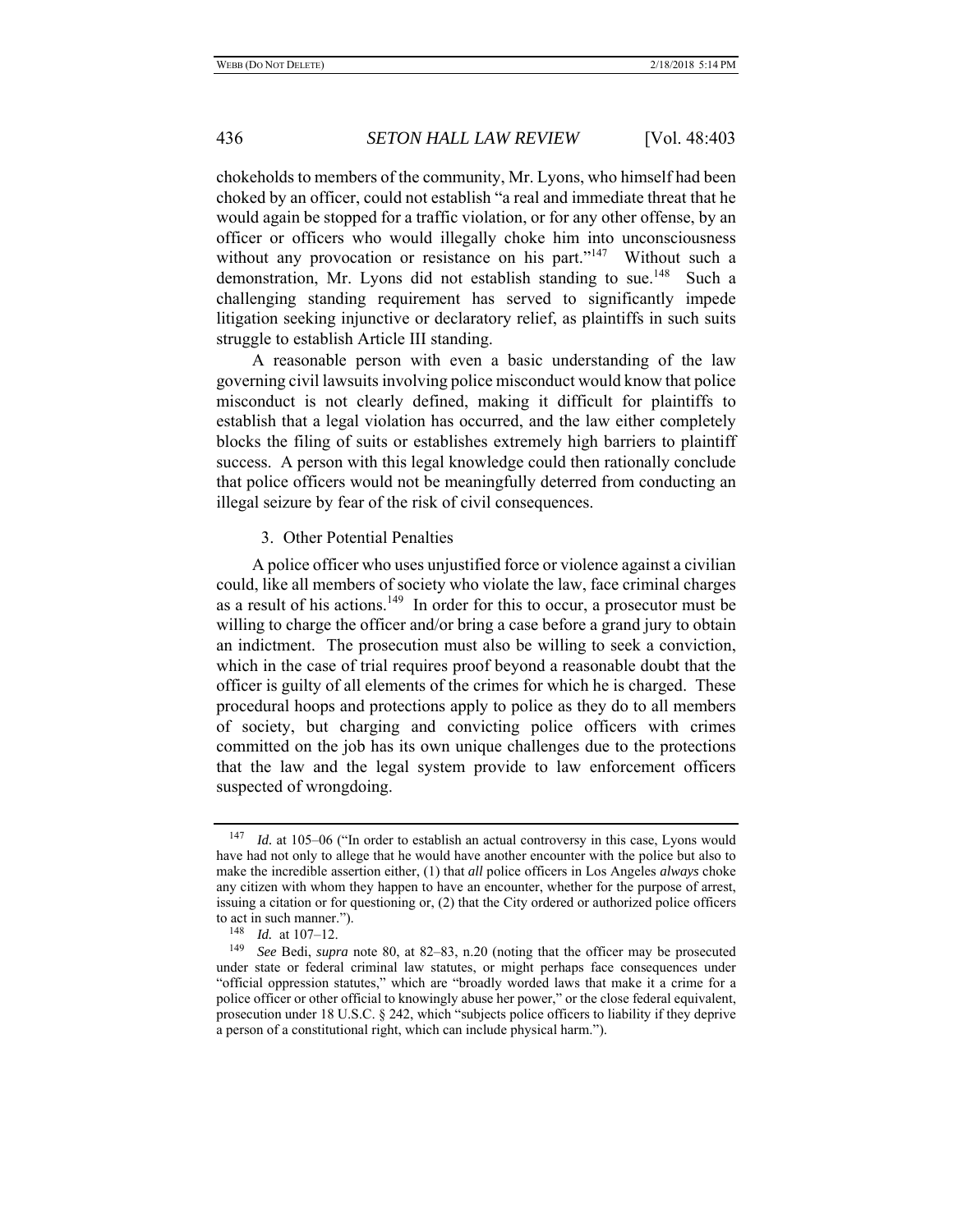chokeholds to members of the community, Mr. Lyons, who himself had been choked by an officer, could not establish "a real and immediate threat that he would again be stopped for a traffic violation, or for any other offense, by an officer or officers who would illegally choke him into unconsciousness without any provocation or resistance on his part."[147] Without such a demonstration, Mr. Lyons did not establish standing to sue.[148] Such a challenging standing requirement has served to significantly impede litigation seeking injunctive or declaratory relief, as plaintiffs in such suits struggle to establish Article III standing.

A reasonable person with even a basic understanding of the law governing civil lawsuits involving police misconduct would know that police misconduct is not clearly defined, making it difficult for plaintiffs to establish that a legal violation has occurred, and the law either completely blocks the filing of suits or establishes extremely high barriers to plaintiff success. A person with this legal knowledge could then rationally conclude that police officers would not be meaningfully deterred from conducting an illegal seizure by fear of the risk of civil consequences.

#### 3. Other Potential Penalties

A police officer who uses unjustified force or violence against a civilian could, like all members of society who violate the law, face criminal charges as a result of his actions.[149] In order for this to occur, a prosecutor must be willing to charge the officer and/or bring a case before a grand jury to obtain an indictment. The prosecution must also be willing to seek a conviction, which in the case of trial requires proof beyond a reasonable doubt that the officer is guilty of all elements of the crimes for which he is charged. These procedural hoops and protections apply to police as they do to all members of society, but charging and convicting police officers with crimes committed on the job has its own unique challenges due to the protections that the law and the legal system provide to law enforcement officers suspected of wrongdoing.

---

[147] *Id.* at 105–06 ("In order to establish an actual controversy in this case, Lyons would have had not only to allege that he would have another encounter with the police but also to make the incredible assertion either, (1) that *all* police officers in Los Angeles *always* choke any citizen with whom they happen to have an encounter, whether for the purpose of arrest, issuing a citation or for questioning or, (2) that the City ordered or authorized police officers to act in such manner.").

[148] *Id.* at 107–12.

[149] *See* Bedi, *supra* note 80, at 82–83, n.20 (noting that the officer may be prosecuted under state or federal criminal law statutes, or might perhaps face consequences under "official oppression statutes," which are "broadly worded laws that make it a crime for a police officer or other official to knowingly abuse her power," or the close federal equivalent, prosecution under 18 U.S.C. § 242, which "subjects police officers to liability if they deprive a person of a constitutional right, which can include physical harm.").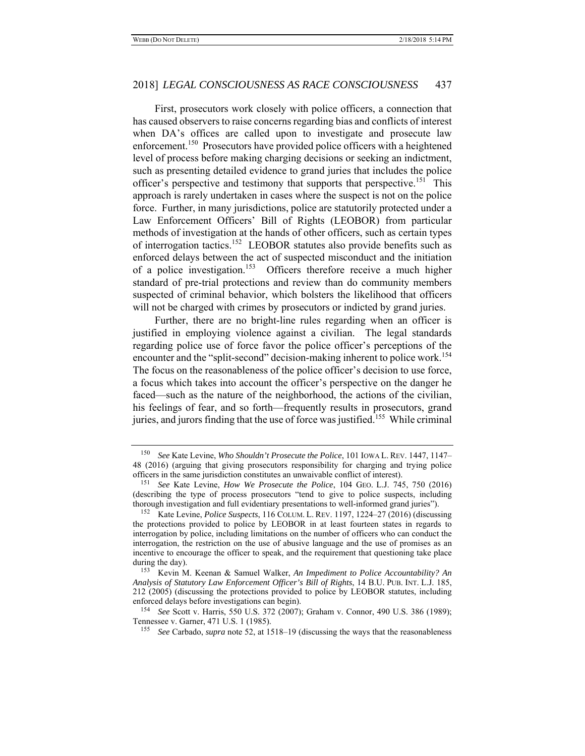First, prosecutors work closely with police officers, a connection that has caused observers to raise concerns regarding bias and conflicts of interest when DA's offices are called upon to investigate and prosecute law enforcement.[150] Prosecutors have provided police officers with a heightened level of process before making charging decisions or seeking an indictment, such as presenting detailed evidence to grand juries that includes the police officer's perspective and testimony that supports that perspective.[151] This approach is rarely undertaken in cases where the suspect is not on the police force. Further, in many jurisdictions, police are statutorily protected under a Law Enforcement Officers' Bill of Rights (LEOBOR) from particular methods of investigation at the hands of other officers, such as certain types of interrogation tactics.[152] LEOBOR statutes also provide benefits such as enforced delays between the act of suspected misconduct and the initiation of a police investigation.[153] Officers therefore receive a much higher standard of pre-trial protections and review than do community members suspected of criminal behavior, which bolsters the likelihood that officers will not be charged with crimes by prosecutors or indicted by grand juries.

Further, there are no bright-line rules regarding when an officer is justified in employing violence against a civilian. The legal standards regarding police use of force favor the police officer's perceptions of the encounter and the "split-second" decision-making inherent to police work.[154] The focus on the reasonableness of the police officer's decision to use force, a focus which takes into account the officer's perspective on the danger he faced—such as the nature of the neighborhood, the actions of the civilian, his feelings of fear, and so forth—frequently results in prosecutors, grand juries, and jurors finding that the use of force was justified.[155] While criminal

---

[150] *See* Kate Levine, *Who Shouldn't Prosecute the Police*, 101 IOWA L. REV. 1447, 1147–48 (2016) (arguing that giving prosecutors responsibility for charging and trying police officers in the same jurisdiction constitutes an unwaivable conflict of interest).

[151] *See* Kate Levine, *How We Prosecute the Police*, 104 GEO. L.J. 745, 750 (2016) (describing the type of process prosecutors "tend to give to police suspects, including thorough investigation and full evidentiary presentations to well-informed grand juries").

[152] Kate Levine, *Police Suspects*, 116 COLUM. L. REV. 1197, 1224–27 (2016) (discussing the protections provided to police by LEOBOR in at least fourteen states in regards to interrogation by police, including limitations on the number of officers who can conduct the interrogation, the restriction on the use of abusive language and the use of promises as an incentive to encourage the officer to speak, and the requirement that questioning take place during the day).

[153] Kevin M. Keenan & Samuel Walker, *An Impediment to Police Accountability? An Analysis of Statutory Law Enforcement Officer's Bill of Rights*, 14 B.U. PUB. INT. L.J. 185, 212 (2005) (discussing the protections provided to police by LEOBOR statutes, including enforced delays before investigations can begin).

[154] *See* Scott v. Harris, 550 U.S. 372 (2007); Graham v. Connor, 490 U.S. 386 (1989); Tennessee v. Garner, 471 U.S. 1 (1985).

[155] *See* Carbado, *supra* note 52, at 1518–19 (discussing the ways that the reasonableness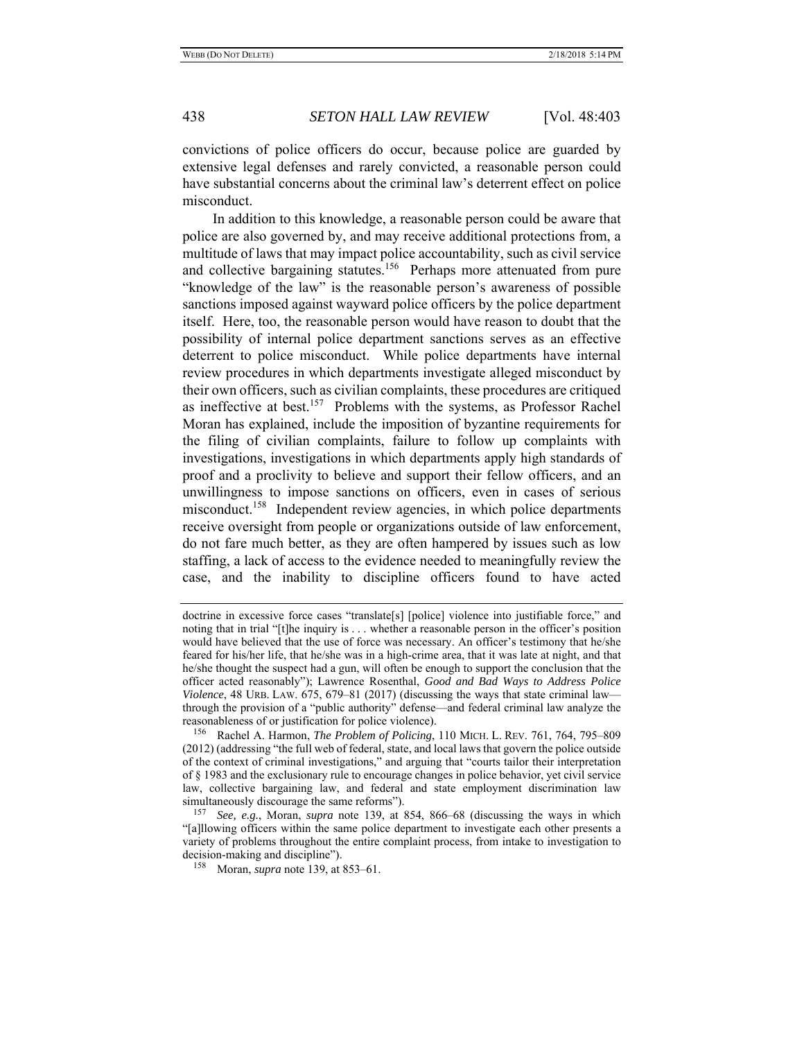convictions of police officers do occur, because police are guarded by extensive legal defenses and rarely convicted, a reasonable person could have substantial concerns about the criminal law's deterrent effect on police misconduct.

In addition to this knowledge, a reasonable person could be aware that police are also governed by, and may receive additional protections from, a multitude of laws that may impact police accountability, such as civil service and collective bargaining statutes.[156] Perhaps more attenuated from pure "knowledge of the law" is the reasonable person's awareness of possible sanctions imposed against wayward police officers by the police department itself. Here, too, the reasonable person would have reason to doubt that the possibility of internal police department sanctions serves as an effective deterrent to police misconduct. While police departments have internal review procedures in which departments investigate alleged misconduct by their own officers, such as civilian complaints, these procedures are critiqued as ineffective at best.[157] Problems with the systems, as Professor Rachel Moran has explained, include the imposition of byzantine requirements for the filing of civilian complaints, failure to follow up complaints with investigations, investigations in which departments apply high standards of proof and a proclivity to believe and support their fellow officers, and an unwillingness to impose sanctions on officers, even in cases of serious misconduct.[158] Independent review agencies, in which police departments receive oversight from people or organizations outside of law enforcement, do not fare much better, as they are often hampered by issues such as low staffing, a lack of access to the evidence needed to meaningfully review the case, and the inability to discipline officers found to have acted

---

doctrine in excessive force cases "translate[s] [police] violence into justifiable force," and noting that in trial "[t]he inquiry is . . . whether a reasonable person in the officer's position would have believed that the use of force was necessary. An officer's testimony that he/she feared for his/her life, that he/she was in a high-crime area, that it was late at night, and that he/she thought the suspect had a gun, will often be enough to support the conclusion that the officer acted reasonably"); Lawrence Rosenthal, *Good and Bad Ways to Address Police Violence*, 48 URB. LAW. 675, 679–81 (2017) (discussing the ways that state criminal law—through the provision of a "public authority" defense—and federal criminal law analyze the reasonableness of or justification for police violence).

[156] Rachel A. Harmon, *The Problem of Policing*, 110 MICH. L. REV. 761, 764, 795–809 (2012) (addressing "the full web of federal, state, and local laws that govern the police outside of the context of criminal investigations," and arguing that "courts tailor their interpretation of § 1983 and the exclusionary rule to encourage changes in police behavior, yet civil service law, collective bargaining law, and federal and state employment discrimination law simultaneously discourage the same reforms").

[157] *See, e.g.*, Moran, *supra* note 139, at 854, 866–68 (discussing the ways in which "[a]llowing officers within the same police department to investigate each other presents a variety of problems throughout the entire complaint process, from intake to investigation to decision-making and discipline").

[158] Moran, *supra* note 139, at 853–61.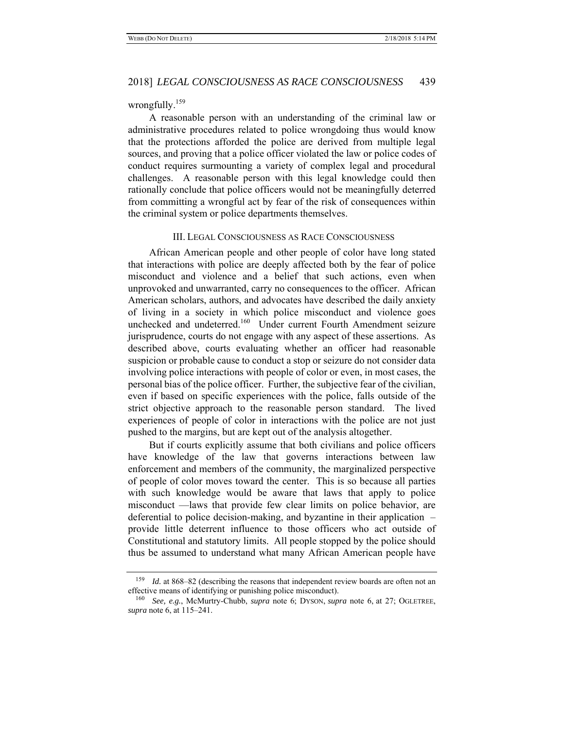wrongfully.[159]

A reasonable person with an understanding of the criminal law or administrative procedures related to police wrongdoing thus would know that the protections afforded the police are derived from multiple legal sources, and proving that a police officer violated the law or police codes of conduct requires surmounting a variety of complex legal and procedural challenges. A reasonable person with this legal knowledge could then rationally conclude that police officers would not be meaningfully deterred from committing a wrongful act by fear of the risk of consequences within the criminal system or police departments themselves.

## III. Legal Consciousness as Race Consciousness

African American people and other people of color have long stated that interactions with police are deeply affected both by the fear of police misconduct and violence and a belief that such actions, even when unprovoked and unwarranted, carry no consequences to the officer. African American scholars, authors, and advocates have described the daily anxiety of living in a society in which police misconduct and violence goes unchecked and undeterred.[160] Under current Fourth Amendment seizure jurisprudence, courts do not engage with any aspect of these assertions. As described above, courts evaluating whether an officer had reasonable suspicion or probable cause to conduct a stop or seizure do not consider data involving police interactions with people of color or even, in most cases, the personal bias of the police officer. Further, the subjective fear of the civilian, even if based on specific experiences with the police, falls outside of the strict objective approach to the reasonable person standard. The lived experiences of people of color in interactions with the police are not just pushed to the margins, but are kept out of the analysis altogether.

But if courts explicitly assume that both civilians and police officers have knowledge of the law that governs interactions between law enforcement and members of the community, the marginalized perspective of people of color moves toward the center. This is so because all parties with such knowledge would be aware that laws that apply to police misconduct —laws that provide few clear limits on police behavior, are deferential to police decision-making, and byzantine in their application – provide little deterrent influence to those officers who act outside of Constitutional and statutory limits. All people stopped by the police should thus be assumed to understand what many African American people have

---

[159] *Id.* at 868–82 (describing the reasons that independent review boards are often not an effective means of identifying or punishing police misconduct).

[160] *See, e.g.*, McMurtry-Chubb, *supra* note 6; DYSON, *supra* note 6, at 27; OGLETREE, *supra* note 6, at 115–241.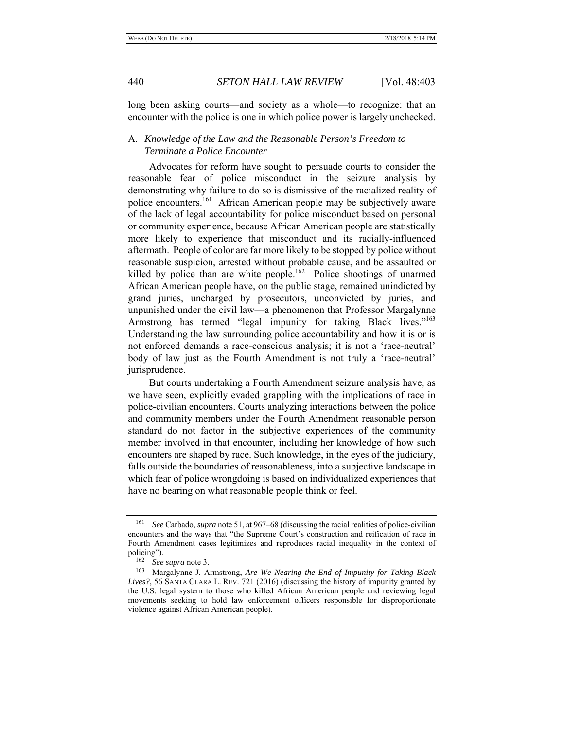long been asking courts—and society as a whole—to recognize: that an encounter with the police is one in which police power is largely unchecked.

### A. *Knowledge of the Law and the Reasonable Person's Freedom to Terminate a Police Encounter*

Advocates for reform have sought to persuade courts to consider the reasonable fear of police misconduct in the seizure analysis by demonstrating why failure to do so is dismissive of the racialized reality of police encounters.[161] African American people may be subjectively aware of the lack of legal accountability for police misconduct based on personal or community experience, because African American people are statistically more likely to experience that misconduct and its racially-influenced aftermath. People of color are far more likely to be stopped by police without reasonable suspicion, arrested without probable cause, and be assaulted or killed by police than are white people.[162] Police shootings of unarmed African American people have, on the public stage, remained unindicted by grand juries, uncharged by prosecutors, unconvicted by juries, and unpunished under the civil law—a phenomenon that Professor Margalynne Armstrong has termed "legal impunity for taking Black lives."[163] Understanding the law surrounding police accountability and how it is or is not enforced demands a race-conscious analysis; it is not a 'race-neutral' body of law just as the Fourth Amendment is not truly a 'race-neutral' jurisprudence.

But courts undertaking a Fourth Amendment seizure analysis have, as we have seen, explicitly evaded grappling with the implications of race in police-civilian encounters. Courts analyzing interactions between the police and community members under the Fourth Amendment reasonable person standard do not factor in the subjective experiences of the community member involved in that encounter, including her knowledge of how such encounters are shaped by race. Such knowledge, in the eyes of the judiciary, falls outside the boundaries of reasonableness, into a subjective landscape in which fear of police wrongdoing is based on individualized experiences that have no bearing on what reasonable people think or feel.

---

[161] *See* Carbado, *supra* note 51, at 967–68 (discussing the racial realities of police-civilian encounters and the ways that "the Supreme Court's construction and reification of race in Fourth Amendment cases legitimizes and reproduces racial inequality in the context of policing").

[162] *See supra* note 3.

[163] Margalynne J. Armstrong, *Are We Nearing the End of Impunity for Taking Black Lives?*, 56 SANTA CLARA L. REV. 721 (2016) (discussing the history of impunity granted by the U.S. legal system to those who killed African American people and reviewing legal movements seeking to hold law enforcement officers responsible for disproportionate violence against African American people).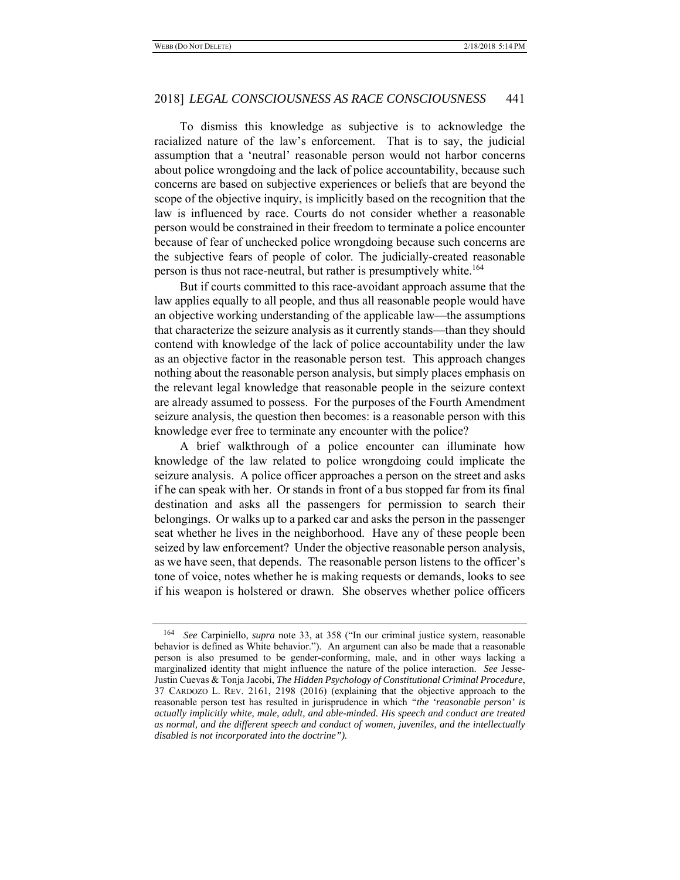To dismiss this knowledge as subjective is to acknowledge the racialized nature of the law's enforcement. That is to say, the judicial assumption that a 'neutral' reasonable person would not harbor concerns about police wrongdoing and the lack of police accountability, because such concerns are based on subjective experiences or beliefs that are beyond the scope of the objective inquiry, is implicitly based on the recognition that the law is influenced by race. Courts do not consider whether a reasonable person would be constrained in their freedom to terminate a police encounter because of fear of unchecked police wrongdoing because such concerns are the subjective fears of people of color. The judicially-created reasonable person is thus not race-neutral, but rather is presumptively white.[164]

But if courts committed to this race-avoidant approach assume that the law applies equally to all people, and thus all reasonable people would have an objective working understanding of the applicable law—the assumptions that characterize the seizure analysis as it currently stands—than they should contend with knowledge of the lack of police accountability under the law as an objective factor in the reasonable person test. This approach changes nothing about the reasonable person analysis, but simply places emphasis on the relevant legal knowledge that reasonable people in the seizure context are already assumed to possess. For the purposes of the Fourth Amendment seizure analysis, the question then becomes: is a reasonable person with this knowledge ever free to terminate any encounter with the police?

A brief walkthrough of a police encounter can illuminate how knowledge of the law related to police wrongdoing could implicate the seizure analysis. A police officer approaches a person on the street and asks if he can speak with her. Or stands in front of a bus stopped far from its final destination and asks all the passengers for permission to search their belongings. Or walks up to a parked car and asks the person in the passenger seat whether he lives in the neighborhood. Have any of these people been seized by law enforcement? Under the objective reasonable person analysis, as we have seen, that depends. The reasonable person listens to the officer's tone of voice, notes whether he is making requests or demands, looks to see if his weapon is holstered or drawn. She observes whether police officers

---

164 *See* Carpiniello, *supra* note 33, at 358 ("In our criminal justice system, reasonable behavior is defined as White behavior."). An argument can also be made that a reasonable person is also presumed to be gender-conforming, male, and in other ways lacking a marginalized identity that might influence the nature of the police interaction. *See* Jesse-Justin Cuevas & Tonja Jacobi, *The Hidden Psychology of Constitutional Criminal Procedure*, 37 CARDOZO L. REV. 2161, 2198 (2016) (explaining that the objective approach to the reasonable person test has resulted in jurisprudence in which ***"the 'reasonable person' is actually implicitly white, male, adult, and able-minded. His speech and conduct are treated as normal, and the different speech and conduct of women, juveniles, and the intellectually disabled is not incorporated into the doctrine").***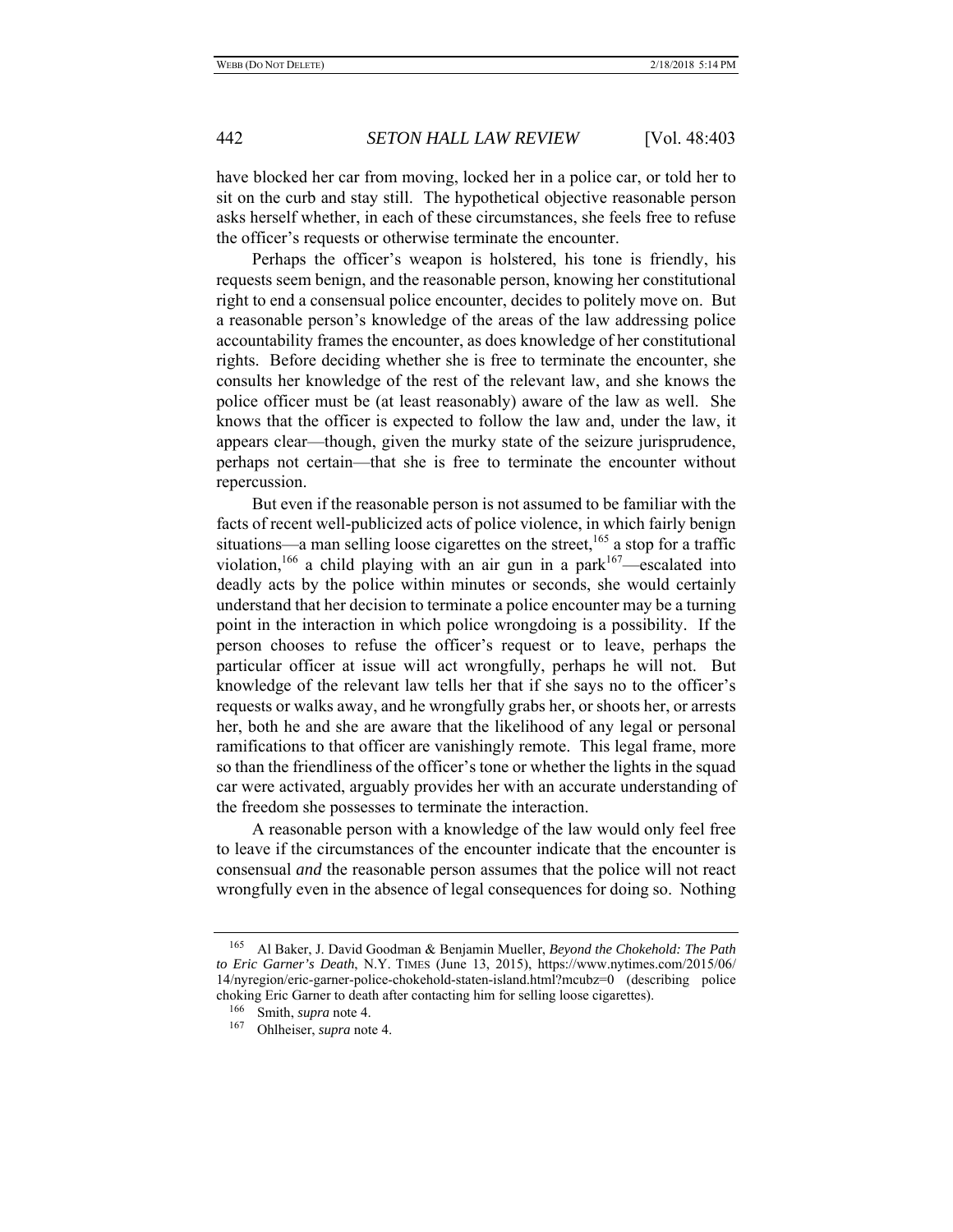have blocked her car from moving, locked her in a police car, or told her to sit on the curb and stay still. The hypothetical objective reasonable person asks herself whether, in each of these circumstances, she feels free to refuse the officer's requests or otherwise terminate the encounter.

Perhaps the officer's weapon is holstered, his tone is friendly, his requests seem benign, and the reasonable person, knowing her constitutional right to end a consensual police encounter, decides to politely move on. But a reasonable person's knowledge of the areas of the law addressing police accountability frames the encounter, as does knowledge of her constitutional rights. Before deciding whether she is free to terminate the encounter, she consults her knowledge of the rest of the relevant law, and she knows the police officer must be (at least reasonably) aware of the law as well. She knows that the officer is expected to follow the law and, under the law, it appears clear—though, given the murky state of the seizure jurisprudence, perhaps not certain—that she is free to terminate the encounter without repercussion.

But even if the reasonable person is not assumed to be familiar with the facts of recent well-publicized acts of police violence, in which fairly benign situations—a man selling loose cigarettes on the street,[165] a stop for a traffic violation,[166] a child playing with an air gun in a park[167]—escalated into deadly acts by the police within minutes or seconds, she would certainly understand that her decision to terminate a police encounter may be a turning point in the interaction in which police wrongdoing is a possibility. If the person chooses to refuse the officer's request or to leave, perhaps the particular officer at issue will act wrongfully, perhaps he will not. But knowledge of the relevant law tells her that if she says no to the officer's requests or walks away, and he wrongfully grabs her, or shoots her, or arrests her, both he and she are aware that the likelihood of any legal or personal ramifications to that officer are vanishingly remote. This legal frame, more so than the friendliness of the officer's tone or whether the lights in the squad car were activated, arguably provides her with an accurate understanding of the freedom she possesses to terminate the interaction.

A reasonable person with a knowledge of the law would only feel free to leave if the circumstances of the encounter indicate that the encounter is consensual *and* the reasonable person assumes that the police will not react wrongfully even in the absence of legal consequences for doing so. Nothing

---

[165] Al Baker, J. David Goodman & Benjamin Mueller, *Beyond the Chokehold: The Path to Eric Garner's Death*, N.Y. TIMES (June 13, 2015), https://www.nytimes.com/2015/06/14/nyregion/eric-garner-police-chokehold-staten-island.html?mcubz=0 (describing police choking Eric Garner to death after contacting him for selling loose cigarettes).

[166] Smith, *supra* note 4.

[167] Ohlheiser, *supra* note 4.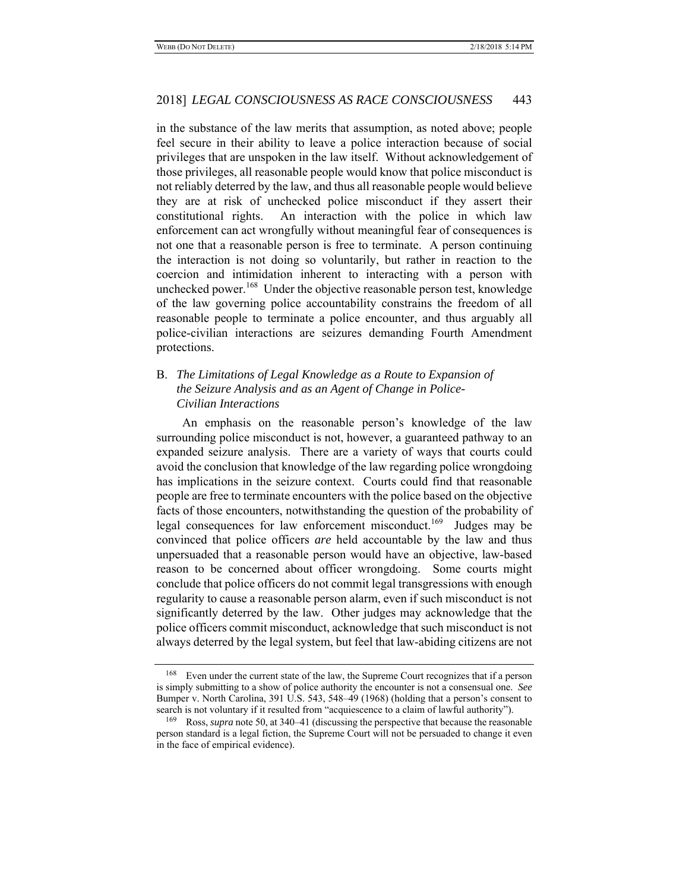in the substance of the law merits that assumption, as noted above; people feel secure in their ability to leave a police interaction because of social privileges that are unspoken in the law itself. Without acknowledgement of those privileges, all reasonable people would know that police misconduct is not reliably deterred by the law, and thus all reasonable people would believe they are at risk of unchecked police misconduct if they assert their constitutional rights. An interaction with the police in which law enforcement can act wrongfully without meaningful fear of consequences is not one that a reasonable person is free to terminate. A person continuing the interaction is not doing so voluntarily, but rather in reaction to the coercion and intimidation inherent to interacting with a person with unchecked power.[168] Under the objective reasonable person test, knowledge of the law governing police accountability constrains the freedom of all reasonable people to terminate a police encounter, and thus arguably all police-civilian interactions are seizures demanding Fourth Amendment protections.

### B. *The Limitations of Legal Knowledge as a Route to Expansion of the Seizure Analysis and as an Agent of Change in Police-Civilian Interactions*

An emphasis on the reasonable person's knowledge of the law surrounding police misconduct is not, however, a guaranteed pathway to an expanded seizure analysis. There are a variety of ways that courts could avoid the conclusion that knowledge of the law regarding police wrongdoing has implications in the seizure context. Courts could find that reasonable people are free to terminate encounters with the police based on the objective facts of those encounters, notwithstanding the question of the probability of legal consequences for law enforcement misconduct.[169] Judges may be convinced that police officers *are* held accountable by the law and thus unpersuaded that a reasonable person would have an objective, law-based reason to be concerned about officer wrongdoing. Some courts might conclude that police officers do not commit legal transgressions with enough regularity to cause a reasonable person alarm, even if such misconduct is not significantly deterred by the law. Other judges may acknowledge that the police officers commit misconduct, acknowledge that such misconduct is not always deterred by the legal system, but feel that law-abiding citizens are not

---

[168] Even under the current state of the law, the Supreme Court recognizes that if a person is simply submitting to a show of police authority the encounter is not a consensual one. *See* Bumper v. North Carolina, 391 U.S. 543, 548–49 (1968) (holding that a person's consent to search is not voluntary if it resulted from "acquiescence to a claim of lawful authority").

[169] Ross, *supra* note 50, at 340–41 (discussing the perspective that because the reasonable person standard is a legal fiction, the Supreme Court will not be persuaded to change it even in the face of empirical evidence).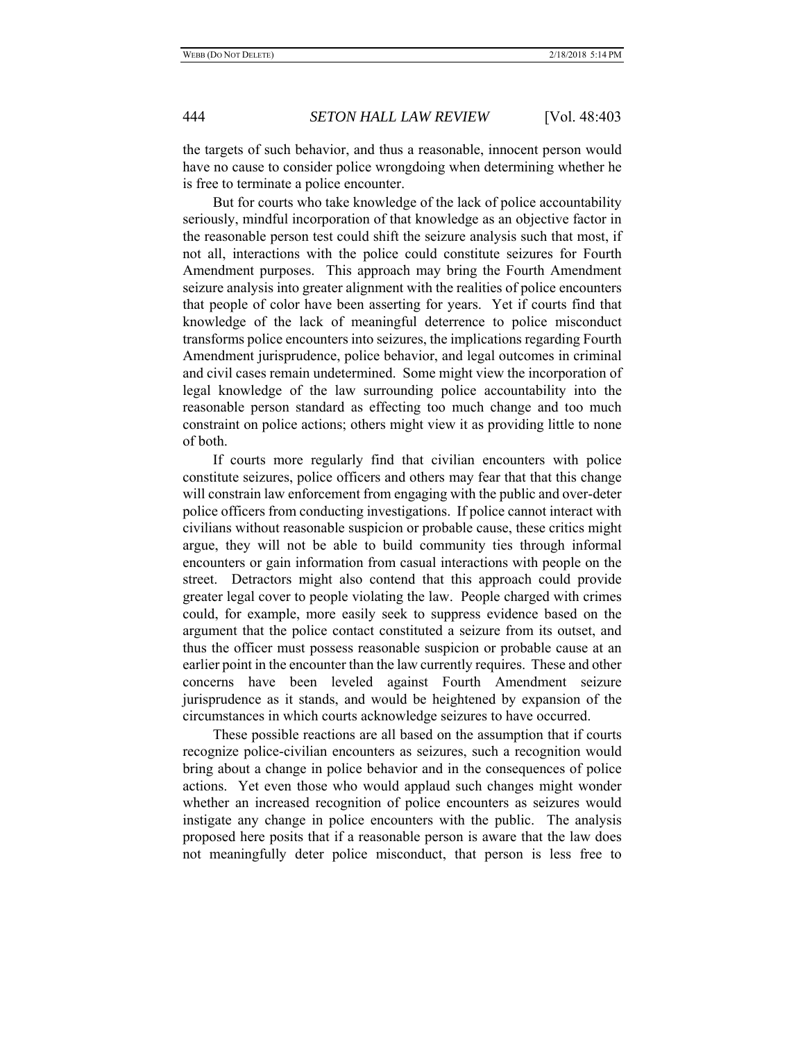the targets of such behavior, and thus a reasonable, innocent person would have no cause to consider police wrongdoing when determining whether he is free to terminate a police encounter.

But for courts who take knowledge of the lack of police accountability seriously, mindful incorporation of that knowledge as an objective factor in the reasonable person test could shift the seizure analysis such that most, if not all, interactions with the police could constitute seizures for Fourth Amendment purposes. This approach may bring the Fourth Amendment seizure analysis into greater alignment with the realities of police encounters that people of color have been asserting for years. Yet if courts find that knowledge of the lack of meaningful deterrence to police misconduct transforms police encounters into seizures, the implications regarding Fourth Amendment jurisprudence, police behavior, and legal outcomes in criminal and civil cases remain undetermined. Some might view the incorporation of legal knowledge of the law surrounding police accountability into the reasonable person standard as effecting too much change and too much constraint on police actions; others might view it as providing little to none of both.

If courts more regularly find that civilian encounters with police constitute seizures, police officers and others may fear that that this change will constrain law enforcement from engaging with the public and over-deter police officers from conducting investigations. If police cannot interact with civilians without reasonable suspicion or probable cause, these critics might argue, they will not be able to build community ties through informal encounters or gain information from casual interactions with people on the street. Detractors might also contend that this approach could provide greater legal cover to people violating the law. People charged with crimes could, for example, more easily seek to suppress evidence based on the argument that the police contact constituted a seizure from its outset, and thus the officer must possess reasonable suspicion or probable cause at an earlier point in the encounter than the law currently requires. These and other concerns have been leveled against Fourth Amendment seizure jurisprudence as it stands, and would be heightened by expansion of the circumstances in which courts acknowledge seizures to have occurred.

These possible reactions are all based on the assumption that if courts recognize police-civilian encounters as seizures, such a recognition would bring about a change in police behavior and in the consequences of police actions. Yet even those who would applaud such changes might wonder whether an increased recognition of police encounters as seizures would instigate any change in police encounters with the public. The analysis proposed here posits that if a reasonable person is aware that the law does not meaningfully deter police misconduct, that person is less free to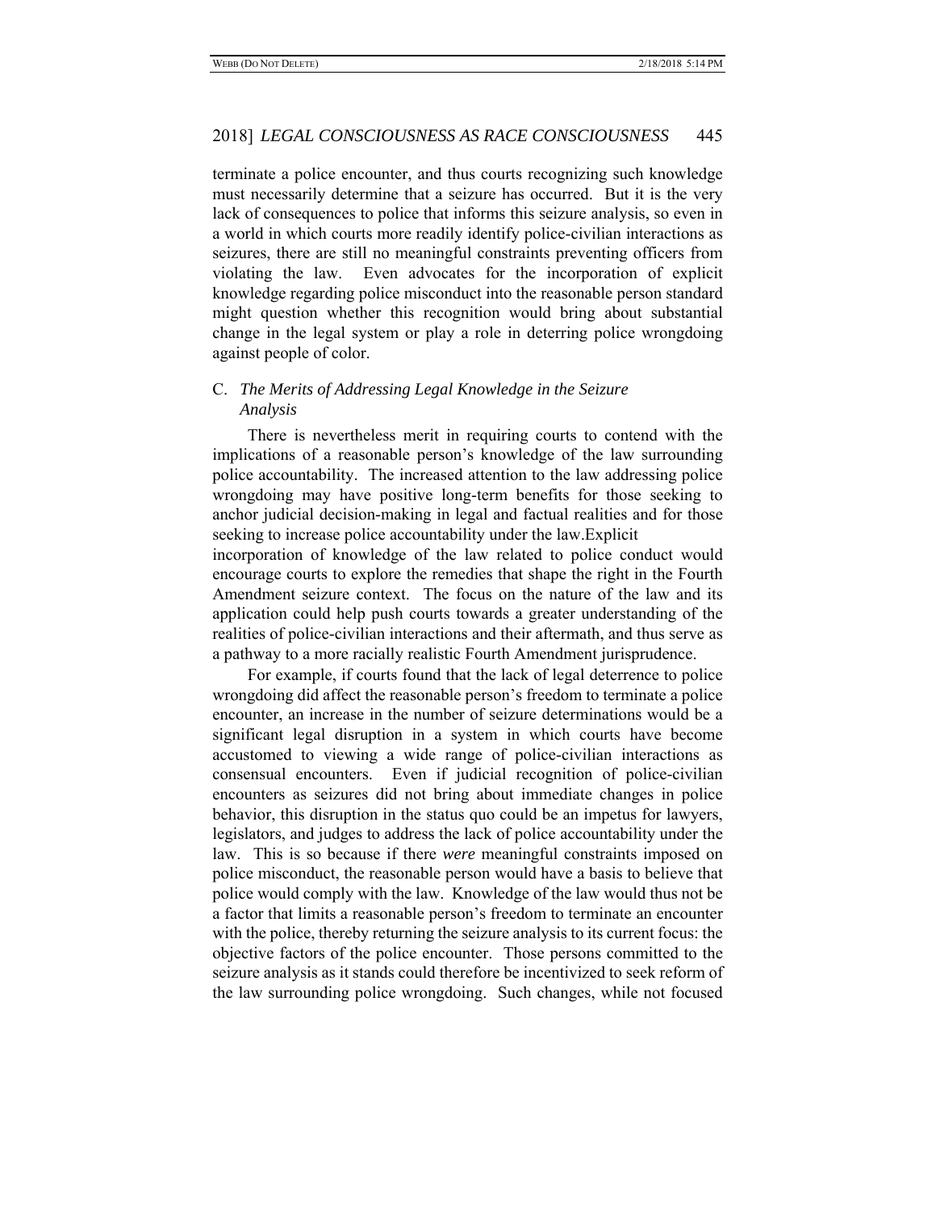terminate a police encounter, and thus courts recognizing such knowledge must necessarily determine that a seizure has occurred. But it is the very lack of consequences to police that informs this seizure analysis, so even in a world in which courts more readily identify police-civilian interactions as seizures, there are still no meaningful constraints preventing officers from violating the law. Even advocates for the incorporation of explicit knowledge regarding police misconduct into the reasonable person standard might question whether this recognition would bring about substantial change in the legal system or play a role in deterring police wrongdoing against people of color.

### C. *The Merits of Addressing Legal Knowledge in the Seizure Analysis*

There is nevertheless merit in requiring courts to contend with the implications of a reasonable person's knowledge of the law surrounding police accountability. The increased attention to the law addressing police wrongdoing may have positive long-term benefits for those seeking to anchor judicial decision-making in legal and factual realities and for those seeking to increase police accountability under the law.Explicit incorporation of knowledge of the law related to police conduct would encourage courts to explore the remedies that shape the right in the Fourth Amendment seizure context. The focus on the nature of the law and its application could help push courts towards a greater understanding of the realities of police-civilian interactions and their aftermath, and thus serve as a pathway to a more racially realistic Fourth Amendment jurisprudence.

For example, if courts found that the lack of legal deterrence to police wrongdoing did affect the reasonable person's freedom to terminate a police encounter, an increase in the number of seizure determinations would be a significant legal disruption in a system in which courts have become accustomed to viewing a wide range of police-civilian interactions as consensual encounters. Even if judicial recognition of police-civilian encounters as seizures did not bring about immediate changes in police behavior, this disruption in the status quo could be an impetus for lawyers, legislators, and judges to address the lack of police accountability under the law. This is so because if there *were* meaningful constraints imposed on police misconduct, the reasonable person would have a basis to believe that police would comply with the law. Knowledge of the law would thus not be a factor that limits a reasonable person's freedom to terminate an encounter with the police, thereby returning the seizure analysis to its current focus: the objective factors of the police encounter. Those persons committed to the seizure analysis as it stands could therefore be incentivized to seek reform of the law surrounding police wrongdoing. Such changes, while not focused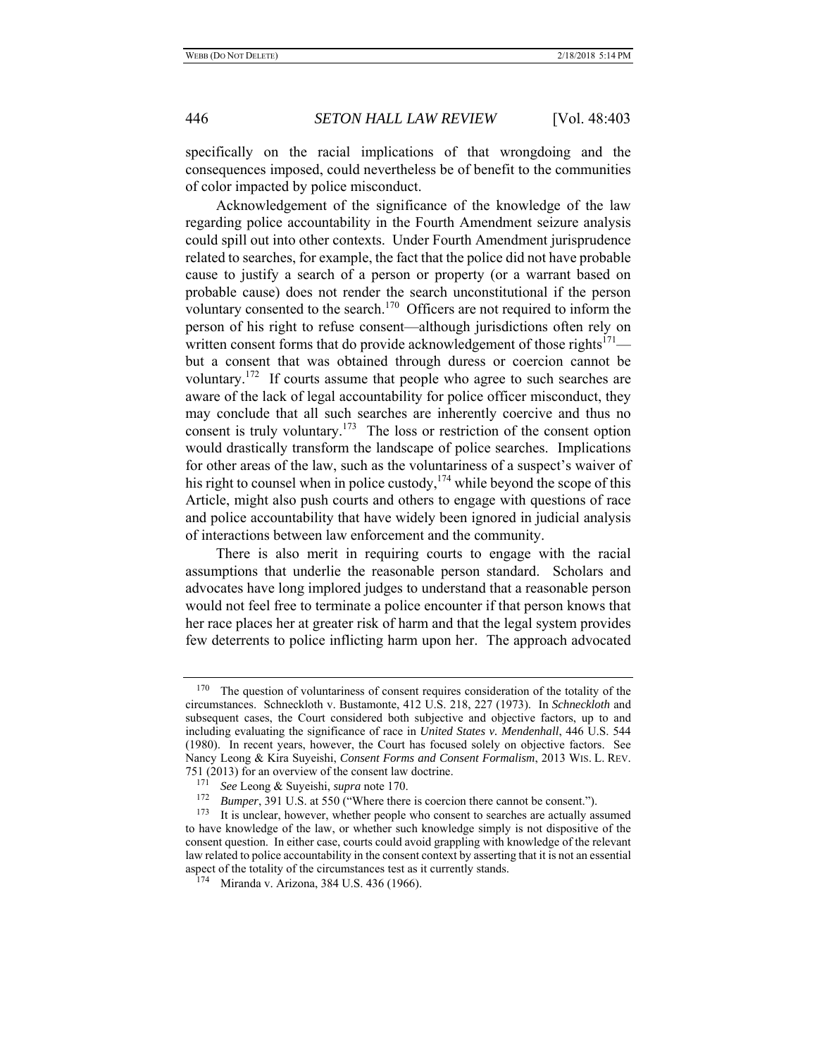specifically on the racial implications of that wrongdoing and the consequences imposed, could nevertheless be of benefit to the communities of color impacted by police misconduct.

Acknowledgement of the significance of the knowledge of the law regarding police accountability in the Fourth Amendment seizure analysis could spill out into other contexts. Under Fourth Amendment jurisprudence related to searches, for example, the fact that the police did not have probable cause to justify a search of a person or property (or a warrant based on probable cause) does not render the search unconstitutional if the person voluntary consented to the search.[170] Officers are not required to inform the person of his right to refuse consent—although jurisdictions often rely on written consent forms that do provide acknowledgement of those rights[171]—but a consent that was obtained through duress or coercion cannot be voluntary.[172] If courts assume that people who agree to such searches are aware of the lack of legal accountability for police officer misconduct, they may conclude that all such searches are inherently coercive and thus no consent is truly voluntary.[173] The loss or restriction of the consent option would drastically transform the landscape of police searches. Implications for other areas of the law, such as the voluntariness of a suspect's waiver of his right to counsel when in police custody,[174] while beyond the scope of this Article, might also push courts and others to engage with questions of race and police accountability that have widely been ignored in judicial analysis of interactions between law enforcement and the community.

There is also merit in requiring courts to engage with the racial assumptions that underlie the reasonable person standard. Scholars and advocates have long implored judges to understand that a reasonable person would not feel free to terminate a police encounter if that person knows that her race places her at greater risk of harm and that the legal system provides few deterrents to police inflicting harm upon her. The approach advocated

---

[170] The question of voluntariness of consent requires consideration of the totality of the circumstances. Schneckloth v. Bustamonte, 412 U.S. 218, 227 (1973). In *Schneckloth* and subsequent cases, the Court considered both subjective and objective factors, up to and including evaluating the significance of race in *United States v. Mendenhall*, 446 U.S. 544 (1980). In recent years, however, the Court has focused solely on objective factors. See Nancy Leong & Kira Suyeishi, *Consent Forms and Consent Formalism*, 2013 WIS. L. REV. 751 (2013) for an overview of the consent law doctrine.

[171] *See* Leong & Suyeishi, *supra* note 170.

[172] *Bumper*, 391 U.S. at 550 ("Where there is coercion there cannot be consent.").

[173] It is unclear, however, whether people who consent to searches are actually assumed to have knowledge of the law, or whether such knowledge simply is not dispositive of the consent question. In either case, courts could avoid grappling with knowledge of the relevant law related to police accountability in the consent context by asserting that it is not an essential aspect of the totality of the circumstances test as it currently stands.

[174] Miranda v. Arizona, 384 U.S. 436 (1966).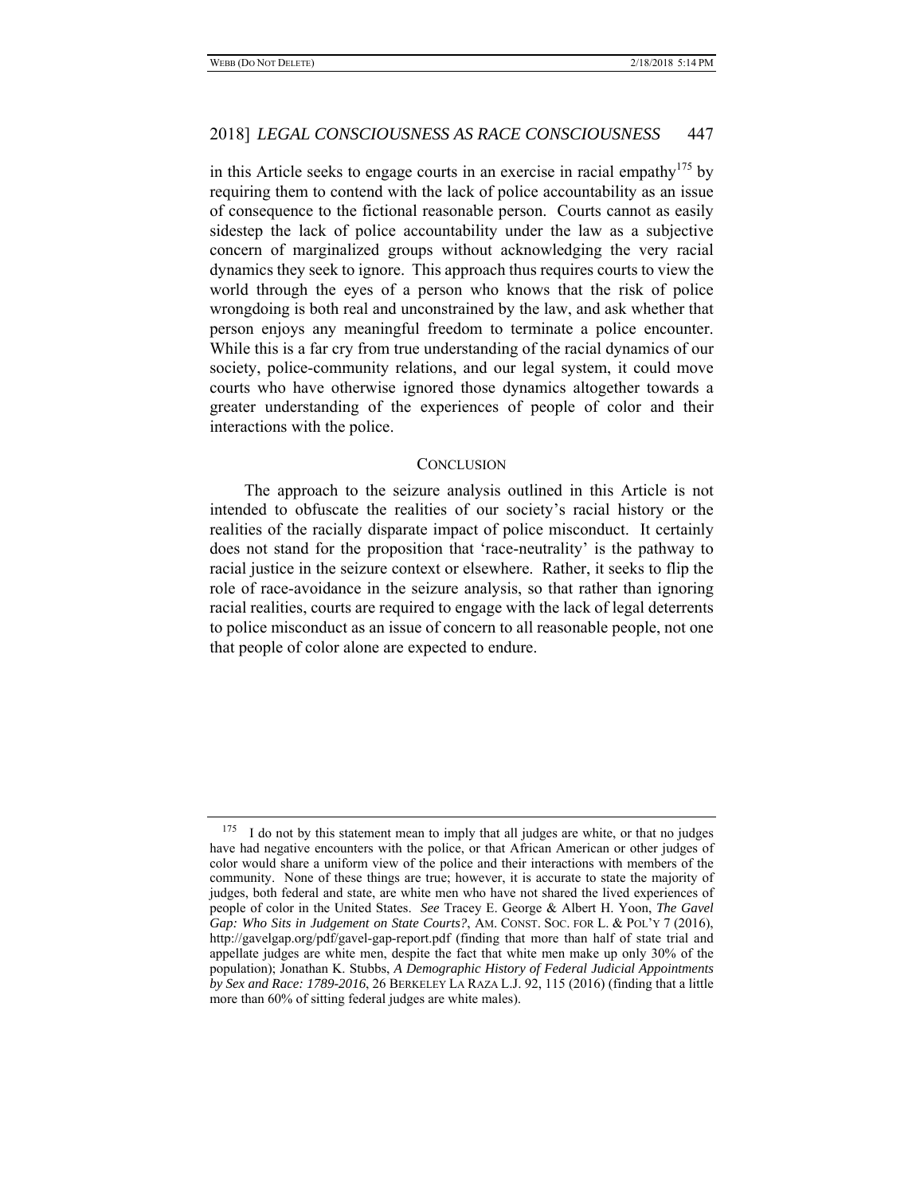in this Article seeks to engage courts in an exercise in racial empathy[175] by requiring them to contend with the lack of police accountability as an issue of consequence to the fictional reasonable person. Courts cannot as easily sidestep the lack of police accountability under the law as a subjective concern of marginalized groups without acknowledging the very racial dynamics they seek to ignore. This approach thus requires courts to view the world through the eyes of a person who knows that the risk of police wrongdoing is both real and unconstrained by the law, and ask whether that person enjoys any meaningful freedom to terminate a police encounter. While this is a far cry from true understanding of the racial dynamics of our society, police-community relations, and our legal system, it could move courts who have otherwise ignored those dynamics altogether towards a greater understanding of the experiences of people of color and their interactions with the police.

## CONCLUSION

The approach to the seizure analysis outlined in this Article is not intended to obfuscate the realities of our society's racial history or the realities of the racially disparate impact of police misconduct. It certainly does not stand for the proposition that 'race-neutrality' is the pathway to racial justice in the seizure context or elsewhere. Rather, it seeks to flip the role of race-avoidance in the seizure analysis, so that rather than ignoring racial realities, courts are required to engage with the lack of legal deterrents to police misconduct as an issue of concern to all reasonable people, not one that people of color alone are expected to endure.

---

[175] I do not by this statement mean to imply that all judges are white, or that no judges have had negative encounters with the police, or that African American or other judges of color would share a uniform view of the police and their interactions with members of the community. None of these things are true; however, it is accurate to state the majority of judges, both federal and state, are white men who have not shared the lived experiences of people of color in the United States. *See* Tracey E. George & Albert H. Yoon, *The Gavel Gap: Who Sits in Judgement on State Courts?*, AM. CONST. SOC. FOR L. & POL'Y 7 (2016), http://gavelgap.org/pdf/gavel-gap-report.pdf (finding that more than half of state trial and appellate judges are white men, despite the fact that white men make up only 30% of the population); Jonathan K. Stubbs, *A Demographic History of Federal Judicial Appointments by Sex and Race: 1789-2016*, 26 BERKELEY LA RAZA L.J. 92, 115 (2016) (finding that a little more than 60% of sitting federal judges are white males).